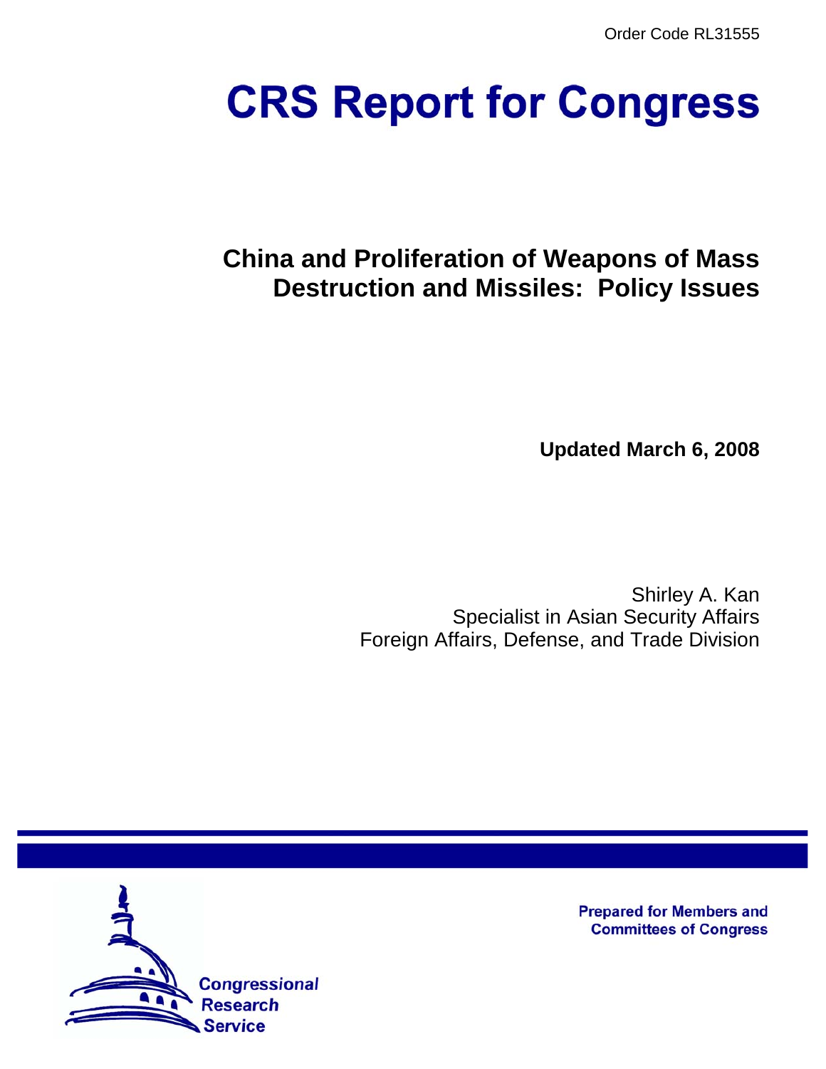Order Code RL31555

# CRS Report for Congress

## China and Proliferation of Weapons of Mass Destruction and Missiles: Policy Issues

**Updated March 6, 2008**

Shirley A. Kan
Specialist in Asian Security Affairs
Foreign Affairs, Defense, and Trade Division

Prepared for Members and Committees of Congress

Congressional Research Service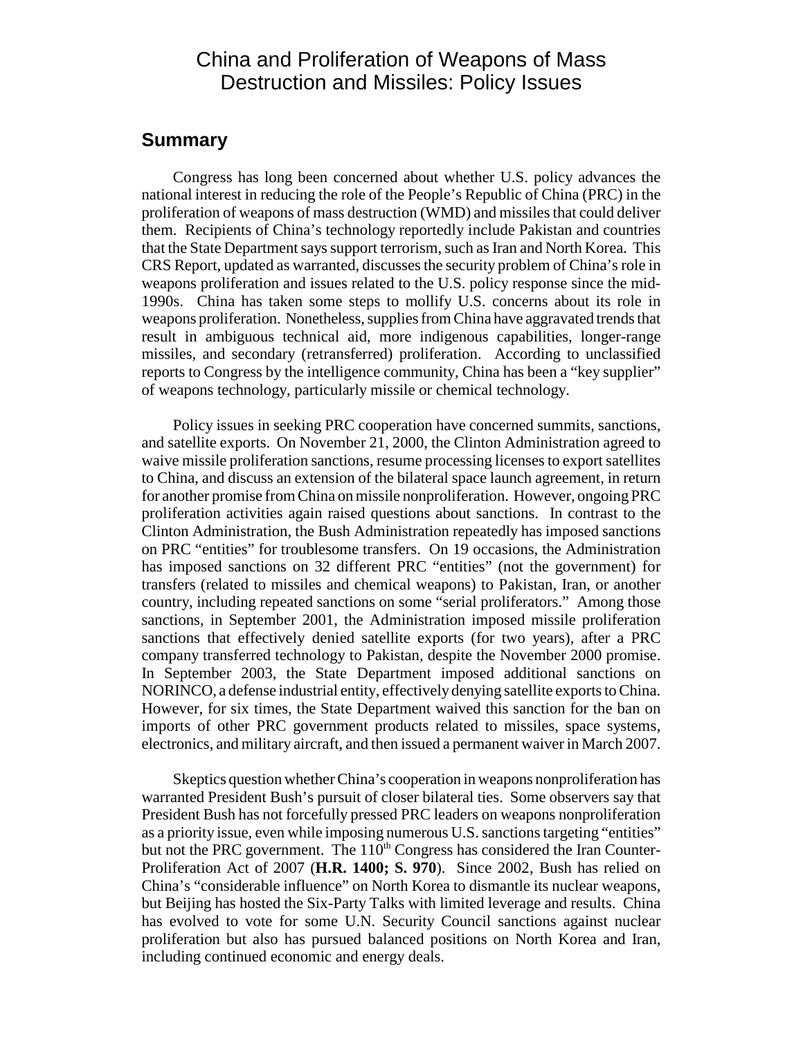# China and Proliferation of Weapons of Mass Destruction and Missiles: Policy Issues

## Summary

Congress has long been concerned about whether U.S. policy advances the national interest in reducing the role of the People's Republic of China (PRC) in the proliferation of weapons of mass destruction (WMD) and missiles that could deliver them. Recipients of China's technology reportedly include Pakistan and countries that the State Department says support terrorism, such as Iran and North Korea. This CRS Report, updated as warranted, discusses the security problem of China's role in weapons proliferation and issues related to the U.S. policy response since the mid-1990s. China has taken some steps to mollify U.S. concerns about its role in weapons proliferation. Nonetheless, supplies from China have aggravated trends that result in ambiguous technical aid, more indigenous capabilities, longer-range missiles, and secondary (retransferred) proliferation. According to unclassified reports to Congress by the intelligence community, China has been a "key supplier" of weapons technology, particularly missile or chemical technology.

Policy issues in seeking PRC cooperation have concerned summits, sanctions, and satellite exports. On November 21, 2000, the Clinton Administration agreed to waive missile proliferation sanctions, resume processing licenses to export satellites to China, and discuss an extension of the bilateral space launch agreement, in return for another promise from China on missile nonproliferation. However, ongoing PRC proliferation activities again raised questions about sanctions. In contrast to the Clinton Administration, the Bush Administration repeatedly has imposed sanctions on PRC "entities" for troublesome transfers. On 19 occasions, the Administration has imposed sanctions on 32 different PRC "entities" (not the government) for transfers (related to missiles and chemical weapons) to Pakistan, Iran, or another country, including repeated sanctions on some "serial proliferators." Among those sanctions, in September 2001, the Administration imposed missile proliferation sanctions that effectively denied satellite exports (for two years), after a PRC company transferred technology to Pakistan, despite the November 2000 promise. In September 2003, the State Department imposed additional sanctions on NORINCO, a defense industrial entity, effectively denying satellite exports to China. However, for six times, the State Department waived this sanction for the ban on imports of other PRC government products related to missiles, space systems, electronics, and military aircraft, and then issued a permanent waiver in March 2007.

Skeptics question whether China's cooperation in weapons nonproliferation has warranted President Bush's pursuit of closer bilateral ties. Some observers say that President Bush has not forcefully pressed PRC leaders on weapons nonproliferation as a priority issue, even while imposing numerous U.S. sanctions targeting "entities" but not the PRC government. The 110th Congress has considered the Iran Counter-Proliferation Act of 2007 (**H.R. 1400; S. 970**). Since 2002, Bush has relied on China's "considerable influence" on North Korea to dismantle its nuclear weapons, but Beijing has hosted the Six-Party Talks with limited leverage and results. China has evolved to vote for some U.N. Security Council sanctions against nuclear proliferation but also has pursued balanced positions on North Korea and Iran, including continued economic and energy deals.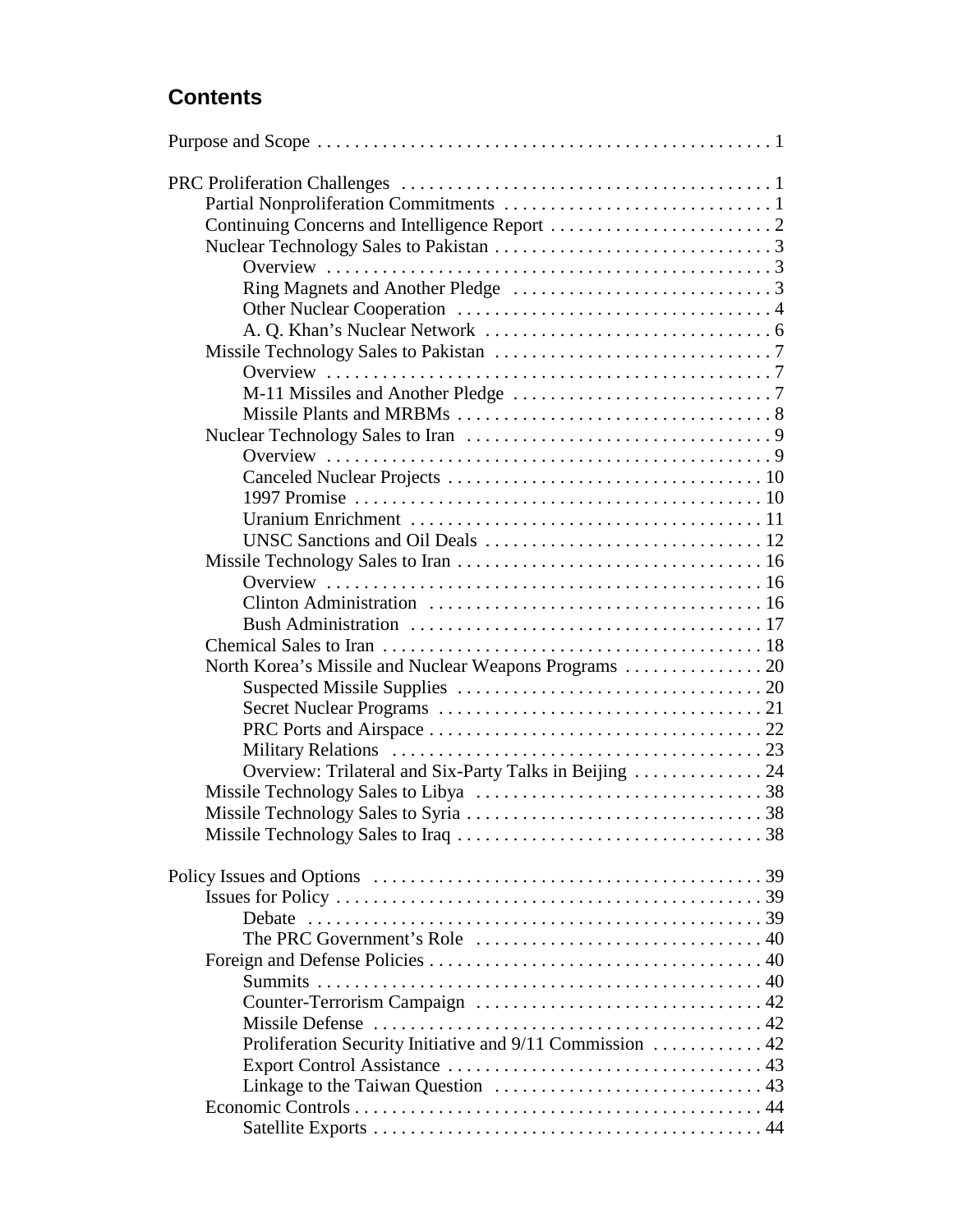## Contents

Purpose and Scope . . . . . . . . . . . . . . . . . . . . . . . . . . . . . . . . . . . . . . . . . . . . . . . . 1

PRC Proliferation Challenges . . . . . . . . . . . . . . . . . . . . . . . . . . . . . . . . . . . . . . . . 1
- Partial Nonproliferation Commitments . . . . . . . . . . . . . . . . . . . . . . . . . . . . . 1
- Continuing Concerns and Intelligence Report . . . . . . . . . . . . . . . . . . . . . . . . . 2
- Nuclear Technology Sales to Pakistan . . . . . . . . . . . . . . . . . . . . . . . . . . . . . . 3
  - Overview . . . . . . . . . . . . . . . . . . . . . . . . . . . . . . . . . . . . . . . . . . . . . . . . 3
  - Ring Magnets and Another Pledge . . . . . . . . . . . . . . . . . . . . . . . . . . . . 3
  - Other Nuclear Cooperation . . . . . . . . . . . . . . . . . . . . . . . . . . . . . . . . . . 4
  - A. Q. Khan's Nuclear Network . . . . . . . . . . . . . . . . . . . . . . . . . . . . . . . 6
- Missile Technology Sales to Pakistan . . . . . . . . . . . . . . . . . . . . . . . . . . . . . . 7
  - Overview . . . . . . . . . . . . . . . . . . . . . . . . . . . . . . . . . . . . . . . . . . . . . . . . 7
  - M-11 Missiles and Another Pledge . . . . . . . . . . . . . . . . . . . . . . . . . . . . 7
  - Missile Plants and MRBMs . . . . . . . . . . . . . . . . . . . . . . . . . . . . . . . . . . 8
- Nuclear Technology Sales to Iran . . . . . . . . . . . . . . . . . . . . . . . . . . . . . . . . . 9
  - Overview . . . . . . . . . . . . . . . . . . . . . . . . . . . . . . . . . . . . . . . . . . . . . . . . 9
  - Canceled Nuclear Projects . . . . . . . . . . . . . . . . . . . . . . . . . . . . . . . . . . 10
  - 1997 Promise . . . . . . . . . . . . . . . . . . . . . . . . . . . . . . . . . . . . . . . . . . . 10
  - Uranium Enrichment . . . . . . . . . . . . . . . . . . . . . . . . . . . . . . . . . . . . . . 11
  - UNSC Sanctions and Oil Deals . . . . . . . . . . . . . . . . . . . . . . . . . . . . . . 12
- Missile Technology Sales to Iran . . . . . . . . . . . . . . . . . . . . . . . . . . . . . . . . . 16
  - Overview . . . . . . . . . . . . . . . . . . . . . . . . . . . . . . . . . . . . . . . . . . . . . . . 16
  - Clinton Administration . . . . . . . . . . . . . . . . . . . . . . . . . . . . . . . . . . . . 16
  - Bush Administration . . . . . . . . . . . . . . . . . . . . . . . . . . . . . . . . . . . . . . 17
- Chemical Sales to Iran . . . . . . . . . . . . . . . . . . . . . . . . . . . . . . . . . . . . . . . . . 18
- North Korea's Missile and Nuclear Weapons Programs . . . . . . . . . . . . . . . 20
  - Suspected Missile Supplies . . . . . . . . . . . . . . . . . . . . . . . . . . . . . . . . . 20
  - Secret Nuclear Programs . . . . . . . . . . . . . . . . . . . . . . . . . . . . . . . . . . . 21
  - PRC Ports and Airspace . . . . . . . . . . . . . . . . . . . . . . . . . . . . . . . . . . . . 22
  - Military Relations . . . . . . . . . . . . . . . . . . . . . . . . . . . . . . . . . . . . . . . . 23
  - Overview: Trilateral and Six-Party Talks in Beijing . . . . . . . . . . . . . . 24
- Missile Technology Sales to Libya . . . . . . . . . . . . . . . . . . . . . . . . . . . . . . . 38
- Missile Technology Sales to Syria . . . . . . . . . . . . . . . . . . . . . . . . . . . . . . . . 38
- Missile Technology Sales to Iraq . . . . . . . . . . . . . . . . . . . . . . . . . . . . . . . . . 38

Policy Issues and Options . . . . . . . . . . . . . . . . . . . . . . . . . . . . . . . . . . . . . . . . . . 39
- Issues for Policy . . . . . . . . . . . . . . . . . . . . . . . . . . . . . . . . . . . . . . . . . . . . . . . 39
  - Debate . . . . . . . . . . . . . . . . . . . . . . . . . . . . . . . . . . . . . . . . . . . . . . . . . . 39
  - The PRC Government's Role . . . . . . . . . . . . . . . . . . . . . . . . . . . . . . . 40
- Foreign and Defense Policies . . . . . . . . . . . . . . . . . . . . . . . . . . . . . . . . . . . . 40
  - Summits . . . . . . . . . . . . . . . . . . . . . . . . . . . . . . . . . . . . . . . . . . . . . . . . 40
  - Counter-Terrorism Campaign . . . . . . . . . . . . . . . . . . . . . . . . . . . . . . . 42
  - Missile Defense . . . . . . . . . . . . . . . . . . . . . . . . . . . . . . . . . . . . . . . . . . 42
  - Proliferation Security Initiative and 9/11 Commission . . . . . . . . . . . . 42
  - Export Control Assistance . . . . . . . . . . . . . . . . . . . . . . . . . . . . . . . . . . 43
  - Linkage to the Taiwan Question . . . . . . . . . . . . . . . . . . . . . . . . . . . . . 43
- Economic Controls . . . . . . . . . . . . . . . . . . . . . . . . . . . . . . . . . . . . . . . . . . . . 44
  - Satellite Exports . . . . . . . . . . . . . . . . . . . . . . . . . . . . . . . . . . . . . . . . . . 44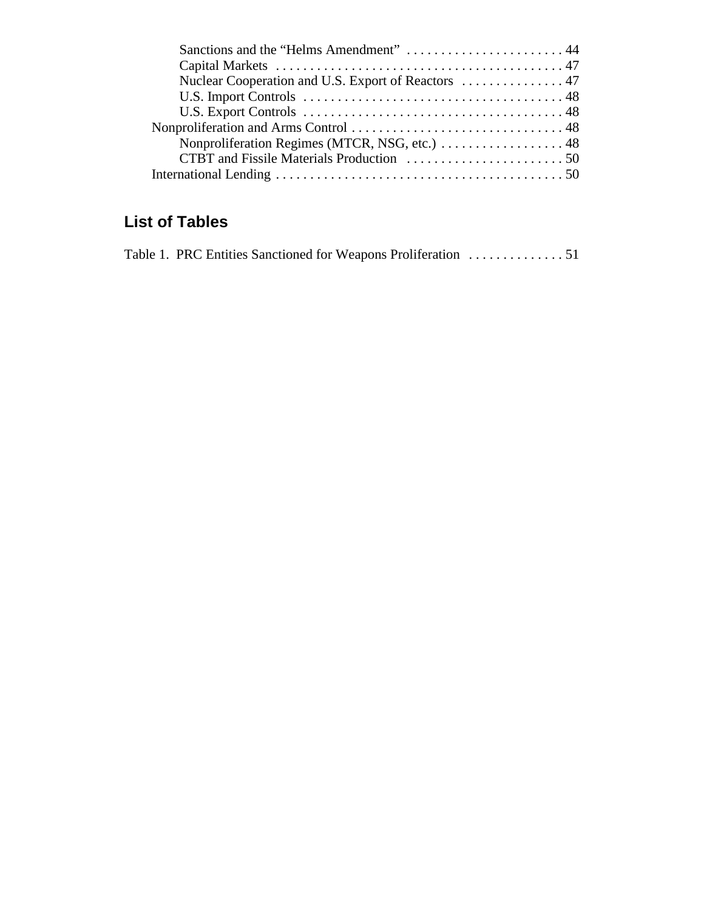Sanctions and the "Helms Amendment" . . . . . . . . . . . . . . . . . . . . . . . 44
Capital Markets . . . . . . . . . . . . . . . . . . . . . . . . . . . . . . . . . . . . . . . . . 47
Nuclear Cooperation and U.S. Export of Reactors . . . . . . . . . . . . . . . 47
U.S. Import Controls . . . . . . . . . . . . . . . . . . . . . . . . . . . . . . . . . . . . . 48
U.S. Export Controls . . . . . . . . . . . . . . . . . . . . . . . . . . . . . . . . . . . . . 48
Nonproliferation and Arms Control . . . . . . . . . . . . . . . . . . . . . . . . . . . . . . . 48
Nonproliferation Regimes (MTCR, NSG, etc.) . . . . . . . . . . . . . . . . . . 48
CTBT and Fissile Materials Production . . . . . . . . . . . . . . . . . . . . . . . 50
International Lending . . . . . . . . . . . . . . . . . . . . . . . . . . . . . . . . . . . . . . . . . . 50

## List of Tables

Table 1. PRC Entities Sanctioned for Weapons Proliferation . . . . . . . . . . . . . 51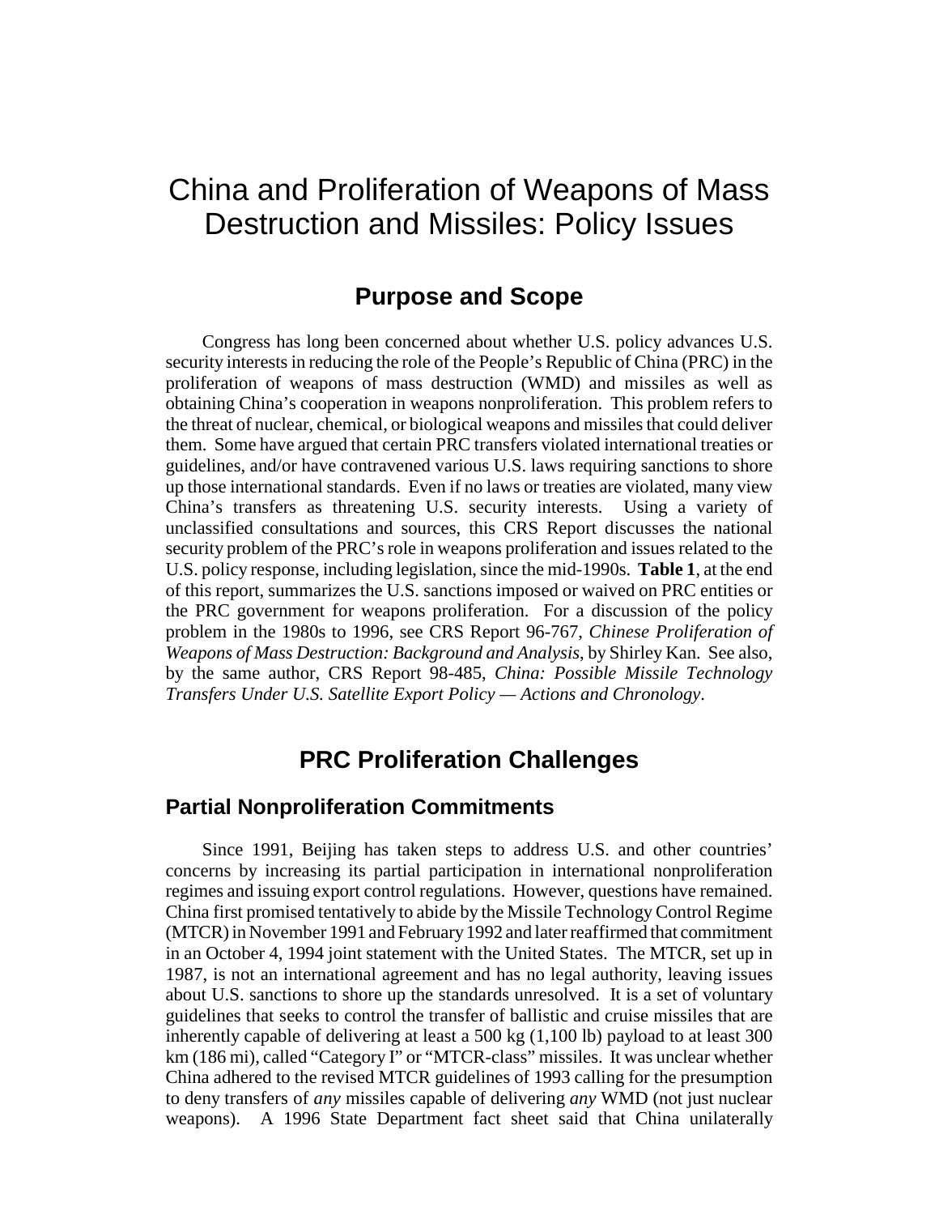# China and Proliferation of Weapons of Mass Destruction and Missiles: Policy Issues

## Purpose and Scope

Congress has long been concerned about whether U.S. policy advances U.S. security interests in reducing the role of the People's Republic of China (PRC) in the proliferation of weapons of mass destruction (WMD) and missiles as well as obtaining China's cooperation in weapons nonproliferation. This problem refers to the threat of nuclear, chemical, or biological weapons and missiles that could deliver them. Some have argued that certain PRC transfers violated international treaties or guidelines, and/or have contravened various U.S. laws requiring sanctions to shore up those international standards. Even if no laws or treaties are violated, many view China's transfers as threatening U.S. security interests. Using a variety of unclassified consultations and sources, this CRS Report discusses the national security problem of the PRC's role in weapons proliferation and issues related to the U.S. policy response, including legislation, since the mid-1990s. **Table 1**, at the end of this report, summarizes the U.S. sanctions imposed or waived on PRC entities or the PRC government for weapons proliferation. For a discussion of the policy problem in the 1980s to 1996, see CRS Report 96-767, *Chinese Proliferation of Weapons of Mass Destruction: Background and Analysis*, by Shirley Kan. See also, by the same author, CRS Report 98-485, *China: Possible Missile Technology Transfers Under U.S. Satellite Export Policy — Actions and Chronology*.

## PRC Proliferation Challenges

### Partial Nonproliferation Commitments

Since 1991, Beijing has taken steps to address U.S. and other countries' concerns by increasing its partial participation in international nonproliferation regimes and issuing export control regulations. However, questions have remained. China first promised tentatively to abide by the Missile Technology Control Regime (MTCR) in November 1991 and February 1992 and later reaffirmed that commitment in an October 4, 1994 joint statement with the United States. The MTCR, set up in 1987, is not an international agreement and has no legal authority, leaving issues about U.S. sanctions to shore up the standards unresolved. It is a set of voluntary guidelines that seeks to control the transfer of ballistic and cruise missiles that are inherently capable of delivering at least a 500 kg (1,100 lb) payload to at least 300 km (186 mi), called "Category I" or "MTCR-class" missiles. It was unclear whether China adhered to the revised MTCR guidelines of 1993 calling for the presumption to deny transfers of *any* missiles capable of delivering *any* WMD (not just nuclear weapons). A 1996 State Department fact sheet said that China unilaterally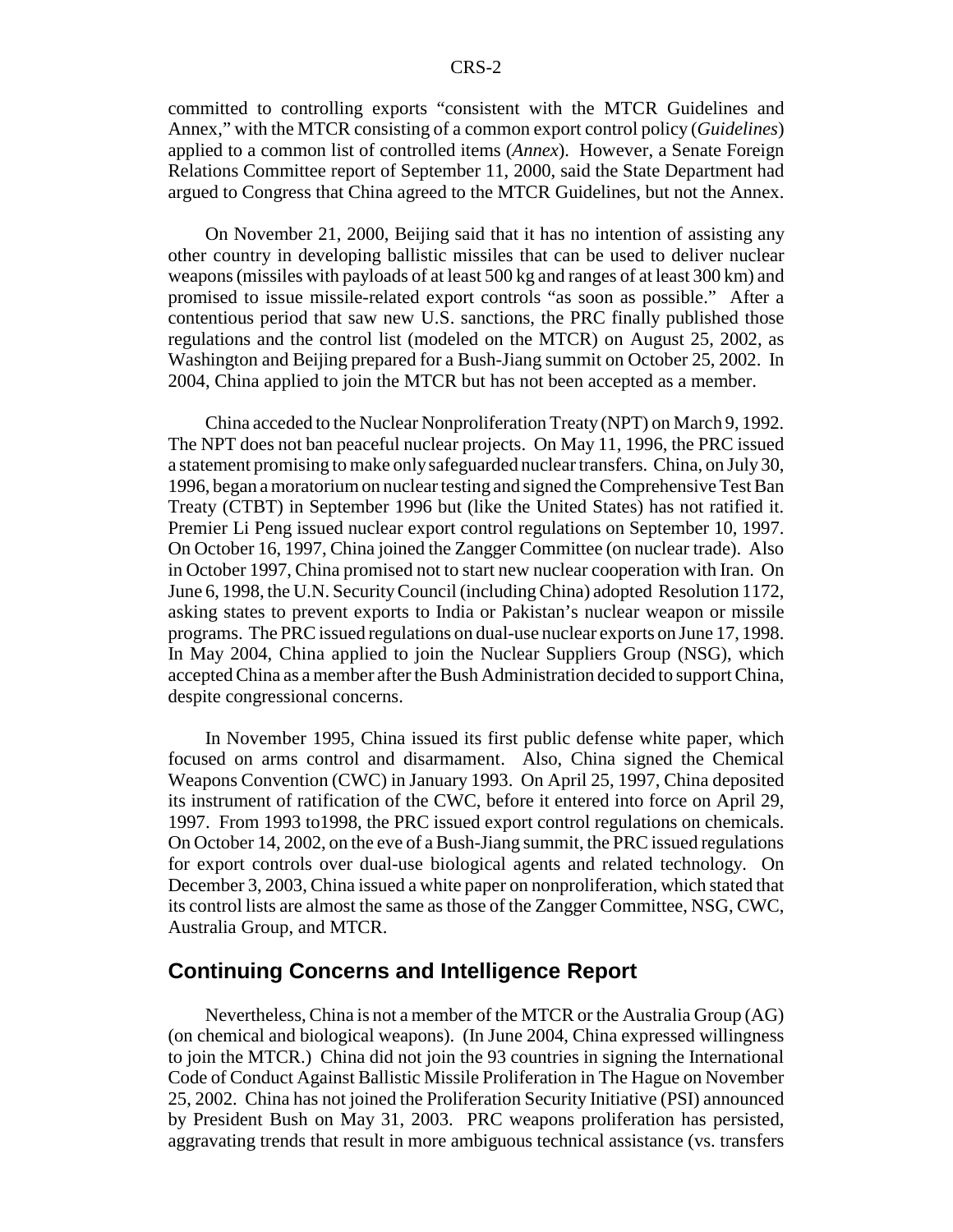committed to controlling exports "consistent with the MTCR Guidelines and Annex," with the MTCR consisting of a common export control policy (*Guidelines*) applied to a common list of controlled items (*Annex*). However, a Senate Foreign Relations Committee report of September 11, 2000, said the State Department had argued to Congress that China agreed to the MTCR Guidelines, but not the Annex.

On November 21, 2000, Beijing said that it has no intention of assisting any other country in developing ballistic missiles that can be used to deliver nuclear weapons (missiles with payloads of at least 500 kg and ranges of at least 300 km) and promised to issue missile-related export controls "as soon as possible." After a contentious period that saw new U.S. sanctions, the PRC finally published those regulations and the control list (modeled on the MTCR) on August 25, 2002, as Washington and Beijing prepared for a Bush-Jiang summit on October 25, 2002. In 2004, China applied to join the MTCR but has not been accepted as a member.

China acceded to the Nuclear Nonproliferation Treaty (NPT) on March 9, 1992. The NPT does not ban peaceful nuclear projects. On May 11, 1996, the PRC issued a statement promising to make only safeguarded nuclear transfers. China, on July 30, 1996, began a moratorium on nuclear testing and signed the Comprehensive Test Ban Treaty (CTBT) in September 1996 but (like the United States) has not ratified it. Premier Li Peng issued nuclear export control regulations on September 10, 1997. On October 16, 1997, China joined the Zangger Committee (on nuclear trade). Also in October 1997, China promised not to start new nuclear cooperation with Iran. On June 6, 1998, the U.N. Security Council (including China) adopted Resolution 1172, asking states to prevent exports to India or Pakistan's nuclear weapon or missile programs. The PRC issued regulations on dual-use nuclear exports on June 17, 1998. In May 2004, China applied to join the Nuclear Suppliers Group (NSG), which accepted China as a member after the Bush Administration decided to support China, despite congressional concerns.

In November 1995, China issued its first public defense white paper, which focused on arms control and disarmament. Also, China signed the Chemical Weapons Convention (CWC) in January 1993. On April 25, 1997, China deposited its instrument of ratification of the CWC, before it entered into force on April 29, 1997. From 1993 to1998, the PRC issued export control regulations on chemicals. On October 14, 2002, on the eve of a Bush-Jiang summit, the PRC issued regulations for export controls over dual-use biological agents and related technology. On December 3, 2003, China issued a white paper on nonproliferation, which stated that its control lists are almost the same as those of the Zangger Committee, NSG, CWC, Australia Group, and MTCR.

## Continuing Concerns and Intelligence Report

Nevertheless, China is not a member of the MTCR or the Australia Group (AG) (on chemical and biological weapons). (In June 2004, China expressed willingness to join the MTCR.) China did not join the 93 countries in signing the International Code of Conduct Against Ballistic Missile Proliferation in The Hague on November 25, 2002. China has not joined the Proliferation Security Initiative (PSI) announced by President Bush on May 31, 2003. PRC weapons proliferation has persisted, aggravating trends that result in more ambiguous technical assistance (vs. transfers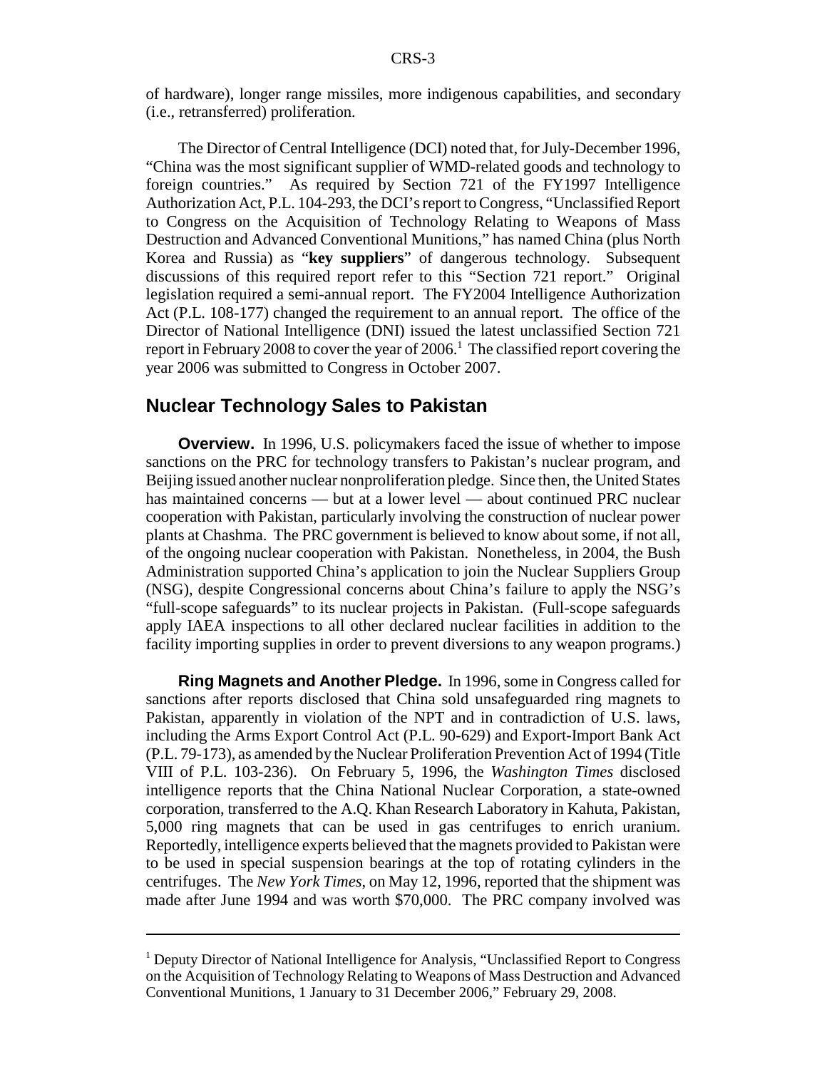of hardware), longer range missiles, more indigenous capabilities, and secondary (i.e., retransferred) proliferation.

The Director of Central Intelligence (DCI) noted that, for July-December 1996, "China was the most significant supplier of WMD-related goods and technology to foreign countries." As required by Section 721 of the FY1997 Intelligence Authorization Act, P.L. 104-293, the DCI's report to Congress, "Unclassified Report to Congress on the Acquisition of Technology Relating to Weapons of Mass Destruction and Advanced Conventional Munitions," has named China (plus North Korea and Russia) as "**key suppliers**" of dangerous technology. Subsequent discussions of this required report refer to this "Section 721 report." Original legislation required a semi-annual report. The FY2004 Intelligence Authorization Act (P.L. 108-177) changed the requirement to an annual report. The office of the Director of National Intelligence (DNI) issued the latest unclassified Section 721 report in February 2008 to cover the year of 2006.[1] The classified report covering the year 2006 was submitted to Congress in October 2007.

## Nuclear Technology Sales to Pakistan

**Overview.** In 1996, U.S. policymakers faced the issue of whether to impose sanctions on the PRC for technology transfers to Pakistan's nuclear program, and Beijing issued another nuclear nonproliferation pledge. Since then, the United States has maintained concerns — but at a lower level — about continued PRC nuclear cooperation with Pakistan, particularly involving the construction of nuclear power plants at Chashma. The PRC government is believed to know about some, if not all, of the ongoing nuclear cooperation with Pakistan. Nonetheless, in 2004, the Bush Administration supported China's application to join the Nuclear Suppliers Group (NSG), despite Congressional concerns about China's failure to apply the NSG's "full-scope safeguards" to its nuclear projects in Pakistan. (Full-scope safeguards apply IAEA inspections to all other declared nuclear facilities in addition to the facility importing supplies in order to prevent diversions to any weapon programs.)

**Ring Magnets and Another Pledge.** In 1996, some in Congress called for sanctions after reports disclosed that China sold unsafeguarded ring magnets to Pakistan, apparently in violation of the NPT and in contradiction of U.S. laws, including the Arms Export Control Act (P.L. 90-629) and Export-Import Bank Act (P.L. 79-173), as amended by the Nuclear Proliferation Prevention Act of 1994 (Title VIII of P.L. 103-236). On February 5, 1996, the *Washington Times* disclosed intelligence reports that the China National Nuclear Corporation, a state-owned corporation, transferred to the A.Q. Khan Research Laboratory in Kahuta, Pakistan, 5,000 ring magnets that can be used in gas centrifuges to enrich uranium. Reportedly, intelligence experts believed that the magnets provided to Pakistan were to be used in special suspension bearings at the top of rotating cylinders in the centrifuges. The *New York Times*, on May 12, 1996, reported that the shipment was made after June 1994 and was worth $70,000. The PRC company involved was

---

[1] Deputy Director of National Intelligence for Analysis, "Unclassified Report to Congress on the Acquisition of Technology Relating to Weapons of Mass Destruction and Advanced Conventional Munitions, 1 January to 31 December 2006," February 29, 2008.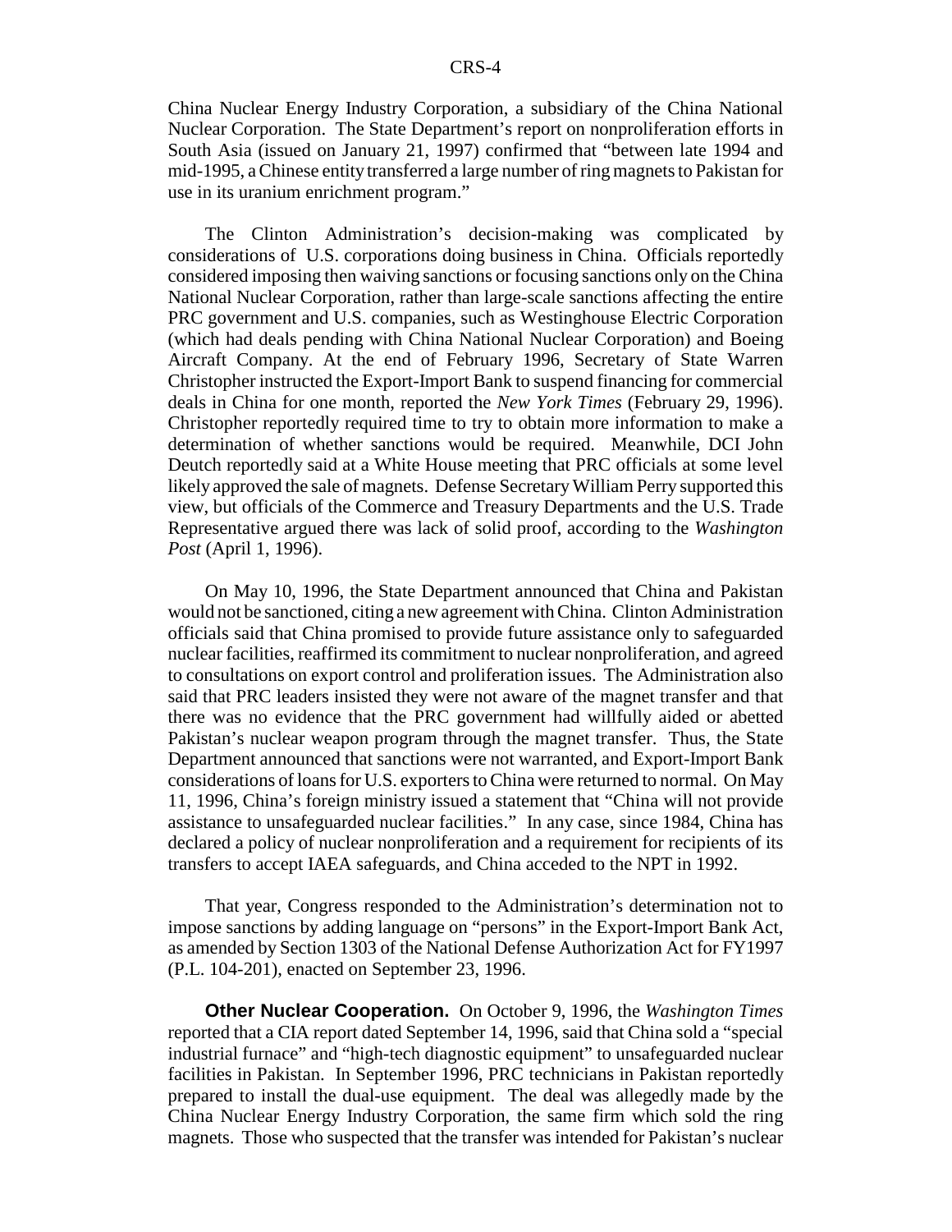China Nuclear Energy Industry Corporation, a subsidiary of the China National Nuclear Corporation. The State Department's report on nonproliferation efforts in South Asia (issued on January 21, 1997) confirmed that "between late 1994 and mid-1995, a Chinese entity transferred a large number of ring magnets to Pakistan for use in its uranium enrichment program."

The Clinton Administration's decision-making was complicated by considerations of U.S. corporations doing business in China. Officials reportedly considered imposing then waiving sanctions or focusing sanctions only on the China National Nuclear Corporation, rather than large-scale sanctions affecting the entire PRC government and U.S. companies, such as Westinghouse Electric Corporation (which had deals pending with China National Nuclear Corporation) and Boeing Aircraft Company. At the end of February 1996, Secretary of State Warren Christopher instructed the Export-Import Bank to suspend financing for commercial deals in China for one month, reported the *New York Times* (February 29, 1996). Christopher reportedly required time to try to obtain more information to make a determination of whether sanctions would be required. Meanwhile, DCI John Deutch reportedly said at a White House meeting that PRC officials at some level likely approved the sale of magnets. Defense Secretary William Perry supported this view, but officials of the Commerce and Treasury Departments and the U.S. Trade Representative argued there was lack of solid proof, according to the *Washington Post* (April 1, 1996).

On May 10, 1996, the State Department announced that China and Pakistan would not be sanctioned, citing a new agreement with China. Clinton Administration officials said that China promised to provide future assistance only to safeguarded nuclear facilities, reaffirmed its commitment to nuclear nonproliferation, and agreed to consultations on export control and proliferation issues. The Administration also said that PRC leaders insisted they were not aware of the magnet transfer and that there was no evidence that the PRC government had willfully aided or abetted Pakistan's nuclear weapon program through the magnet transfer. Thus, the State Department announced that sanctions were not warranted, and Export-Import Bank considerations of loans for U.S. exporters to China were returned to normal. On May 11, 1996, China's foreign ministry issued a statement that "China will not provide assistance to unsafeguarded nuclear facilities." In any case, since 1984, China has declared a policy of nuclear nonproliferation and a requirement for recipients of its transfers to accept IAEA safeguards, and China acceded to the NPT in 1992.

That year, Congress responded to the Administration's determination not to impose sanctions by adding language on "persons" in the Export-Import Bank Act, as amended by Section 1303 of the National Defense Authorization Act for FY1997 (P.L. 104-201), enacted on September 23, 1996.

**Other Nuclear Cooperation.** On October 9, 1996, the *Washington Times* reported that a CIA report dated September 14, 1996, said that China sold a "special industrial furnace" and "high-tech diagnostic equipment" to unsafeguarded nuclear facilities in Pakistan. In September 1996, PRC technicians in Pakistan reportedly prepared to install the dual-use equipment. The deal was allegedly made by the China Nuclear Energy Industry Corporation, the same firm which sold the ring magnets. Those who suspected that the transfer was intended for Pakistan's nuclear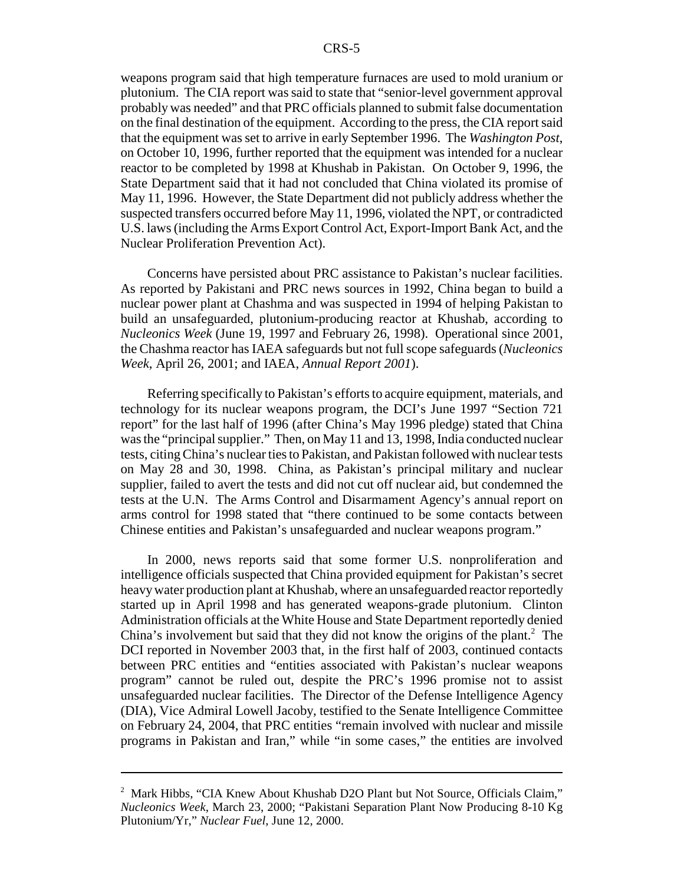weapons program said that high temperature furnaces are used to mold uranium or plutonium. The CIA report was said to state that "senior-level government approval probably was needed" and that PRC officials planned to submit false documentation on the final destination of the equipment. According to the press, the CIA report said that the equipment was set to arrive in early September 1996. The *Washington Post*, on October 10, 1996, further reported that the equipment was intended for a nuclear reactor to be completed by 1998 at Khushab in Pakistan. On October 9, 1996, the State Department said that it had not concluded that China violated its promise of May 11, 1996. However, the State Department did not publicly address whether the suspected transfers occurred before May 11, 1996, violated the NPT, or contradicted U.S. laws (including the Arms Export Control Act, Export-Import Bank Act, and the Nuclear Proliferation Prevention Act).

Concerns have persisted about PRC assistance to Pakistan's nuclear facilities. As reported by Pakistani and PRC news sources in 1992, China began to build a nuclear power plant at Chashma and was suspected in 1994 of helping Pakistan to build an unsafeguarded, plutonium-producing reactor at Khushab, according to *Nucleonics Week* (June 19, 1997 and February 26, 1998). Operational since 2001, the Chashma reactor has IAEA safeguards but not full scope safeguards (*Nucleonics Week*, April 26, 2001; and IAEA, *Annual Report 2001*).

Referring specifically to Pakistan's efforts to acquire equipment, materials, and technology for its nuclear weapons program, the DCI's June 1997 "Section 721 report" for the last half of 1996 (after China's May 1996 pledge) stated that China was the "principal supplier." Then, on May 11 and 13, 1998, India conducted nuclear tests, citing China's nuclear ties to Pakistan, and Pakistan followed with nuclear tests on May 28 and 30, 1998. China, as Pakistan's principal military and nuclear supplier, failed to avert the tests and did not cut off nuclear aid, but condemned the tests at the U.N. The Arms Control and Disarmament Agency's annual report on arms control for 1998 stated that "there continued to be some contacts between Chinese entities and Pakistan's unsafeguarded and nuclear weapons program."

In 2000, news reports said that some former U.S. nonproliferation and intelligence officials suspected that China provided equipment for Pakistan's secret heavy water production plant at Khushab, where an unsafeguarded reactor reportedly started up in April 1998 and has generated weapons-grade plutonium. Clinton Administration officials at the White House and State Department reportedly denied China's involvement but said that they did not know the origins of the plant.[2] The DCI reported in November 2003 that, in the first half of 2003, continued contacts between PRC entities and "entities associated with Pakistan's nuclear weapons program" cannot be ruled out, despite the PRC's 1996 promise not to assist unsafeguarded nuclear facilities. The Director of the Defense Intelligence Agency (DIA), Vice Admiral Lowell Jacoby, testified to the Senate Intelligence Committee on February 24, 2004, that PRC entities "remain involved with nuclear and missile programs in Pakistan and Iran," while "in some cases," the entities are involved

---

[2] Mark Hibbs, "CIA Knew About Khushab D2O Plant but Not Source, Officials Claim," *Nucleonics Week*, March 23, 2000; "Pakistani Separation Plant Now Producing 8-10 Kg Plutonium/Yr," *Nuclear Fuel*, June 12, 2000.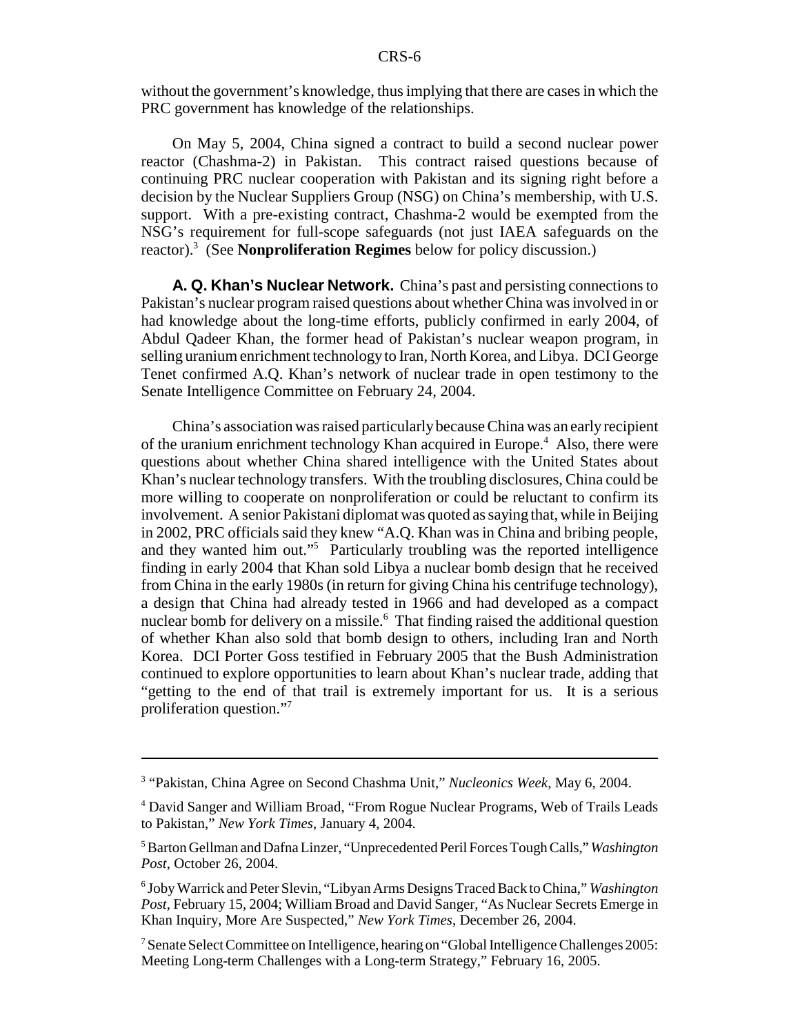without the government's knowledge, thus implying that there are cases in which the PRC government has knowledge of the relationships.

On May 5, 2004, China signed a contract to build a second nuclear power reactor (Chashma-2) in Pakistan. This contract raised questions because of continuing PRC nuclear cooperation with Pakistan and its signing right before a decision by the Nuclear Suppliers Group (NSG) on China's membership, with U.S. support. With a pre-existing contract, Chashma-2 would be exempted from the NSG's requirement for full-scope safeguards (not just IAEA safeguards on the reactor).[3] (See **Nonproliferation Regimes** below for policy discussion.)

**A. Q. Khan's Nuclear Network.** China's past and persisting connections to Pakistan's nuclear program raised questions about whether China was involved in or had knowledge about the long-time efforts, publicly confirmed in early 2004, of Abdul Qadeer Khan, the former head of Pakistan's nuclear weapon program, in selling uranium enrichment technology to Iran, North Korea, and Libya. DCI George Tenet confirmed A.Q. Khan's network of nuclear trade in open testimony to the Senate Intelligence Committee on February 24, 2004.

China's association was raised particularly because China was an early recipient of the uranium enrichment technology Khan acquired in Europe.[4] Also, there were questions about whether China shared intelligence with the United States about Khan's nuclear technology transfers. With the troubling disclosures, China could be more willing to cooperate on nonproliferation or could be reluctant to confirm its involvement. A senior Pakistani diplomat was quoted as saying that, while in Beijing in 2002, PRC officials said they knew "A.Q. Khan was in China and bribing people, and they wanted him out."[5] Particularly troubling was the reported intelligence finding in early 2004 that Khan sold Libya a nuclear bomb design that he received from China in the early 1980s (in return for giving China his centrifuge technology), a design that China had already tested in 1966 and had developed as a compact nuclear bomb for delivery on a missile.[6] That finding raised the additional question of whether Khan also sold that bomb design to others, including Iran and North Korea. DCI Porter Goss testified in February 2005 that the Bush Administration continued to explore opportunities to learn about Khan's nuclear trade, adding that "getting to the end of that trail is extremely important for us. It is a serious proliferation question."[7]

---

[3] "Pakistan, China Agree on Second Chashma Unit," *Nucleonics Week*, May 6, 2004.

[4] David Sanger and William Broad, "From Rogue Nuclear Programs, Web of Trails Leads to Pakistan," *New York Times*, January 4, 2004.

[5] Barton Gellman and Dafna Linzer, "Unprecedented Peril Forces Tough Calls," *Washington Post*, October 26, 2004.

[6] Joby Warrick and Peter Slevin, "Libyan Arms Designs Traced Back to China," *Washington Post*, February 15, 2004; William Broad and David Sanger, "As Nuclear Secrets Emerge in Khan Inquiry, More Are Suspected," *New York Times*, December 26, 2004.

[7] Senate Select Committee on Intelligence, hearing on "Global Intelligence Challenges 2005: Meeting Long-term Challenges with a Long-term Strategy," February 16, 2005.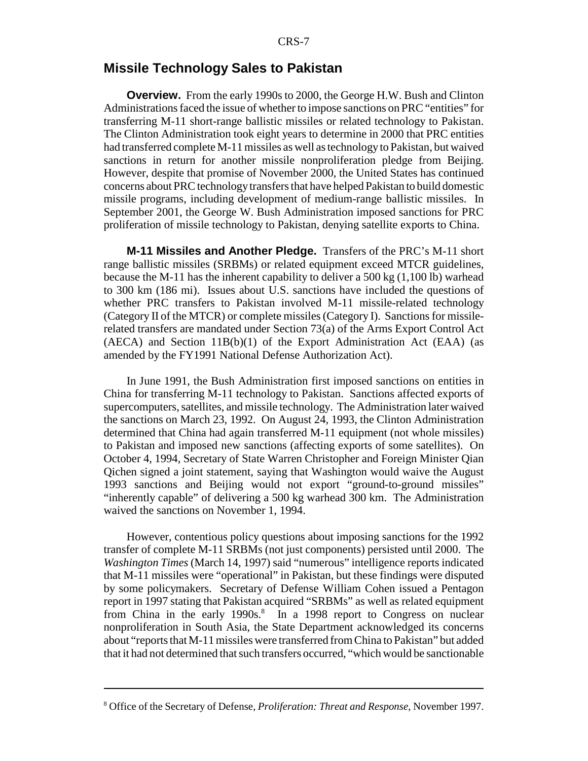## Missile Technology Sales to Pakistan

**Overview.** From the early 1990s to 2000, the George H.W. Bush and Clinton Administrations faced the issue of whether to impose sanctions on PRC "entities" for transferring M-11 short-range ballistic missiles or related technology to Pakistan. The Clinton Administration took eight years to determine in 2000 that PRC entities had transferred complete M-11 missiles as well as technology to Pakistan, but waived sanctions in return for another missile nonproliferation pledge from Beijing. However, despite that promise of November 2000, the United States has continued concerns about PRC technology transfers that have helped Pakistan to build domestic missile programs, including development of medium-range ballistic missiles. In September 2001, the George W. Bush Administration imposed sanctions for PRC proliferation of missile technology to Pakistan, denying satellite exports to China.

**M-11 Missiles and Another Pledge.** Transfers of the PRC's M-11 short range ballistic missiles (SRBMs) or related equipment exceed MTCR guidelines, because the M-11 has the inherent capability to deliver a 500 kg (1,100 lb) warhead to 300 km (186 mi). Issues about U.S. sanctions have included the questions of whether PRC transfers to Pakistan involved M-11 missile-related technology (Category II of the MTCR) or complete missiles (Category I). Sanctions for missile-related transfers are mandated under Section 73(a) of the Arms Export Control Act (AECA) and Section 11B(b)(1) of the Export Administration Act (EAA) (as amended by the FY1991 National Defense Authorization Act).

In June 1991, the Bush Administration first imposed sanctions on entities in China for transferring M-11 technology to Pakistan. Sanctions affected exports of supercomputers, satellites, and missile technology. The Administration later waived the sanctions on March 23, 1992. On August 24, 1993, the Clinton Administration determined that China had again transferred M-11 equipment (not whole missiles) to Pakistan and imposed new sanctions (affecting exports of some satellites). On October 4, 1994, Secretary of State Warren Christopher and Foreign Minister Qian Qichen signed a joint statement, saying that Washington would waive the August 1993 sanctions and Beijing would not export "ground-to-ground missiles" "inherently capable" of delivering a 500 kg warhead 300 km. The Administration waived the sanctions on November 1, 1994.

However, contentious policy questions about imposing sanctions for the 1992 transfer of complete M-11 SRBMs (not just components) persisted until 2000. The *Washington Times* (March 14, 1997) said "numerous" intelligence reports indicated that M-11 missiles were "operational" in Pakistan, but these findings were disputed by some policymakers. Secretary of Defense William Cohen issued a Pentagon report in 1997 stating that Pakistan acquired "SRBMs" as well as related equipment from China in the early 1990s.[8] In a 1998 report to Congress on nuclear nonproliferation in South Asia, the State Department acknowledged its concerns about "reports that M-11 missiles were transferred from China to Pakistan" but added that it had not determined that such transfers occurred, "which would be sanctionable

---

[8] Office of the Secretary of Defense, *Proliferation: Threat and Response*, November 1997.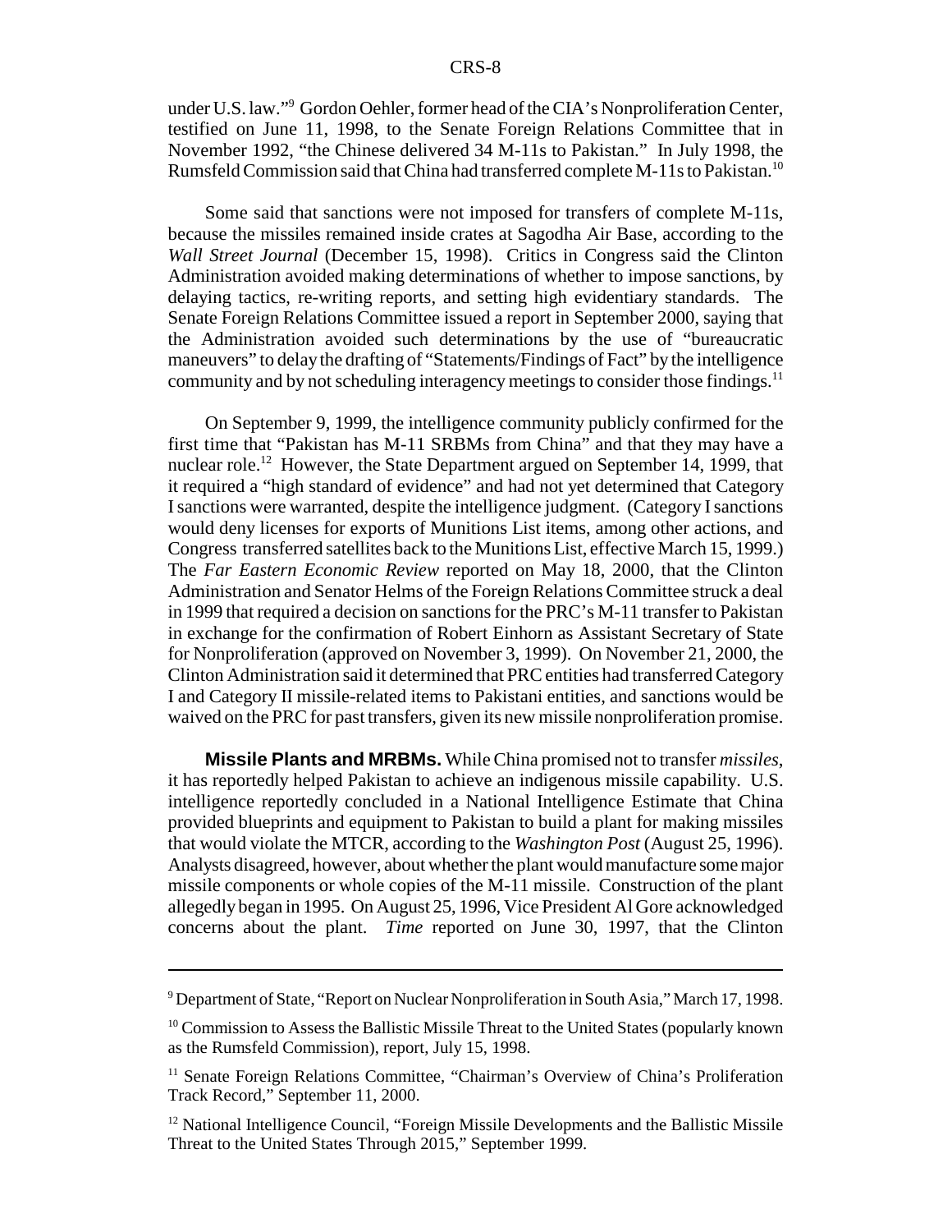under U.S. law."[9] Gordon Oehler, former head of the CIA's Nonproliferation Center, testified on June 11, 1998, to the Senate Foreign Relations Committee that in November 1992, "the Chinese delivered 34 M-11s to Pakistan." In July 1998, the Rumsfeld Commission said that China had transferred complete M-11s to Pakistan.[10]

Some said that sanctions were not imposed for transfers of complete M-11s, because the missiles remained inside crates at Sagodha Air Base, according to the *Wall Street Journal* (December 15, 1998). Critics in Congress said the Clinton Administration avoided making determinations of whether to impose sanctions, by delaying tactics, re-writing reports, and setting high evidentiary standards. The Senate Foreign Relations Committee issued a report in September 2000, saying that the Administration avoided such determinations by the use of "bureaucratic maneuvers" to delay the drafting of "Statements/Findings of Fact" by the intelligence community and by not scheduling interagency meetings to consider those findings.[11]

On September 9, 1999, the intelligence community publicly confirmed for the first time that "Pakistan has M-11 SRBMs from China" and that they may have a nuclear role.[12] However, the State Department argued on September 14, 1999, that it required a "high standard of evidence" and had not yet determined that Category I sanctions were warranted, despite the intelligence judgment. (Category I sanctions would deny licenses for exports of Munitions List items, among other actions, and Congress transferred satellites back to the Munitions List, effective March 15, 1999.) The *Far Eastern Economic Review* reported on May 18, 2000, that the Clinton Administration and Senator Helms of the Foreign Relations Committee struck a deal in 1999 that required a decision on sanctions for the PRC's M-11 transfer to Pakistan in exchange for the confirmation of Robert Einhorn as Assistant Secretary of State for Nonproliferation (approved on November 3, 1999). On November 21, 2000, the Clinton Administration said it determined that PRC entities had transferred Category I and Category II missile-related items to Pakistani entities, and sanctions would be waived on the PRC for past transfers, given its new missile nonproliferation promise.

**Missile Plants and MRBMs.** While China promised not to transfer *missiles*, it has reportedly helped Pakistan to achieve an indigenous missile capability. U.S. intelligence reportedly concluded in a National Intelligence Estimate that China provided blueprints and equipment to Pakistan to build a plant for making missiles that would violate the MTCR, according to the *Washington Post* (August 25, 1996). Analysts disagreed, however, about whether the plant would manufacture some major missile components or whole copies of the M-11 missile. Construction of the plant allegedly began in 1995. On August 25, 1996, Vice President Al Gore acknowledged concerns about the plant. *Time* reported on June 30, 1997, that the Clinton

---

[9] Department of State, "Report on Nuclear Nonproliferation in South Asia," March 17, 1998.

[10] Commission to Assess the Ballistic Missile Threat to the United States (popularly known as the Rumsfeld Commission), report, July 15, 1998.

[11] Senate Foreign Relations Committee, "Chairman's Overview of China's Proliferation Track Record," September 11, 2000.

[12] National Intelligence Council, "Foreign Missile Developments and the Ballistic Missile Threat to the United States Through 2015," September 1999.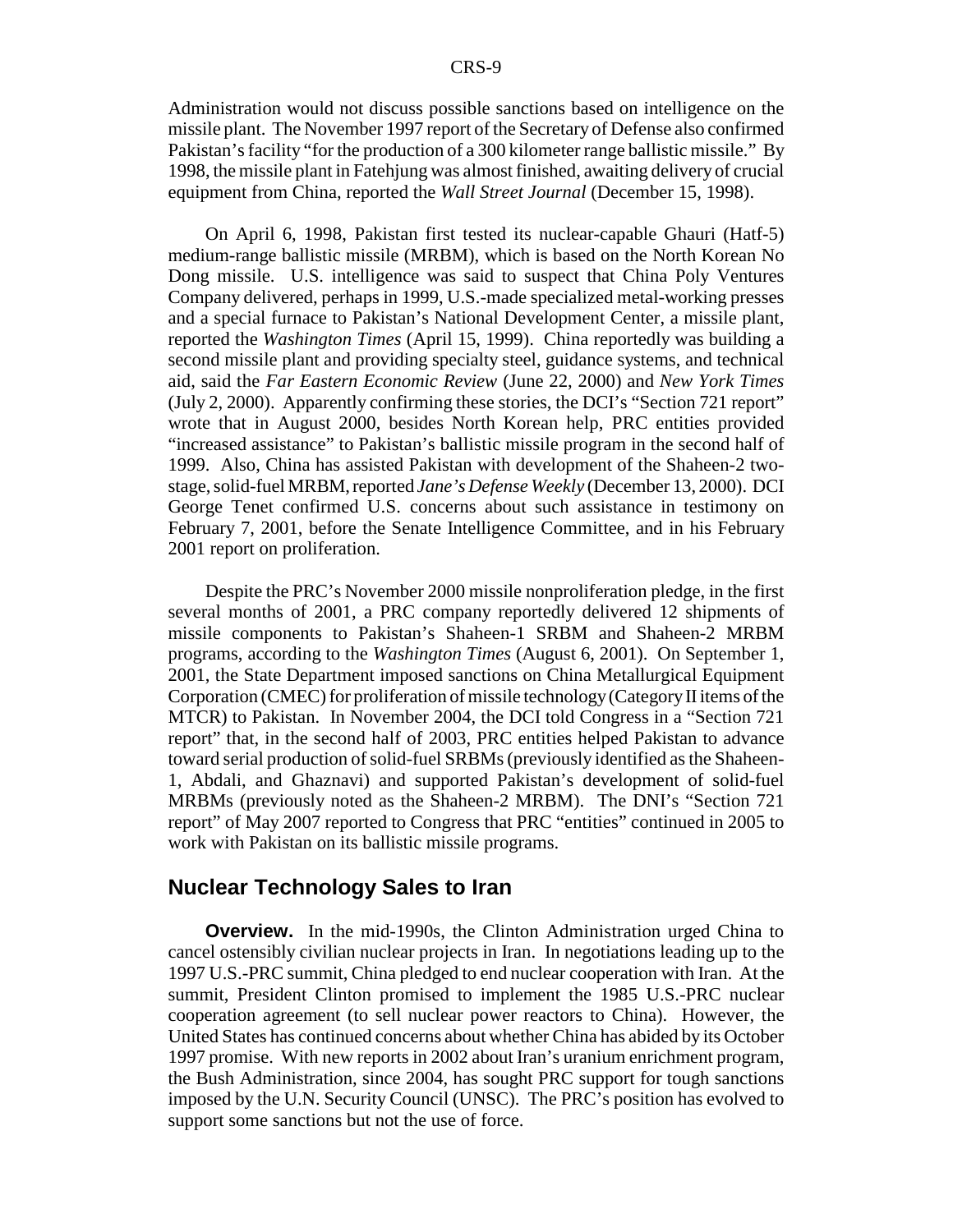Administration would not discuss possible sanctions based on intelligence on the missile plant. The November 1997 report of the Secretary of Defense also confirmed Pakistan's facility "for the production of a 300 kilometer range ballistic missile." By 1998, the missile plant in Fatehjung was almost finished, awaiting delivery of crucial equipment from China, reported the *Wall Street Journal* (December 15, 1998).

On April 6, 1998, Pakistan first tested its nuclear-capable Ghauri (Hatf-5) medium-range ballistic missile (MRBM), which is based on the North Korean No Dong missile. U.S. intelligence was said to suspect that China Poly Ventures Company delivered, perhaps in 1999, U.S.-made specialized metal-working presses and a special furnace to Pakistan's National Development Center, a missile plant, reported the *Washington Times* (April 15, 1999). China reportedly was building a second missile plant and providing specialty steel, guidance systems, and technical aid, said the *Far Eastern Economic Review* (June 22, 2000) and *New York Times* (July 2, 2000). Apparently confirming these stories, the DCI's "Section 721 report" wrote that in August 2000, besides North Korean help, PRC entities provided "increased assistance" to Pakistan's ballistic missile program in the second half of 1999. Also, China has assisted Pakistan with development of the Shaheen-2 two-stage, solid-fuel MRBM, reported *Jane's Defense Weekly* (December 13, 2000). DCI George Tenet confirmed U.S. concerns about such assistance in testimony on February 7, 2001, before the Senate Intelligence Committee, and in his February 2001 report on proliferation.

Despite the PRC's November 2000 missile nonproliferation pledge, in the first several months of 2001, a PRC company reportedly delivered 12 shipments of missile components to Pakistan's Shaheen-1 SRBM and Shaheen-2 MRBM programs, according to the *Washington Times* (August 6, 2001). On September 1, 2001, the State Department imposed sanctions on China Metallurgical Equipment Corporation (CMEC) for proliferation of missile technology (Category II items of the MTCR) to Pakistan. In November 2004, the DCI told Congress in a "Section 721 report" that, in the second half of 2003, PRC entities helped Pakistan to advance toward serial production of solid-fuel SRBMs (previously identified as the Shaheen-1, Abdali, and Ghaznavi) and supported Pakistan's development of solid-fuel MRBMs (previously noted as the Shaheen-2 MRBM). The DNI's "Section 721 report" of May 2007 reported to Congress that PRC "entities" continued in 2005 to work with Pakistan on its ballistic missile programs.

## Nuclear Technology Sales to Iran

**Overview.** In the mid-1990s, the Clinton Administration urged China to cancel ostensibly civilian nuclear projects in Iran. In negotiations leading up to the 1997 U.S.-PRC summit, China pledged to end nuclear cooperation with Iran. At the summit, President Clinton promised to implement the 1985 U.S.-PRC nuclear cooperation agreement (to sell nuclear power reactors to China). However, the United States has continued concerns about whether China has abided by its October 1997 promise. With new reports in 2002 about Iran's uranium enrichment program, the Bush Administration, since 2004, has sought PRC support for tough sanctions imposed by the U.N. Security Council (UNSC). The PRC's position has evolved to support some sanctions but not the use of force.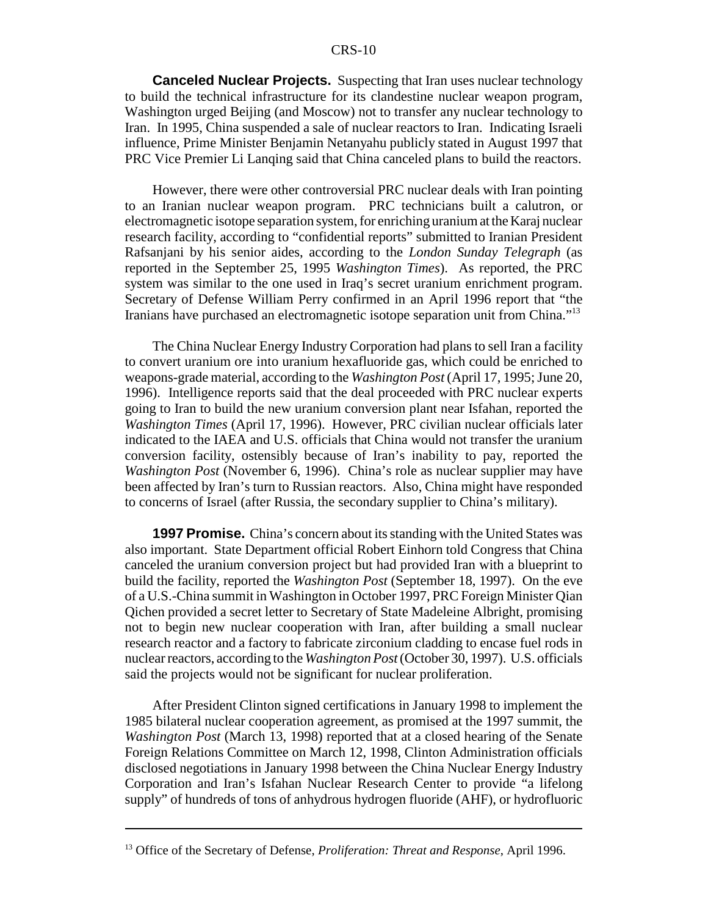**Canceled Nuclear Projects.** Suspecting that Iran uses nuclear technology to build the technical infrastructure for its clandestine nuclear weapon program, Washington urged Beijing (and Moscow) not to transfer any nuclear technology to Iran. In 1995, China suspended a sale of nuclear reactors to Iran. Indicating Israeli influence, Prime Minister Benjamin Netanyahu publicly stated in August 1997 that PRC Vice Premier Li Lanqing said that China canceled plans to build the reactors.

However, there were other controversial PRC nuclear deals with Iran pointing to an Iranian nuclear weapon program. PRC technicians built a calutron, or electromagnetic isotope separation system, for enriching uranium at the Karaj nuclear research facility, according to "confidential reports" submitted to Iranian President Rafsanjani by his senior aides, according to the *London Sunday Telegraph* (as reported in the September 25, 1995 *Washington Times*). As reported, the PRC system was similar to the one used in Iraq's secret uranium enrichment program. Secretary of Defense William Perry confirmed in an April 1996 report that "the Iranians have purchased an electromagnetic isotope separation unit from China."[13]

The China Nuclear Energy Industry Corporation had plans to sell Iran a facility to convert uranium ore into uranium hexafluoride gas, which could be enriched to weapons-grade material, according to the *Washington Post* (April 17, 1995; June 20, 1996). Intelligence reports said that the deal proceeded with PRC nuclear experts going to Iran to build the new uranium conversion plant near Isfahan, reported the *Washington Times* (April 17, 1996). However, PRC civilian nuclear officials later indicated to the IAEA and U.S. officials that China would not transfer the uranium conversion facility, ostensibly because of Iran's inability to pay, reported the *Washington Post* (November 6, 1996). China's role as nuclear supplier may have been affected by Iran's turn to Russian reactors. Also, China might have responded to concerns of Israel (after Russia, the secondary supplier to China's military).

**1997 Promise.** China's concern about its standing with the United States was also important. State Department official Robert Einhorn told Congress that China canceled the uranium conversion project but had provided Iran with a blueprint to build the facility, reported the *Washington Post* (September 18, 1997). On the eve of a U.S.-China summit in Washington in October 1997, PRC Foreign Minister Qian Qichen provided a secret letter to Secretary of State Madeleine Albright, promising not to begin new nuclear cooperation with Iran, after building a small nuclear research reactor and a factory to fabricate zirconium cladding to encase fuel rods in nuclear reactors, according to the *Washington Post* (October 30, 1997). U.S. officials said the projects would not be significant for nuclear proliferation.

After President Clinton signed certifications in January 1998 to implement the 1985 bilateral nuclear cooperation agreement, as promised at the 1997 summit, the *Washington Post* (March 13, 1998) reported that at a closed hearing of the Senate Foreign Relations Committee on March 12, 1998, Clinton Administration officials disclosed negotiations in January 1998 between the China Nuclear Energy Industry Corporation and Iran's Isfahan Nuclear Research Center to provide "a lifelong supply" of hundreds of tons of anhydrous hydrogen fluoride (AHF), or hydrofluoric

---

[13] Office of the Secretary of Defense, *Proliferation: Threat and Response*, April 1996.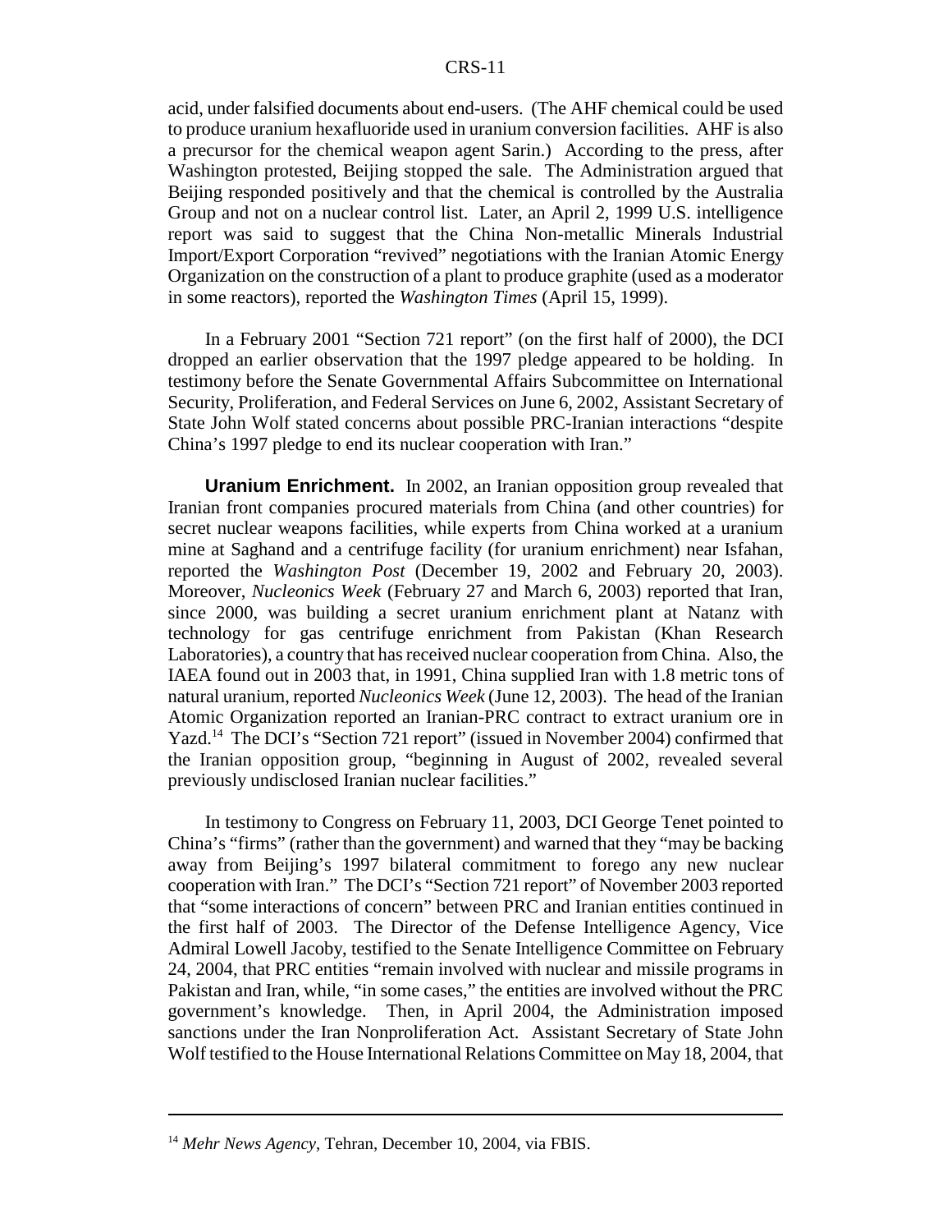acid, under falsified documents about end-users. (The AHF chemical could be used to produce uranium hexafluoride used in uranium conversion facilities. AHF is also a precursor for the chemical weapon agent Sarin.) According to the press, after Washington protested, Beijing stopped the sale. The Administration argued that Beijing responded positively and that the chemical is controlled by the Australia Group and not on a nuclear control list. Later, an April 2, 1999 U.S. intelligence report was said to suggest that the China Non-metallic Minerals Industrial Import/Export Corporation "revived" negotiations with the Iranian Atomic Energy Organization on the construction of a plant to produce graphite (used as a moderator in some reactors), reported the *Washington Times* (April 15, 1999).

In a February 2001 "Section 721 report" (on the first half of 2000), the DCI dropped an earlier observation that the 1997 pledge appeared to be holding. In testimony before the Senate Governmental Affairs Subcommittee on International Security, Proliferation, and Federal Services on June 6, 2002, Assistant Secretary of State John Wolf stated concerns about possible PRC-Iranian interactions "despite China's 1997 pledge to end its nuclear cooperation with Iran."

**Uranium Enrichment.** In 2002, an Iranian opposition group revealed that Iranian front companies procured materials from China (and other countries) for secret nuclear weapons facilities, while experts from China worked at a uranium mine at Saghand and a centrifuge facility (for uranium enrichment) near Isfahan, reported the *Washington Post* (December 19, 2002 and February 20, 2003). Moreover, *Nucleonics Week* (February 27 and March 6, 2003) reported that Iran, since 2000, was building a secret uranium enrichment plant at Natanz with technology for gas centrifuge enrichment from Pakistan (Khan Research Laboratories), a country that has received nuclear cooperation from China. Also, the IAEA found out in 2003 that, in 1991, China supplied Iran with 1.8 metric tons of natural uranium, reported *Nucleonics Week* (June 12, 2003). The head of the Iranian Atomic Organization reported an Iranian-PRC contract to extract uranium ore in Yazd.[14] The DCI's "Section 721 report" (issued in November 2004) confirmed that the Iranian opposition group, "beginning in August of 2002, revealed several previously undisclosed Iranian nuclear facilities."

In testimony to Congress on February 11, 2003, DCI George Tenet pointed to China's "firms" (rather than the government) and warned that they "may be backing away from Beijing's 1997 bilateral commitment to forego any new nuclear cooperation with Iran." The DCI's "Section 721 report" of November 2003 reported that "some interactions of concern" between PRC and Iranian entities continued in the first half of 2003. The Director of the Defense Intelligence Agency, Vice Admiral Lowell Jacoby, testified to the Senate Intelligence Committee on February 24, 2004, that PRC entities "remain involved with nuclear and missile programs in Pakistan and Iran, while, "in some cases," the entities are involved without the PRC government's knowledge. Then, in April 2004, the Administration imposed sanctions under the Iran Nonproliferation Act. Assistant Secretary of State John Wolf testified to the House International Relations Committee on May 18, 2004, that

[14] *Mehr News Agency*, Tehran, December 10, 2004, via FBIS.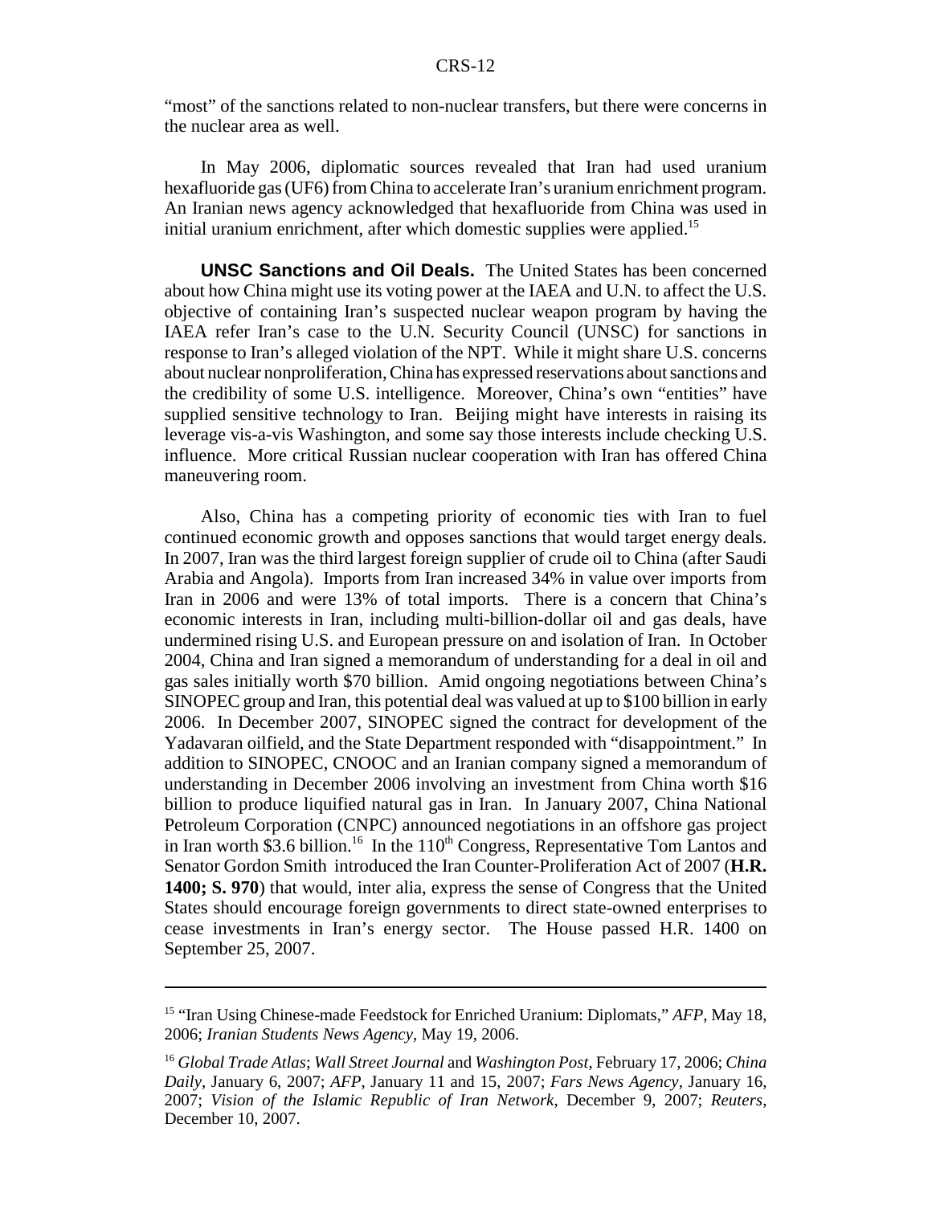"most" of the sanctions related to non-nuclear transfers, but there were concerns in the nuclear area as well.

In May 2006, diplomatic sources revealed that Iran had used uranium hexafluoride gas (UF6) from China to accelerate Iran's uranium enrichment program. An Iranian news agency acknowledged that hexafluoride from China was used in initial uranium enrichment, after which domestic supplies were applied.[15]

**UNSC Sanctions and Oil Deals.** The United States has been concerned about how China might use its voting power at the IAEA and U.N. to affect the U.S. objective of containing Iran's suspected nuclear weapon program by having the IAEA refer Iran's case to the U.N. Security Council (UNSC) for sanctions in response to Iran's alleged violation of the NPT. While it might share U.S. concerns about nuclear nonproliferation, China has expressed reservations about sanctions and the credibility of some U.S. intelligence. Moreover, China's own "entities" have supplied sensitive technology to Iran. Beijing might have interests in raising its leverage vis-a-vis Washington, and some say those interests include checking U.S. influence. More critical Russian nuclear cooperation with Iran has offered China maneuvering room.

Also, China has a competing priority of economic ties with Iran to fuel continued economic growth and opposes sanctions that would target energy deals. In 2007, Iran was the third largest foreign supplier of crude oil to China (after Saudi Arabia and Angola). Imports from Iran increased 34% in value over imports from Iran in 2006 and were 13% of total imports. There is a concern that China's economic interests in Iran, including multi-billion-dollar oil and gas deals, have undermined rising U.S. and European pressure on and isolation of Iran. In October 2004, China and Iran signed a memorandum of understanding for a deal in oil and gas sales initially worth \$70 billion. Amid ongoing negotiations between China's SINOPEC group and Iran, this potential deal was valued at up to \$100 billion in early 2006. In December 2007, SINOPEC signed the contract for development of the Yadavaran oilfield, and the State Department responded with "disappointment." In addition to SINOPEC, CNOOC and an Iranian company signed a memorandum of understanding in December 2006 involving an investment from China worth \$16 billion to produce liquified natural gas in Iran. In January 2007, China National Petroleum Corporation (CNPC) announced negotiations in an offshore gas project in Iran worth \$3.6 billion.[16] In the 110th Congress, Representative Tom Lantos and Senator Gordon Smith introduced the Iran Counter-Proliferation Act of 2007 (**H.R. 1400; S. 970**) that would, inter alia, express the sense of Congress that the United States should encourage foreign governments to direct state-owned enterprises to cease investments in Iran's energy sector. The House passed H.R. 1400 on September 25, 2007.

---

[15] "Iran Using Chinese-made Feedstock for Enriched Uranium: Diplomats," *AFP*, May 18, 2006; *Iranian Students News Agency*, May 19, 2006.

[16] *Global Trade Atlas*; *Wall Street Journal* and *Washington Post*, February 17, 2006; *China Daily*, January 6, 2007; *AFP*, January 11 and 15, 2007; *Fars News Agency*, January 16, 2007; *Vision of the Islamic Republic of Iran Network*, December 9, 2007; *Reuters*, December 10, 2007.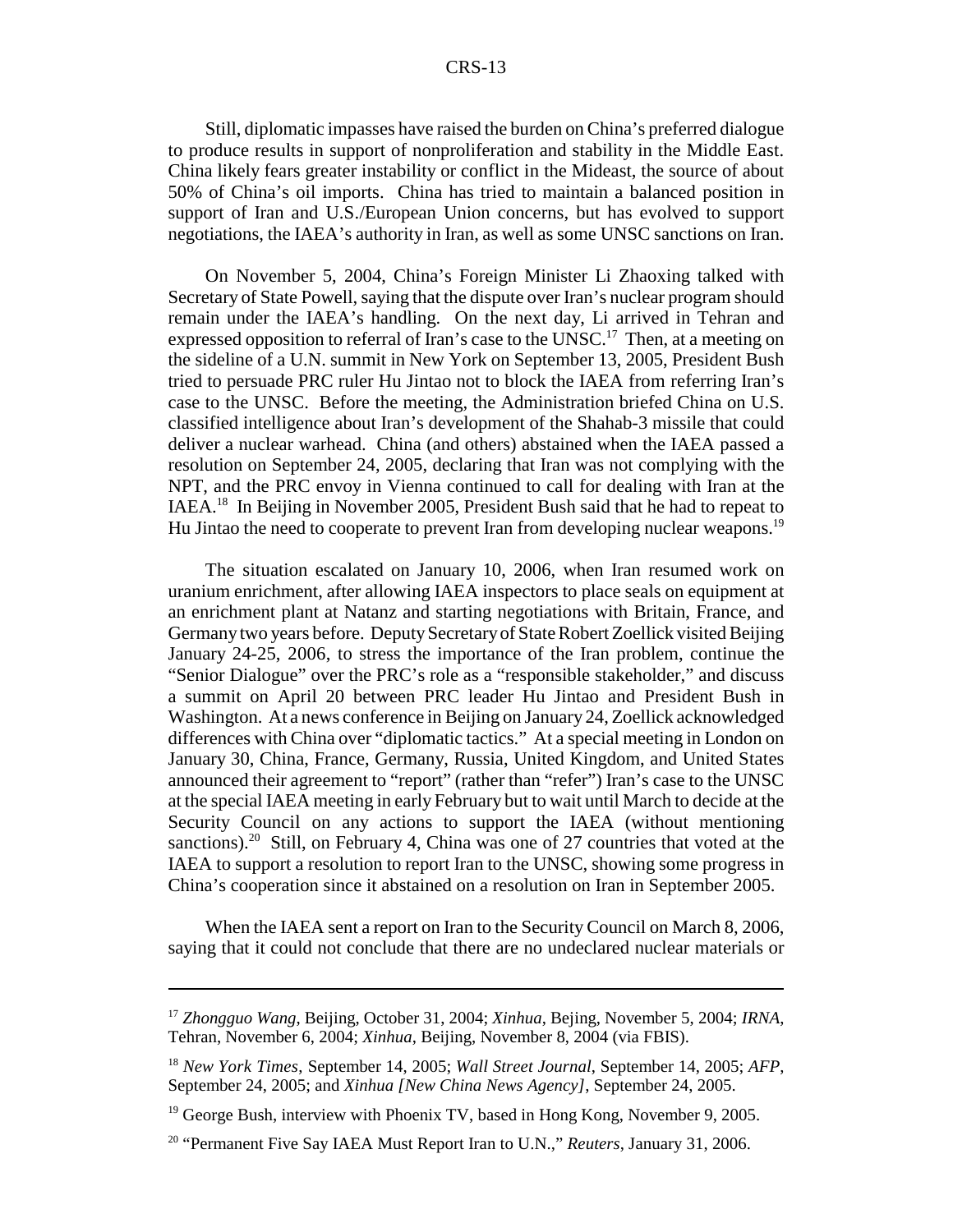Still, diplomatic impasses have raised the burden on China's preferred dialogue to produce results in support of nonproliferation and stability in the Middle East. China likely fears greater instability or conflict in the Mideast, the source of about 50% of China's oil imports. China has tried to maintain a balanced position in support of Iran and U.S./European Union concerns, but has evolved to support negotiations, the IAEA's authority in Iran, as well as some UNSC sanctions on Iran.

On November 5, 2004, China's Foreign Minister Li Zhaoxing talked with Secretary of State Powell, saying that the dispute over Iran's nuclear program should remain under the IAEA's handling. On the next day, Li arrived in Tehran and expressed opposition to referral of Iran's case to the UNSC.[17] Then, at a meeting on the sideline of a U.N. summit in New York on September 13, 2005, President Bush tried to persuade PRC ruler Hu Jintao not to block the IAEA from referring Iran's case to the UNSC. Before the meeting, the Administration briefed China on U.S. classified intelligence about Iran's development of the Shahab-3 missile that could deliver a nuclear warhead. China (and others) abstained when the IAEA passed a resolution on September 24, 2005, declaring that Iran was not complying with the NPT, and the PRC envoy in Vienna continued to call for dealing with Iran at the IAEA.[18] In Beijing in November 2005, President Bush said that he had to repeat to Hu Jintao the need to cooperate to prevent Iran from developing nuclear weapons.[19]

The situation escalated on January 10, 2006, when Iran resumed work on uranium enrichment, after allowing IAEA inspectors to place seals on equipment at an enrichment plant at Natanz and starting negotiations with Britain, France, and Germany two years before. Deputy Secretary of State Robert Zoellick visited Beijing January 24-25, 2006, to stress the importance of the Iran problem, continue the "Senior Dialogue" over the PRC's role as a "responsible stakeholder," and discuss a summit on April 20 between PRC leader Hu Jintao and President Bush in Washington. At a news conference in Beijing on January 24, Zoellick acknowledged differences with China over "diplomatic tactics." At a special meeting in London on January 30, China, France, Germany, Russia, United Kingdom, and United States announced their agreement to "report" (rather than "refer") Iran's case to the UNSC at the special IAEA meeting in early February but to wait until March to decide at the Security Council on any actions to support the IAEA (without mentioning sanctions).[20] Still, on February 4, China was one of 27 countries that voted at the IAEA to support a resolution to report Iran to the UNSC, showing some progress in China's cooperation since it abstained on a resolution on Iran in September 2005.

When the IAEA sent a report on Iran to the Security Council on March 8, 2006, saying that it could not conclude that there are no undeclared nuclear materials or

---

[17] *Zhongguo Wang*, Beijing, October 31, 2004; *Xinhua*, Bejing, November 5, 2004; *IRNA*, Tehran, November 6, 2004; *Xinhua*, Beijing, November 8, 2004 (via FBIS).

[18] *New York Times*, September 14, 2005; *Wall Street Journal*, September 14, 2005; *AFP*, September 24, 2005; and *Xinhua [New China News Agency]*, September 24, 2005.

[19] George Bush, interview with Phoenix TV, based in Hong Kong, November 9, 2005.

[20] "Permanent Five Say IAEA Must Report Iran to U.N.," *Reuters*, January 31, 2006.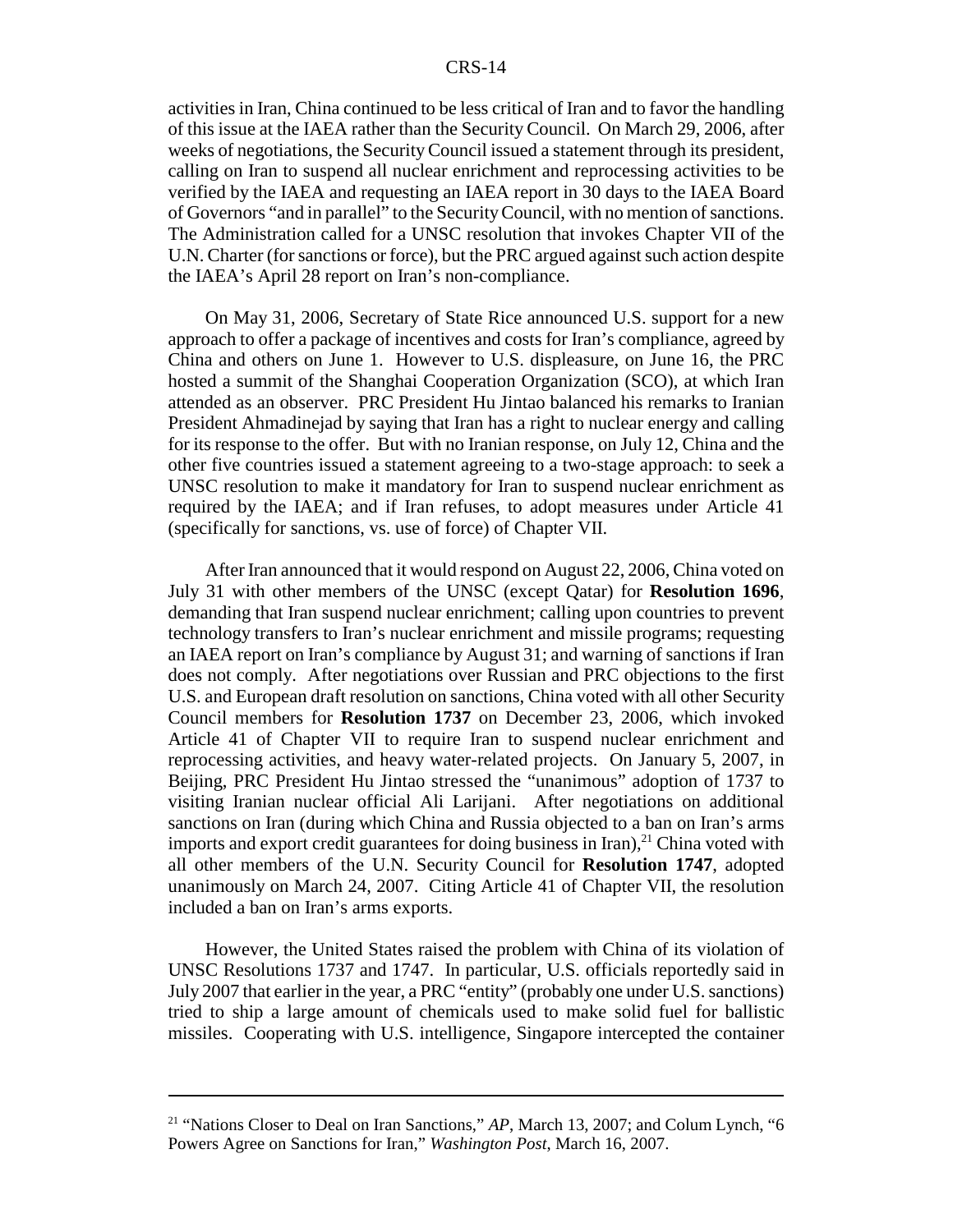activities in Iran, China continued to be less critical of Iran and to favor the handling of this issue at the IAEA rather than the Security Council. On March 29, 2006, after weeks of negotiations, the Security Council issued a statement through its president, calling on Iran to suspend all nuclear enrichment and reprocessing activities to be verified by the IAEA and requesting an IAEA report in 30 days to the IAEA Board of Governors "and in parallel" to the Security Council, with no mention of sanctions. The Administration called for a UNSC resolution that invokes Chapter VII of the U.N. Charter (for sanctions or force), but the PRC argued against such action despite the IAEA's April 28 report on Iran's non-compliance.

On May 31, 2006, Secretary of State Rice announced U.S. support for a new approach to offer a package of incentives and costs for Iran's compliance, agreed by China and others on June 1. However to U.S. displeasure, on June 16, the PRC hosted a summit of the Shanghai Cooperation Organization (SCO), at which Iran attended as an observer. PRC President Hu Jintao balanced his remarks to Iranian President Ahmadinejad by saying that Iran has a right to nuclear energy and calling for its response to the offer. But with no Iranian response, on July 12, China and the other five countries issued a statement agreeing to a two-stage approach: to seek a UNSC resolution to make it mandatory for Iran to suspend nuclear enrichment as required by the IAEA; and if Iran refuses, to adopt measures under Article 41 (specifically for sanctions, vs. use of force) of Chapter VII.

After Iran announced that it would respond on August 22, 2006, China voted on July 31 with other members of the UNSC (except Qatar) for **Resolution 1696**, demanding that Iran suspend nuclear enrichment; calling upon countries to prevent technology transfers to Iran's nuclear enrichment and missile programs; requesting an IAEA report on Iran's compliance by August 31; and warning of sanctions if Iran does not comply. After negotiations over Russian and PRC objections to the first U.S. and European draft resolution on sanctions, China voted with all other Security Council members for **Resolution 1737** on December 23, 2006, which invoked Article 41 of Chapter VII to require Iran to suspend nuclear enrichment and reprocessing activities, and heavy water-related projects. On January 5, 2007, in Beijing, PRC President Hu Jintao stressed the "unanimous" adoption of 1737 to visiting Iranian nuclear official Ali Larijani. After negotiations on additional sanctions on Iran (during which China and Russia objected to a ban on Iran's arms imports and export credit guarantees for doing business in Iran),[21] China voted with all other members of the U.N. Security Council for **Resolution 1747**, adopted unanimously on March 24, 2007. Citing Article 41 of Chapter VII, the resolution included a ban on Iran's arms exports.

However, the United States raised the problem with China of its violation of UNSC Resolutions 1737 and 1747. In particular, U.S. officials reportedly said in July 2007 that earlier in the year, a PRC "entity" (probably one under U.S. sanctions) tried to ship a large amount of chemicals used to make solid fuel for ballistic missiles. Cooperating with U.S. intelligence, Singapore intercepted the container

---

[21] "Nations Closer to Deal on Iran Sanctions," *AP*, March 13, 2007; and Colum Lynch, "6 Powers Agree on Sanctions for Iran," *Washington Post*, March 16, 2007.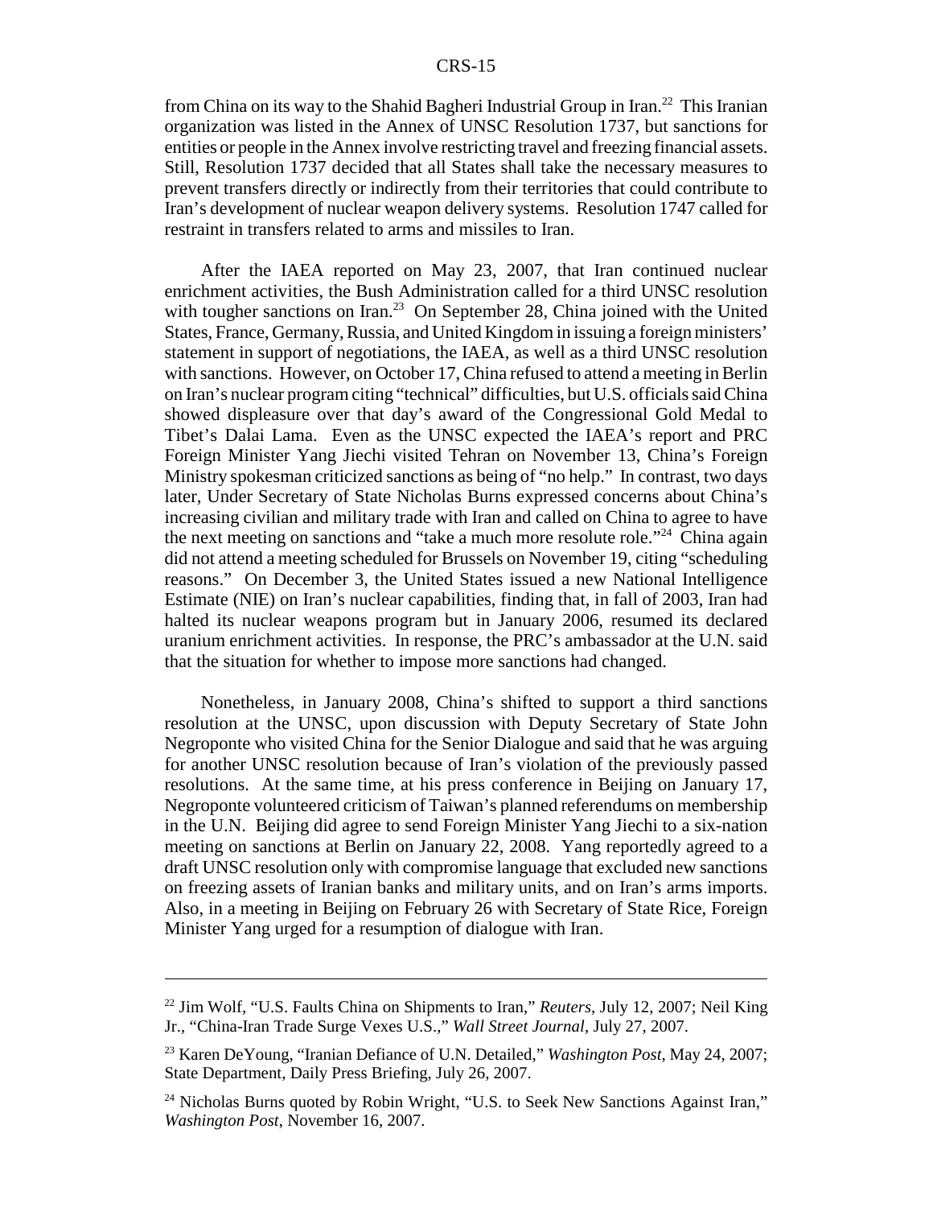from China on its way to the Shahid Bagheri Industrial Group in Iran.[22] This Iranian organization was listed in the Annex of UNSC Resolution 1737, but sanctions for entities or people in the Annex involve restricting travel and freezing financial assets. Still, Resolution 1737 decided that all States shall take the necessary measures to prevent transfers directly or indirectly from their territories that could contribute to Iran's development of nuclear weapon delivery systems. Resolution 1747 called for restraint in transfers related to arms and missiles to Iran.

After the IAEA reported on May 23, 2007, that Iran continued nuclear enrichment activities, the Bush Administration called for a third UNSC resolution with tougher sanctions on Iran.[23] On September 28, China joined with the United States, France, Germany, Russia, and United Kingdom in issuing a foreign ministers' statement in support of negotiations, the IAEA, as well as a third UNSC resolution with sanctions. However, on October 17, China refused to attend a meeting in Berlin on Iran's nuclear program citing "technical" difficulties, but U.S. officials said China showed displeasure over that day's award of the Congressional Gold Medal to Tibet's Dalai Lama. Even as the UNSC expected the IAEA's report and PRC Foreign Minister Yang Jiechi visited Tehran on November 13, China's Foreign Ministry spokesman criticized sanctions as being of "no help." In contrast, two days later, Under Secretary of State Nicholas Burns expressed concerns about China's increasing civilian and military trade with Iran and called on China to agree to have the next meeting on sanctions and "take a much more resolute role."[24] China again did not attend a meeting scheduled for Brussels on November 19, citing "scheduling reasons." On December 3, the United States issued a new National Intelligence Estimate (NIE) on Iran's nuclear capabilities, finding that, in fall of 2003, Iran had halted its nuclear weapons program but in January 2006, resumed its declared uranium enrichment activities. In response, the PRC's ambassador at the U.N. said that the situation for whether to impose more sanctions had changed.

Nonetheless, in January 2008, China's shifted to support a third sanctions resolution at the UNSC, upon discussion with Deputy Secretary of State John Negroponte who visited China for the Senior Dialogue and said that he was arguing for another UNSC resolution because of Iran's violation of the previously passed resolutions. At the same time, at his press conference in Beijing on January 17, Negroponte volunteered criticism of Taiwan's planned referendums on membership in the U.N. Beijing did agree to send Foreign Minister Yang Jiechi to a six-nation meeting on sanctions at Berlin on January 22, 2008. Yang reportedly agreed to a draft UNSC resolution only with compromise language that excluded new sanctions on freezing assets of Iranian banks and military units, and on Iran's arms imports. Also, in a meeting in Beijing on February 26 with Secretary of State Rice, Foreign Minister Yang urged for a resumption of dialogue with Iran.

---

[22] Jim Wolf, "U.S. Faults China on Shipments to Iran," *Reuters*, July 12, 2007; Neil King Jr., "China-Iran Trade Surge Vexes U.S.," *Wall Street Journal*, July 27, 2007.

[23] Karen DeYoung, "Iranian Defiance of U.N. Detailed," *Washington Post*, May 24, 2007; State Department, Daily Press Briefing, July 26, 2007.

[24] Nicholas Burns quoted by Robin Wright, "U.S. to Seek New Sanctions Against Iran," *Washington Post*, November 16, 2007.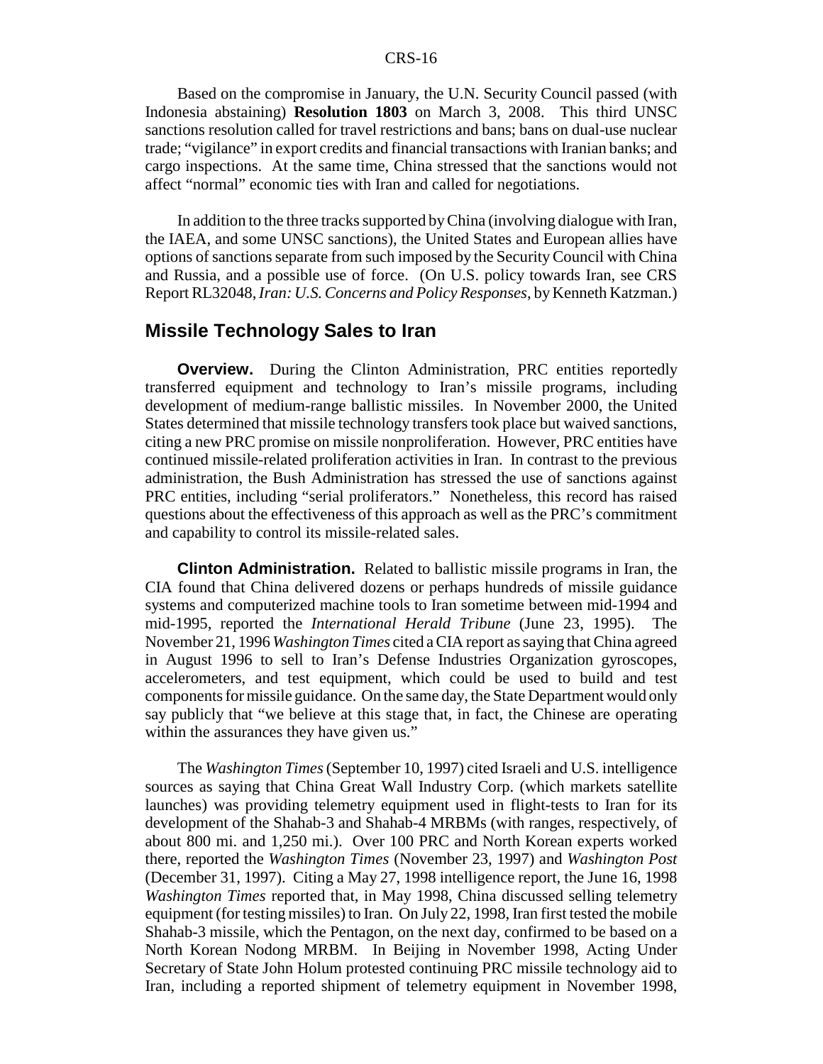Based on the compromise in January, the U.N. Security Council passed (with Indonesia abstaining) **Resolution 1803** on March 3, 2008. This third UNSC sanctions resolution called for travel restrictions and bans; bans on dual-use nuclear trade; "vigilance" in export credits and financial transactions with Iranian banks; and cargo inspections. At the same time, China stressed that the sanctions would not affect "normal" economic ties with Iran and called for negotiations.

In addition to the three tracks supported by China (involving dialogue with Iran, the IAEA, and some UNSC sanctions), the United States and European allies have options of sanctions separate from such imposed by the Security Council with China and Russia, and a possible use of force. (On U.S. policy towards Iran, see CRS Report RL32048, *Iran: U.S. Concerns and Policy Responses*, by Kenneth Katzman.)

## Missile Technology Sales to Iran

**Overview.** During the Clinton Administration, PRC entities reportedly transferred equipment and technology to Iran's missile programs, including development of medium-range ballistic missiles. In November 2000, the United States determined that missile technology transfers took place but waived sanctions, citing a new PRC promise on missile nonproliferation. However, PRC entities have continued missile-related proliferation activities in Iran. In contrast to the previous administration, the Bush Administration has stressed the use of sanctions against PRC entities, including "serial proliferators." Nonetheless, this record has raised questions about the effectiveness of this approach as well as the PRC's commitment and capability to control its missile-related sales.

**Clinton Administration.** Related to ballistic missile programs in Iran, the CIA found that China delivered dozens or perhaps hundreds of missile guidance systems and computerized machine tools to Iran sometime between mid-1994 and mid-1995, reported the *International Herald Tribune* (June 23, 1995). The November 21, 1996 *Washington Times* cited a CIA report as saying that China agreed in August 1996 to sell to Iran's Defense Industries Organization gyroscopes, accelerometers, and test equipment, which could be used to build and test components for missile guidance. On the same day, the State Department would only say publicly that "we believe at this stage that, in fact, the Chinese are operating within the assurances they have given us."

The *Washington Times* (September 10, 1997) cited Israeli and U.S. intelligence sources as saying that China Great Wall Industry Corp. (which markets satellite launches) was providing telemetry equipment used in flight-tests to Iran for its development of the Shahab-3 and Shahab-4 MRBMs (with ranges, respectively, of about 800 mi. and 1,250 mi.). Over 100 PRC and North Korean experts worked there, reported the *Washington Times* (November 23, 1997) and *Washington Post* (December 31, 1997). Citing a May 27, 1998 intelligence report, the June 16, 1998 *Washington Times* reported that, in May 1998, China discussed selling telemetry equipment (for testing missiles) to Iran. On July 22, 1998, Iran first tested the mobile Shahab-3 missile, which the Pentagon, on the next day, confirmed to be based on a North Korean Nodong MRBM. In Beijing in November 1998, Acting Under Secretary of State John Holum protested continuing PRC missile technology aid to Iran, including a reported shipment of telemetry equipment in November 1998,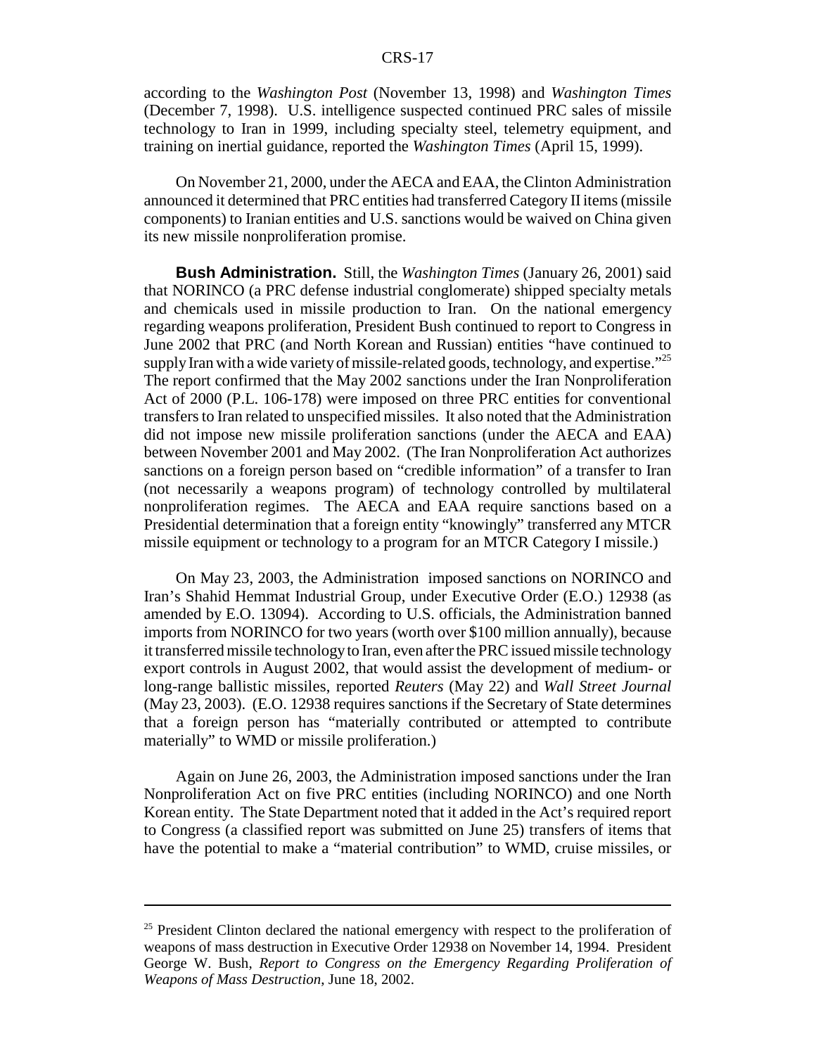according to the *Washington Post* (November 13, 1998) and *Washington Times* (December 7, 1998). U.S. intelligence suspected continued PRC sales of missile technology to Iran in 1999, including specialty steel, telemetry equipment, and training on inertial guidance, reported the *Washington Times* (April 15, 1999).

On November 21, 2000, under the AECA and EAA, the Clinton Administration announced it determined that PRC entities had transferred Category II items (missile components) to Iranian entities and U.S. sanctions would be waived on China given its new missile nonproliferation promise.

**Bush Administration.** Still, the *Washington Times* (January 26, 2001) said that NORINCO (a PRC defense industrial conglomerate) shipped specialty metals and chemicals used in missile production to Iran. On the national emergency regarding weapons proliferation, President Bush continued to report to Congress in June 2002 that PRC (and North Korean and Russian) entities "have continued to supply Iran with a wide variety of missile-related goods, technology, and expertise."[25] The report confirmed that the May 2002 sanctions under the Iran Nonproliferation Act of 2000 (P.L. 106-178) were imposed on three PRC entities for conventional transfers to Iran related to unspecified missiles. It also noted that the Administration did not impose new missile proliferation sanctions (under the AECA and EAA) between November 2001 and May 2002. (The Iran Nonproliferation Act authorizes sanctions on a foreign person based on "credible information" of a transfer to Iran (not necessarily a weapons program) of technology controlled by multilateral nonproliferation regimes. The AECA and EAA require sanctions based on a Presidential determination that a foreign entity "knowingly" transferred any MTCR missile equipment or technology to a program for an MTCR Category I missile.)

On May 23, 2003, the Administration imposed sanctions on NORINCO and Iran's Shahid Hemmat Industrial Group, under Executive Order (E.O.) 12938 (as amended by E.O. 13094). According to U.S. officials, the Administration banned imports from NORINCO for two years (worth over $100 million annually), because it transferred missile technology to Iran, even after the PRC issued missile technology export controls in August 2002, that would assist the development of medium- or long-range ballistic missiles, reported *Reuters* (May 22) and *Wall Street Journal* (May 23, 2003). (E.O. 12938 requires sanctions if the Secretary of State determines that a foreign person has "materially contributed or attempted to contribute materially" to WMD or missile proliferation.)

Again on June 26, 2003, the Administration imposed sanctions under the Iran Nonproliferation Act on five PRC entities (including NORINCO) and one North Korean entity. The State Department noted that it added in the Act's required report to Congress (a classified report was submitted on June 25) transfers of items that have the potential to make a "material contribution" to WMD, cruise missiles, or

---

[25] President Clinton declared the national emergency with respect to the proliferation of weapons of mass destruction in Executive Order 12938 on November 14, 1994. President George W. Bush, *Report to Congress on the Emergency Regarding Proliferation of Weapons of Mass Destruction*, June 18, 2002.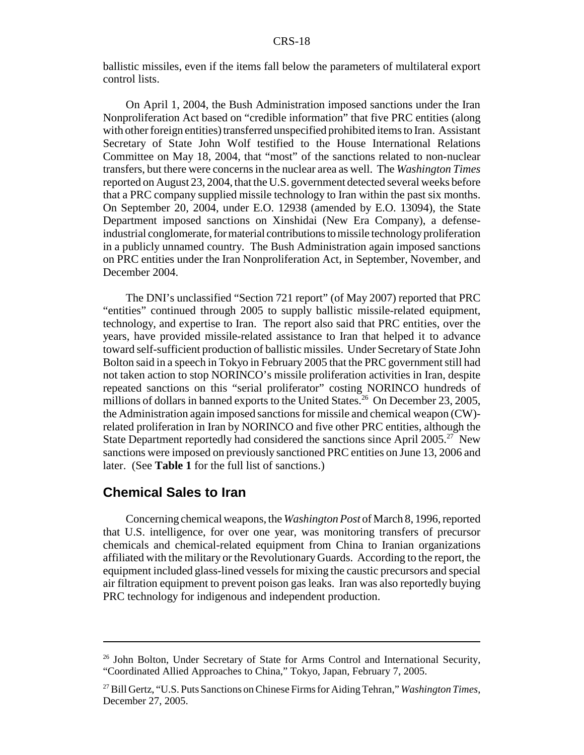ballistic missiles, even if the items fall below the parameters of multilateral export control lists.

On April 1, 2004, the Bush Administration imposed sanctions under the Iran Nonproliferation Act based on "credible information" that five PRC entities (along with other foreign entities) transferred unspecified prohibited items to Iran. Assistant Secretary of State John Wolf testified to the House International Relations Committee on May 18, 2004, that "most" of the sanctions related to non-nuclear transfers, but there were concerns in the nuclear area as well. The *Washington Times* reported on August 23, 2004, that the U.S. government detected several weeks before that a PRC company supplied missile technology to Iran within the past six months. On September 20, 2004, under E.O. 12938 (amended by E.O. 13094), the State Department imposed sanctions on Xinshidai (New Era Company), a defense-industrial conglomerate, for material contributions to missile technology proliferation in a publicly unnamed country. The Bush Administration again imposed sanctions on PRC entities under the Iran Nonproliferation Act, in September, November, and December 2004.

The DNI's unclassified "Section 721 report" (of May 2007) reported that PRC "entities" continued through 2005 to supply ballistic missile-related equipment, technology, and expertise to Iran. The report also said that PRC entities, over the years, have provided missile-related assistance to Iran that helped it to advance toward self-sufficient production of ballistic missiles. Under Secretary of State John Bolton said in a speech in Tokyo in February 2005 that the PRC government still had not taken action to stop NORINCO's missile proliferation activities in Iran, despite repeated sanctions on this "serial proliferator" costing NORINCO hundreds of millions of dollars in banned exports to the United States.[26] On December 23, 2005, the Administration again imposed sanctions for missile and chemical weapon (CW)-related proliferation in Iran by NORINCO and five other PRC entities, although the State Department reportedly had considered the sanctions since April 2005.[27] New sanctions were imposed on previously sanctioned PRC entities on June 13, 2006 and later. (See **Table 1** for the full list of sanctions.)

## Chemical Sales to Iran

Concerning chemical weapons, the *Washington Post* of March 8, 1996, reported that U.S. intelligence, for over one year, was monitoring transfers of precursor chemicals and chemical-related equipment from China to Iranian organizations affiliated with the military or the Revolutionary Guards. According to the report, the equipment included glass-lined vessels for mixing the caustic precursors and special air filtration equipment to prevent poison gas leaks. Iran was also reportedly buying PRC technology for indigenous and independent production.

---

[26] John Bolton, Under Secretary of State for Arms Control and International Security, "Coordinated Allied Approaches to China," Tokyo, Japan, February 7, 2005.

[27] Bill Gertz, "U.S. Puts Sanctions on Chinese Firms for Aiding Tehran," *Washington Times*, December 27, 2005.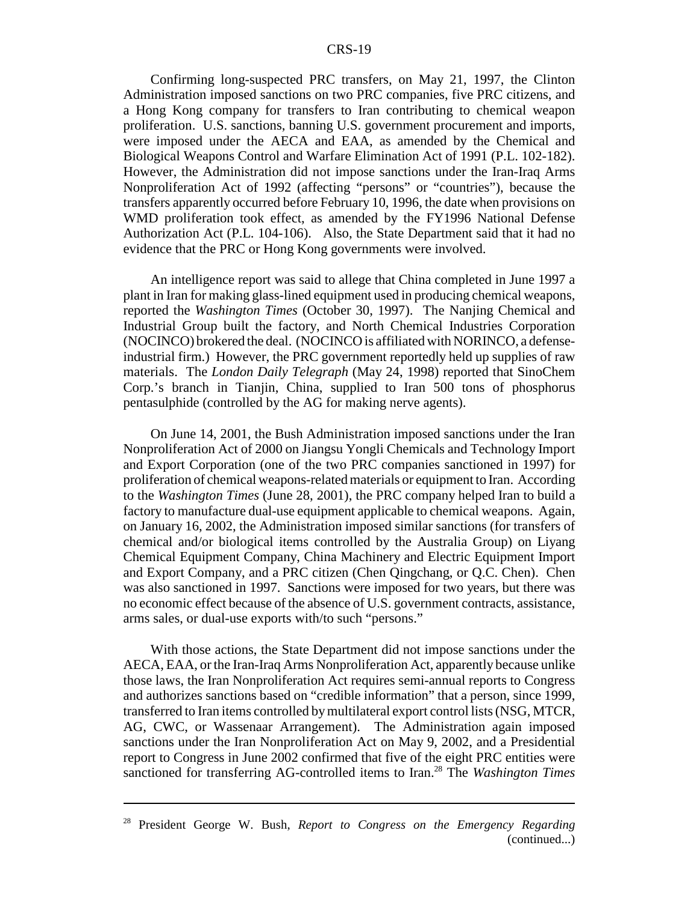Confirming long-suspected PRC transfers, on May 21, 1997, the Clinton Administration imposed sanctions on two PRC companies, five PRC citizens, and a Hong Kong company for transfers to Iran contributing to chemical weapon proliferation. U.S. sanctions, banning U.S. government procurement and imports, were imposed under the AECA and EAA, as amended by the Chemical and Biological Weapons Control and Warfare Elimination Act of 1991 (P.L. 102-182). However, the Administration did not impose sanctions under the Iran-Iraq Arms Nonproliferation Act of 1992 (affecting "persons" or "countries"), because the transfers apparently occurred before February 10, 1996, the date when provisions on WMD proliferation took effect, as amended by the FY1996 National Defense Authorization Act (P.L. 104-106). Also, the State Department said that it had no evidence that the PRC or Hong Kong governments were involved.

An intelligence report was said to allege that China completed in June 1997 a plant in Iran for making glass-lined equipment used in producing chemical weapons, reported the *Washington Times* (October 30, 1997). The Nanjing Chemical and Industrial Group built the factory, and North Chemical Industries Corporation (NOCINCO) brokered the deal. (NOCINCO is affiliated with NORINCO, a defense-industrial firm.) However, the PRC government reportedly held up supplies of raw materials. The *London Daily Telegraph* (May 24, 1998) reported that SinoChem Corp.'s branch in Tianjin, China, supplied to Iran 500 tons of phosphorus pentasulphide (controlled by the AG for making nerve agents).

On June 14, 2001, the Bush Administration imposed sanctions under the Iran Nonproliferation Act of 2000 on Jiangsu Yongli Chemicals and Technology Import and Export Corporation (one of the two PRC companies sanctioned in 1997) for proliferation of chemical weapons-related materials or equipment to Iran. According to the *Washington Times* (June 28, 2001), the PRC company helped Iran to build a factory to manufacture dual-use equipment applicable to chemical weapons. Again, on January 16, 2002, the Administration imposed similar sanctions (for transfers of chemical and/or biological items controlled by the Australia Group) on Liyang Chemical Equipment Company, China Machinery and Electric Equipment Import and Export Company, and a PRC citizen (Chen Qingchang, or Q.C. Chen). Chen was also sanctioned in 1997. Sanctions were imposed for two years, but there was no economic effect because of the absence of U.S. government contracts, assistance, arms sales, or dual-use exports with/to such "persons."

With those actions, the State Department did not impose sanctions under the AECA, EAA, or the Iran-Iraq Arms Nonproliferation Act, apparently because unlike those laws, the Iran Nonproliferation Act requires semi-annual reports to Congress and authorizes sanctions based on "credible information" that a person, since 1999, transferred to Iran items controlled by multilateral export control lists (NSG, MTCR, AG, CWC, or Wassenaar Arrangement). The Administration again imposed sanctions under the Iran Nonproliferation Act on May 9, 2002, and a Presidential report to Congress in June 2002 confirmed that five of the eight PRC entities were sanctioned for transferring AG-controlled items to Iran.[28] The *Washington Times*

---

[28] President George W. Bush, *Report to Congress on the Emergency Regarding* (continued...)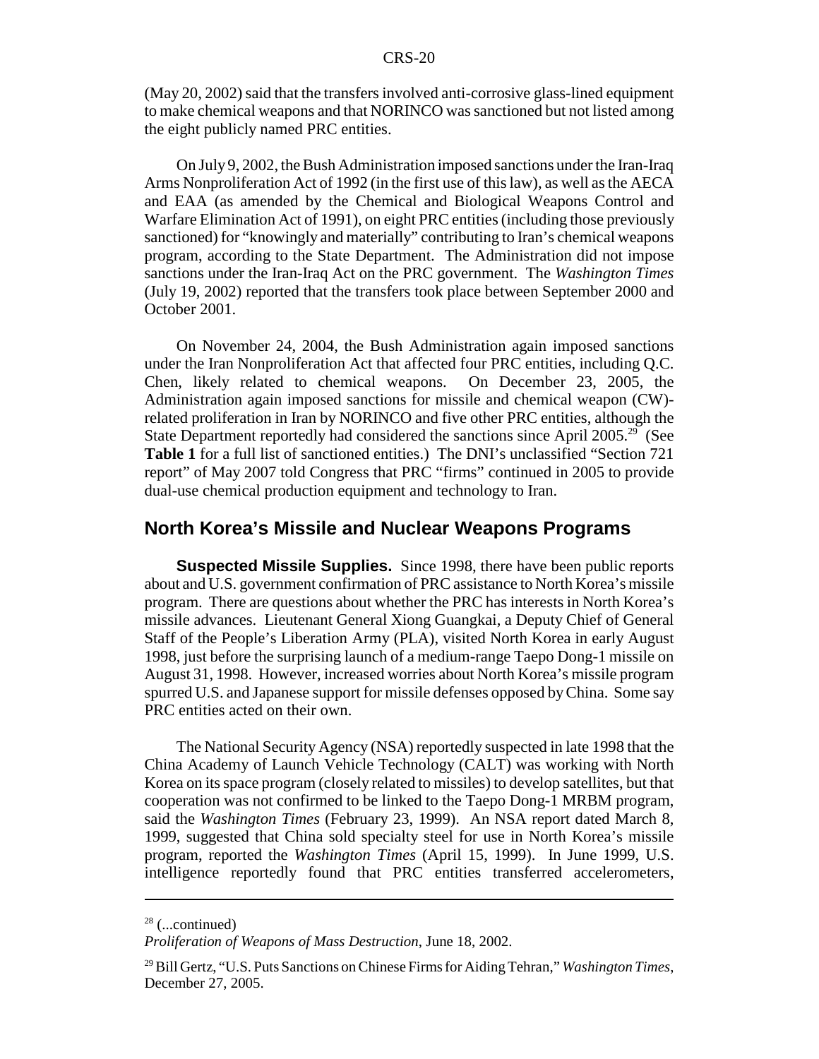(May 20, 2002) said that the transfers involved anti-corrosive glass-lined equipment to make chemical weapons and that NORINCO was sanctioned but not listed among the eight publicly named PRC entities.

On July 9, 2002, the Bush Administration imposed sanctions under the Iran-Iraq Arms Nonproliferation Act of 1992 (in the first use of this law), as well as the AECA and EAA (as amended by the Chemical and Biological Weapons Control and Warfare Elimination Act of 1991), on eight PRC entities (including those previously sanctioned) for "knowingly and materially" contributing to Iran's chemical weapons program, according to the State Department. The Administration did not impose sanctions under the Iran-Iraq Act on the PRC government. The *Washington Times* (July 19, 2002) reported that the transfers took place between September 2000 and October 2001.

On November 24, 2004, the Bush Administration again imposed sanctions under the Iran Nonproliferation Act that affected four PRC entities, including Q.C. Chen, likely related to chemical weapons. On December 23, 2005, the Administration again imposed sanctions for missile and chemical weapon (CW)-related proliferation in Iran by NORINCO and five other PRC entities, although the State Department reportedly had considered the sanctions since April 2005.[29] (See **Table 1** for a full list of sanctioned entities.) The DNI's unclassified "Section 721 report" of May 2007 told Congress that PRC "firms" continued in 2005 to provide dual-use chemical production equipment and technology to Iran.

## North Korea's Missile and Nuclear Weapons Programs

**Suspected Missile Supplies.** Since 1998, there have been public reports about and U.S. government confirmation of PRC assistance to North Korea's missile program. There are questions about whether the PRC has interests in North Korea's missile advances. Lieutenant General Xiong Guangkai, a Deputy Chief of General Staff of the People's Liberation Army (PLA), visited North Korea in early August 1998, just before the surprising launch of a medium-range Taepo Dong-1 missile on August 31, 1998. However, increased worries about North Korea's missile program spurred U.S. and Japanese support for missile defenses opposed by China. Some say PRC entities acted on their own.

The National Security Agency (NSA) reportedly suspected in late 1998 that the China Academy of Launch Vehicle Technology (CALT) was working with North Korea on its space program (closely related to missiles) to develop satellites, but that cooperation was not confirmed to be linked to the Taepo Dong-1 MRBM program, said the *Washington Times* (February 23, 1999). An NSA report dated March 8, 1999, suggested that China sold specialty steel for use in North Korea's missile program, reported the *Washington Times* (April 15, 1999). In June 1999, U.S. intelligence reportedly found that PRC entities transferred accelerometers,

---

[28] (...continued)
*Proliferation of Weapons of Mass Destruction*, June 18, 2002.

[29] Bill Gertz, "U.S. Puts Sanctions on Chinese Firms for Aiding Tehran," *Washington Times*, December 27, 2005.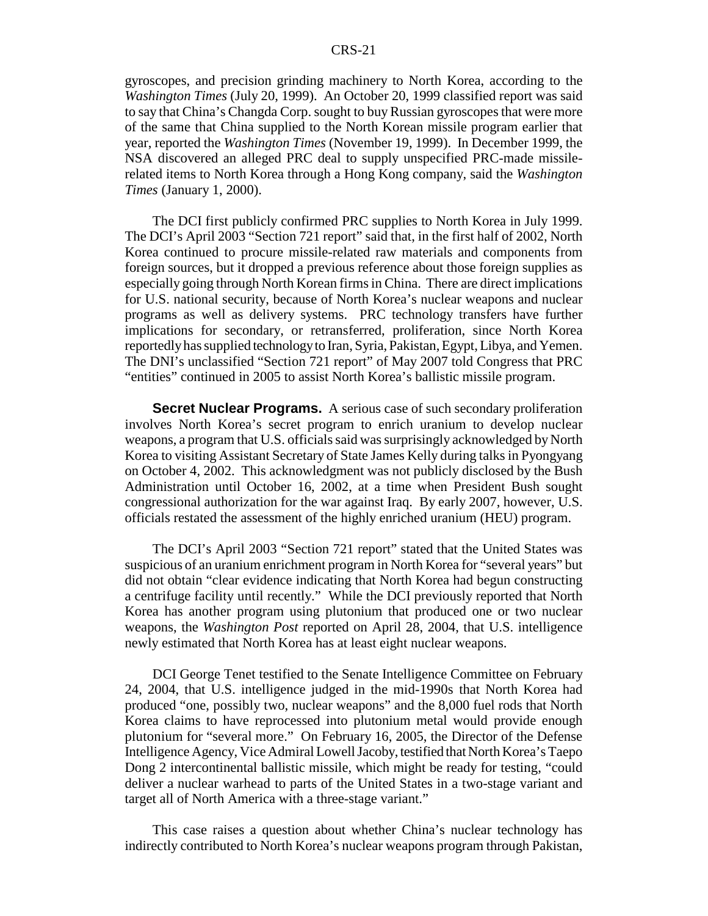gyroscopes, and precision grinding machinery to North Korea, according to the *Washington Times* (July 20, 1999). An October 20, 1999 classified report was said to say that China's Changda Corp. sought to buy Russian gyroscopes that were more of the same that China supplied to the North Korean missile program earlier that year, reported the *Washington Times* (November 19, 1999). In December 1999, the NSA discovered an alleged PRC deal to supply unspecified PRC-made missile-related items to North Korea through a Hong Kong company, said the *Washington Times* (January 1, 2000).

The DCI first publicly confirmed PRC supplies to North Korea in July 1999. The DCI's April 2003 "Section 721 report" said that, in the first half of 2002, North Korea continued to procure missile-related raw materials and components from foreign sources, but it dropped a previous reference about those foreign supplies as especially going through North Korean firms in China. There are direct implications for U.S. national security, because of North Korea's nuclear weapons and nuclear programs as well as delivery systems. PRC technology transfers have further implications for secondary, or retransferred, proliferation, since North Korea reportedly has supplied technology to Iran, Syria, Pakistan, Egypt, Libya, and Yemen. The DNI's unclassified "Section 721 report" of May 2007 told Congress that PRC "entities" continued in 2005 to assist North Korea's ballistic missile program.

**Secret Nuclear Programs.** A serious case of such secondary proliferation involves North Korea's secret program to enrich uranium to develop nuclear weapons, a program that U.S. officials said was surprisingly acknowledged by North Korea to visiting Assistant Secretary of State James Kelly during talks in Pyongyang on October 4, 2002. This acknowledgment was not publicly disclosed by the Bush Administration until October 16, 2002, at a time when President Bush sought congressional authorization for the war against Iraq. By early 2007, however, U.S. officials restated the assessment of the highly enriched uranium (HEU) program.

The DCI's April 2003 "Section 721 report" stated that the United States was suspicious of an uranium enrichment program in North Korea for "several years" but did not obtain "clear evidence indicating that North Korea had begun constructing a centrifuge facility until recently." While the DCI previously reported that North Korea has another program using plutonium that produced one or two nuclear weapons, the *Washington Post* reported on April 28, 2004, that U.S. intelligence newly estimated that North Korea has at least eight nuclear weapons.

DCI George Tenet testified to the Senate Intelligence Committee on February 24, 2004, that U.S. intelligence judged in the mid-1990s that North Korea had produced "one, possibly two, nuclear weapons" and the 8,000 fuel rods that North Korea claims to have reprocessed into plutonium metal would provide enough plutonium for "several more." On February 16, 2005, the Director of the Defense Intelligence Agency, Vice Admiral Lowell Jacoby, testified that North Korea's Taepo Dong 2 intercontinental ballistic missile, which might be ready for testing, "could deliver a nuclear warhead to parts of the United States in a two-stage variant and target all of North America with a three-stage variant."

This case raises a question about whether China's nuclear technology has indirectly contributed to North Korea's nuclear weapons program through Pakistan,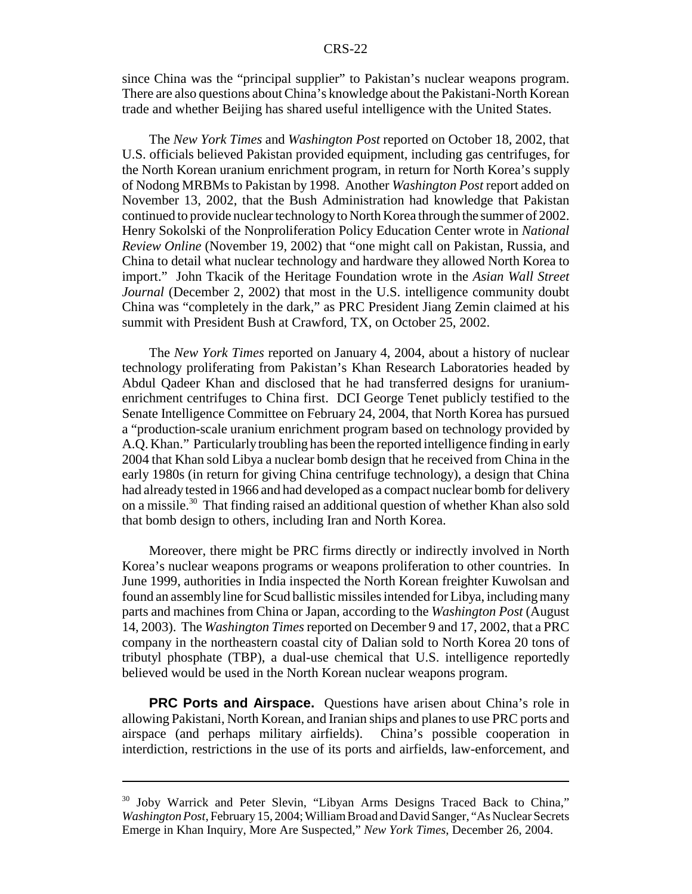since China was the "principal supplier" to Pakistan's nuclear weapons program. There are also questions about China's knowledge about the Pakistani-North Korean trade and whether Beijing has shared useful intelligence with the United States.

The *New York Times* and *Washington Post* reported on October 18, 2002, that U.S. officials believed Pakistan provided equipment, including gas centrifuges, for the North Korean uranium enrichment program, in return for North Korea's supply of Nodong MRBMs to Pakistan by 1998. Another *Washington Post* report added on November 13, 2002, that the Bush Administration had knowledge that Pakistan continued to provide nuclear technology to North Korea through the summer of 2002. Henry Sokolski of the Nonproliferation Policy Education Center wrote in *National Review Online* (November 19, 2002) that "one might call on Pakistan, Russia, and China to detail what nuclear technology and hardware they allowed North Korea to import." John Tkacik of the Heritage Foundation wrote in the *Asian Wall Street Journal* (December 2, 2002) that most in the U.S. intelligence community doubt China was "completely in the dark," as PRC President Jiang Zemin claimed at his summit with President Bush at Crawford, TX, on October 25, 2002.

The *New York Times* reported on January 4, 2004, about a history of nuclear technology proliferating from Pakistan's Khan Research Laboratories headed by Abdul Qadeer Khan and disclosed that he had transferred designs for uranium-enrichment centrifuges to China first. DCI George Tenet publicly testified to the Senate Intelligence Committee on February 24, 2004, that North Korea has pursued a "production-scale uranium enrichment program based on technology provided by A.Q. Khan." Particularly troubling has been the reported intelligence finding in early 2004 that Khan sold Libya a nuclear bomb design that he received from China in the early 1980s (in return for giving China centrifuge technology), a design that China had already tested in 1966 and had developed as a compact nuclear bomb for delivery on a missile.[30] That finding raised an additional question of whether Khan also sold that bomb design to others, including Iran and North Korea.

Moreover, there might be PRC firms directly or indirectly involved in North Korea's nuclear weapons programs or weapons proliferation to other countries. In June 1999, authorities in India inspected the North Korean freighter Kuwolsan and found an assembly line for Scud ballistic missiles intended for Libya, including many parts and machines from China or Japan, according to the *Washington Post* (August 14, 2003). The *Washington Times* reported on December 9 and 17, 2002, that a PRC company in the northeastern coastal city of Dalian sold to North Korea 20 tons of tributyl phosphate (TBP), a dual-use chemical that U.S. intelligence reportedly believed would be used in the North Korean nuclear weapons program.

**PRC Ports and Airspace.** Questions have arisen about China's role in allowing Pakistani, North Korean, and Iranian ships and planes to use PRC ports and airspace (and perhaps military airfields). China's possible cooperation in interdiction, restrictions in the use of its ports and airfields, law-enforcement, and

---

[30] Joby Warrick and Peter Slevin, "Libyan Arms Designs Traced Back to China," *Washington Post*, February 15, 2004; William Broad and David Sanger, "As Nuclear Secrets Emerge in Khan Inquiry, More Are Suspected," *New York Times*, December 26, 2004.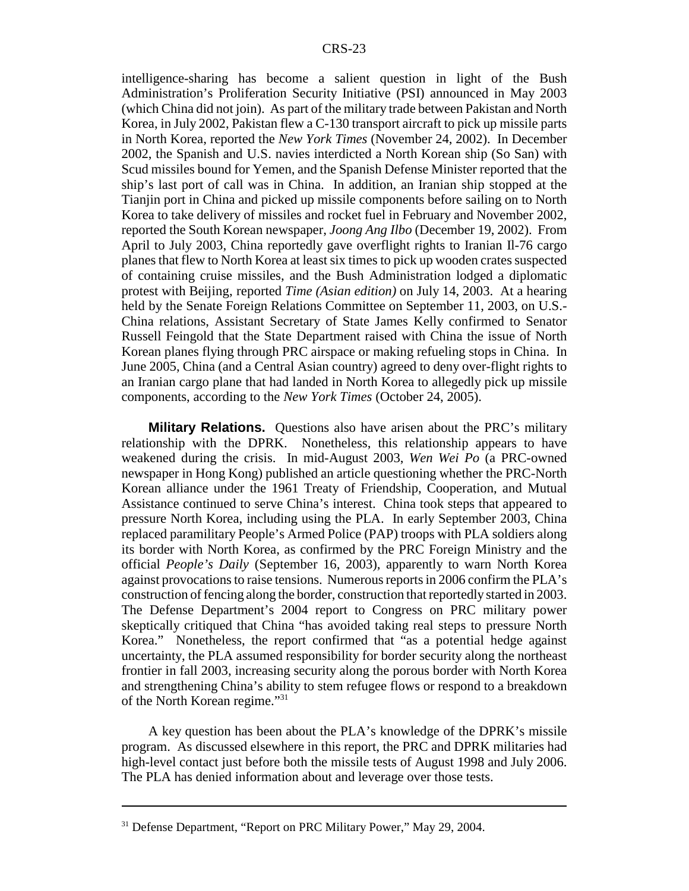intelligence-sharing has become a salient question in light of the Bush Administration's Proliferation Security Initiative (PSI) announced in May 2003 (which China did not join). As part of the military trade between Pakistan and North Korea, in July 2002, Pakistan flew a C-130 transport aircraft to pick up missile parts in North Korea, reported the *New York Times* (November 24, 2002). In December 2002, the Spanish and U.S. navies interdicted a North Korean ship (So San) with Scud missiles bound for Yemen, and the Spanish Defense Minister reported that the ship's last port of call was in China. In addition, an Iranian ship stopped at the Tianjin port in China and picked up missile components before sailing on to North Korea to take delivery of missiles and rocket fuel in February and November 2002, reported the South Korean newspaper, *Joong Ang Ilbo* (December 19, 2002). From April to July 2003, China reportedly gave overflight rights to Iranian Il-76 cargo planes that flew to North Korea at least six times to pick up wooden crates suspected of containing cruise missiles, and the Bush Administration lodged a diplomatic protest with Beijing, reported *Time (Asian edition)* on July 14, 2003. At a hearing held by the Senate Foreign Relations Committee on September 11, 2003, on U.S.-China relations, Assistant Secretary of State James Kelly confirmed to Senator Russell Feingold that the State Department raised with China the issue of North Korean planes flying through PRC airspace or making refueling stops in China. In June 2005, China (and a Central Asian country) agreed to deny over-flight rights to an Iranian cargo plane that had landed in North Korea to allegedly pick up missile components, according to the *New York Times* (October 24, 2005).

**Military Relations.** Questions also have arisen about the PRC's military relationship with the DPRK. Nonetheless, this relationship appears to have weakened during the crisis. In mid-August 2003, *Wen Wei Po* (a PRC-owned newspaper in Hong Kong) published an article questioning whether the PRC-North Korean alliance under the 1961 Treaty of Friendship, Cooperation, and Mutual Assistance continued to serve China's interest. China took steps that appeared to pressure North Korea, including using the PLA. In early September 2003, China replaced paramilitary People's Armed Police (PAP) troops with PLA soldiers along its border with North Korea, as confirmed by the PRC Foreign Ministry and the official *People's Daily* (September 16, 2003), apparently to warn North Korea against provocations to raise tensions. Numerous reports in 2006 confirm the PLA's construction of fencing along the border, construction that reportedly started in 2003. The Defense Department's 2004 report to Congress on PRC military power skeptically critiqued that China "has avoided taking real steps to pressure North Korea." Nonetheless, the report confirmed that "as a potential hedge against uncertainty, the PLA assumed responsibility for border security along the northeast frontier in fall 2003, increasing security along the porous border with North Korea and strengthening China's ability to stem refugee flows or respond to a breakdown of the North Korean regime."[31]

A key question has been about the PLA's knowledge of the DPRK's missile program. As discussed elsewhere in this report, the PRC and DPRK militaries had high-level contact just before both the missile tests of August 1998 and July 2006. The PLA has denied information about and leverage over those tests.

---

[31] Defense Department, "Report on PRC Military Power," May 29, 2004.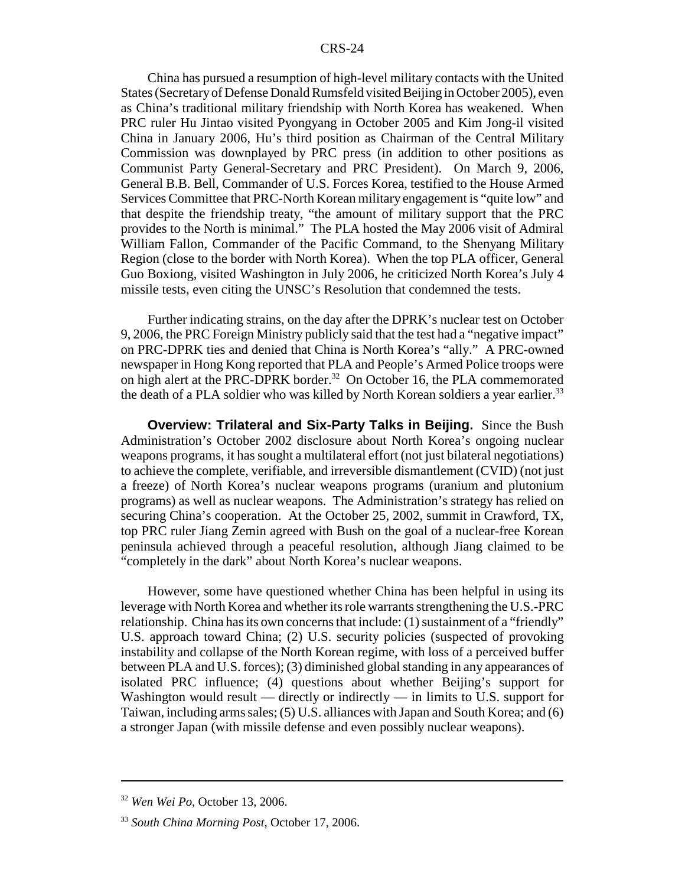China has pursued a resumption of high-level military contacts with the United States (Secretary of Defense Donald Rumsfeld visited Beijing in October 2005), even as China's traditional military friendship with North Korea has weakened. When PRC ruler Hu Jintao visited Pyongyang in October 2005 and Kim Jong-il visited China in January 2006, Hu's third position as Chairman of the Central Military Commission was downplayed by PRC press (in addition to other positions as Communist Party General-Secretary and PRC President). On March 9, 2006, General B.B. Bell, Commander of U.S. Forces Korea, testified to the House Armed Services Committee that PRC-North Korean military engagement is "quite low" and that despite the friendship treaty, "the amount of military support that the PRC provides to the North is minimal." The PLA hosted the May 2006 visit of Admiral William Fallon, Commander of the Pacific Command, to the Shenyang Military Region (close to the border with North Korea). When the top PLA officer, General Guo Boxiong, visited Washington in July 2006, he criticized North Korea's July 4 missile tests, even citing the UNSC's Resolution that condemned the tests.

Further indicating strains, on the day after the DPRK's nuclear test on October 9, 2006, the PRC Foreign Ministry publicly said that the test had a "negative impact" on PRC-DPRK ties and denied that China is North Korea's "ally." A PRC-owned newspaper in Hong Kong reported that PLA and People's Armed Police troops were on high alert at the PRC-DPRK border.[32] On October 16, the PLA commemorated the death of a PLA soldier who was killed by North Korean soldiers a year earlier.[33]

**Overview: Trilateral and Six-Party Talks in Beijing.** Since the Bush Administration's October 2002 disclosure about North Korea's ongoing nuclear weapons programs, it has sought a multilateral effort (not just bilateral negotiations) to achieve the complete, verifiable, and irreversible dismantlement (CVID) (not just a freeze) of North Korea's nuclear weapons programs (uranium and plutonium programs) as well as nuclear weapons. The Administration's strategy has relied on securing China's cooperation. At the October 25, 2002, summit in Crawford, TX, top PRC ruler Jiang Zemin agreed with Bush on the goal of a nuclear-free Korean peninsula achieved through a peaceful resolution, although Jiang claimed to be "completely in the dark" about North Korea's nuclear weapons.

However, some have questioned whether China has been helpful in using its leverage with North Korea and whether its role warrants strengthening the U.S.-PRC relationship. China has its own concerns that include: (1) sustainment of a "friendly" U.S. approach toward China; (2) U.S. security policies (suspected of provoking instability and collapse of the North Korean regime, with loss of a perceived buffer between PLA and U.S. forces); (3) diminished global standing in any appearances of isolated PRC influence; (4) questions about whether Beijing's support for Washington would result — directly or indirectly — in limits to U.S. support for Taiwan, including arms sales; (5) U.S. alliances with Japan and South Korea; and (6) a stronger Japan (with missile defense and even possibly nuclear weapons).

---

[32] *Wen Wei Po*, October 13, 2006.

[33] *South China Morning Post*, October 17, 2006.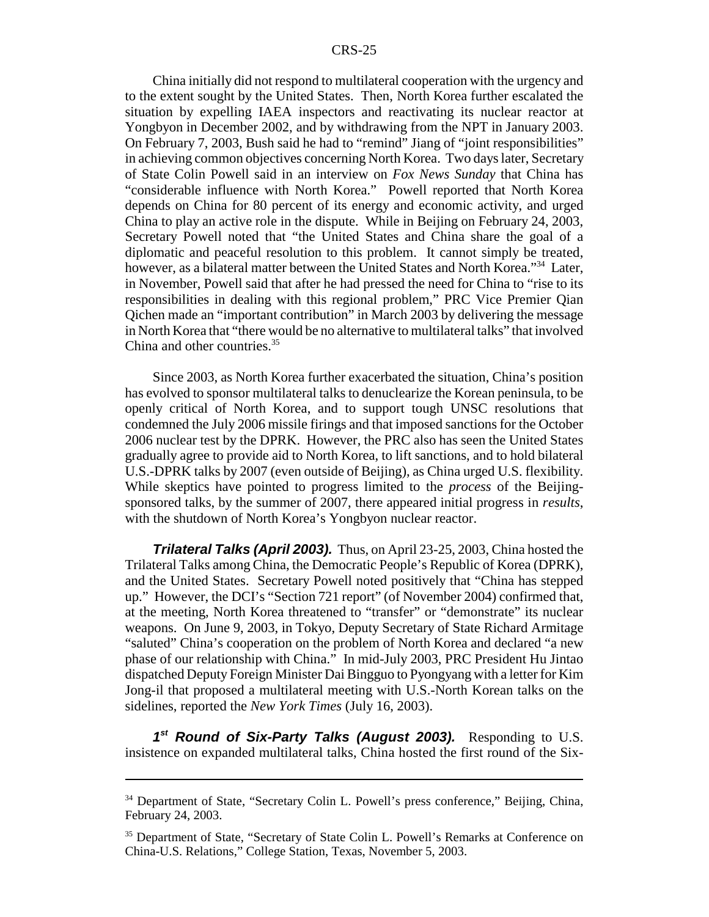China initially did not respond to multilateral cooperation with the urgency and to the extent sought by the United States. Then, North Korea further escalated the situation by expelling IAEA inspectors and reactivating its nuclear reactor at Yongbyon in December 2002, and by withdrawing from the NPT in January 2003. On February 7, 2003, Bush said he had to "remind" Jiang of "joint responsibilities" in achieving common objectives concerning North Korea. Two days later, Secretary of State Colin Powell said in an interview on *Fox News Sunday* that China has "considerable influence with North Korea." Powell reported that North Korea depends on China for 80 percent of its energy and economic activity, and urged China to play an active role in the dispute. While in Beijing on February 24, 2003, Secretary Powell noted that "the United States and China share the goal of a diplomatic and peaceful resolution to this problem. It cannot simply be treated, however, as a bilateral matter between the United States and North Korea."[34] Later, in November, Powell said that after he had pressed the need for China to "rise to its responsibilities in dealing with this regional problem," PRC Vice Premier Qian Qichen made an "important contribution" in March 2003 by delivering the message in North Korea that "there would be no alternative to multilateral talks" that involved China and other countries.[35]

Since 2003, as North Korea further exacerbated the situation, China's position has evolved to sponsor multilateral talks to denuclearize the Korean peninsula, to be openly critical of North Korea, and to support tough UNSC resolutions that condemned the July 2006 missile firings and that imposed sanctions for the October 2006 nuclear test by the DPRK. However, the PRC also has seen the United States gradually agree to provide aid to North Korea, to lift sanctions, and to hold bilateral U.S.-DPRK talks by 2007 (even outside of Beijing), as China urged U.S. flexibility. While skeptics have pointed to progress limited to the *process* of the Beijing-sponsored talks, by the summer of 2007, there appeared initial progress in *results*, with the shutdown of North Korea's Yongbyon nuclear reactor.

***Trilateral Talks (April 2003).*** Thus, on April 23-25, 2003, China hosted the Trilateral Talks among China, the Democratic People's Republic of Korea (DPRK), and the United States. Secretary Powell noted positively that "China has stepped up." However, the DCI's "Section 721 report" (of November 2004) confirmed that, at the meeting, North Korea threatened to "transfer" or "demonstrate" its nuclear weapons. On June 9, 2003, in Tokyo, Deputy Secretary of State Richard Armitage "saluted" China's cooperation on the problem of North Korea and declared "a new phase of our relationship with China." In mid-July 2003, PRC President Hu Jintao dispatched Deputy Foreign Minister Dai Bingguo to Pyongyang with a letter for Kim Jong-il that proposed a multilateral meeting with U.S.-North Korean talks on the sidelines, reported the *New York Times* (July 16, 2003).

***1st Round of Six-Party Talks (August 2003).*** Responding to U.S. insistence on expanded multilateral talks, China hosted the first round of the Six-

[34] Department of State, "Secretary Colin L. Powell's press conference," Beijing, China, February 24, 2003.

[35] Department of State, "Secretary of State Colin L. Powell's Remarks at Conference on China-U.S. Relations," College Station, Texas, November 5, 2003.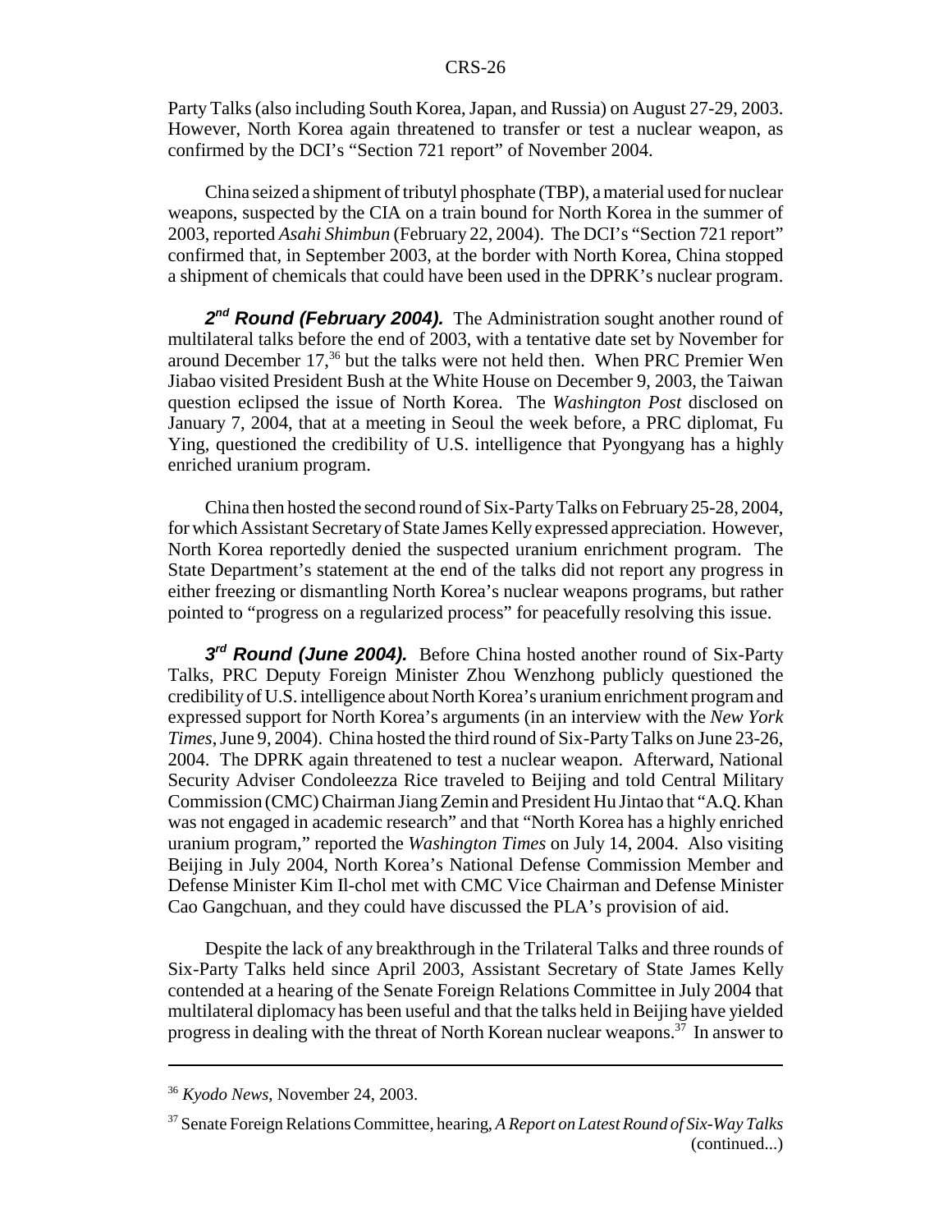Party Talks (also including South Korea, Japan, and Russia) on August 27-29, 2003. However, North Korea again threatened to transfer or test a nuclear weapon, as confirmed by the DCI's "Section 721 report" of November 2004.

China seized a shipment of tributyl phosphate (TBP), a material used for nuclear weapons, suspected by the CIA on a train bound for North Korea in the summer of 2003, reported *Asahi Shimbun* (February 22, 2004). The DCI's "Section 721 report" confirmed that, in September 2003, at the border with North Korea, China stopped a shipment of chemicals that could have been used in the DPRK's nuclear program.

***2nd Round (February 2004).*** The Administration sought another round of multilateral talks before the end of 2003, with a tentative date set by November for around December 17,[36] but the talks were not held then. When PRC Premier Wen Jiabao visited President Bush at the White House on December 9, 2003, the Taiwan question eclipsed the issue of North Korea. The *Washington Post* disclosed on January 7, 2004, that at a meeting in Seoul the week before, a PRC diplomat, Fu Ying, questioned the credibility of U.S. intelligence that Pyongyang has a highly enriched uranium program.

China then hosted the second round of Six-Party Talks on February 25-28, 2004, for which Assistant Secretary of State James Kelly expressed appreciation. However, North Korea reportedly denied the suspected uranium enrichment program. The State Department's statement at the end of the talks did not report any progress in either freezing or dismantling North Korea's nuclear weapons programs, but rather pointed to "progress on a regularized process" for peacefully resolving this issue.

***3rd Round (June 2004).*** Before China hosted another round of Six-Party Talks, PRC Deputy Foreign Minister Zhou Wenzhong publicly questioned the credibility of U.S. intelligence about North Korea's uranium enrichment program and expressed support for North Korea's arguments (in an interview with the *New York Times*, June 9, 2004). China hosted the third round of Six-Party Talks on June 23-26, 2004. The DPRK again threatened to test a nuclear weapon. Afterward, National Security Adviser Condoleezza Rice traveled to Beijing and told Central Military Commission (CMC) Chairman Jiang Zemin and President Hu Jintao that "A.Q. Khan was not engaged in academic research" and that "North Korea has a highly enriched uranium program," reported the *Washington Times* on July 14, 2004. Also visiting Beijing in July 2004, North Korea's National Defense Commission Member and Defense Minister Kim Il-chol met with CMC Vice Chairman and Defense Minister Cao Gangchuan, and they could have discussed the PLA's provision of aid.

Despite the lack of any breakthrough in the Trilateral Talks and three rounds of Six-Party Talks held since April 2003, Assistant Secretary of State James Kelly contended at a hearing of the Senate Foreign Relations Committee in July 2004 that multilateral diplomacy has been useful and that the talks held in Beijing have yielded progress in dealing with the threat of North Korean nuclear weapons.[37] In answer to

---

[36] *Kyodo News*, November 24, 2003.

[37] Senate Foreign Relations Committee, hearing, *A Report on Latest Round of Six-Way Talks* (continued...)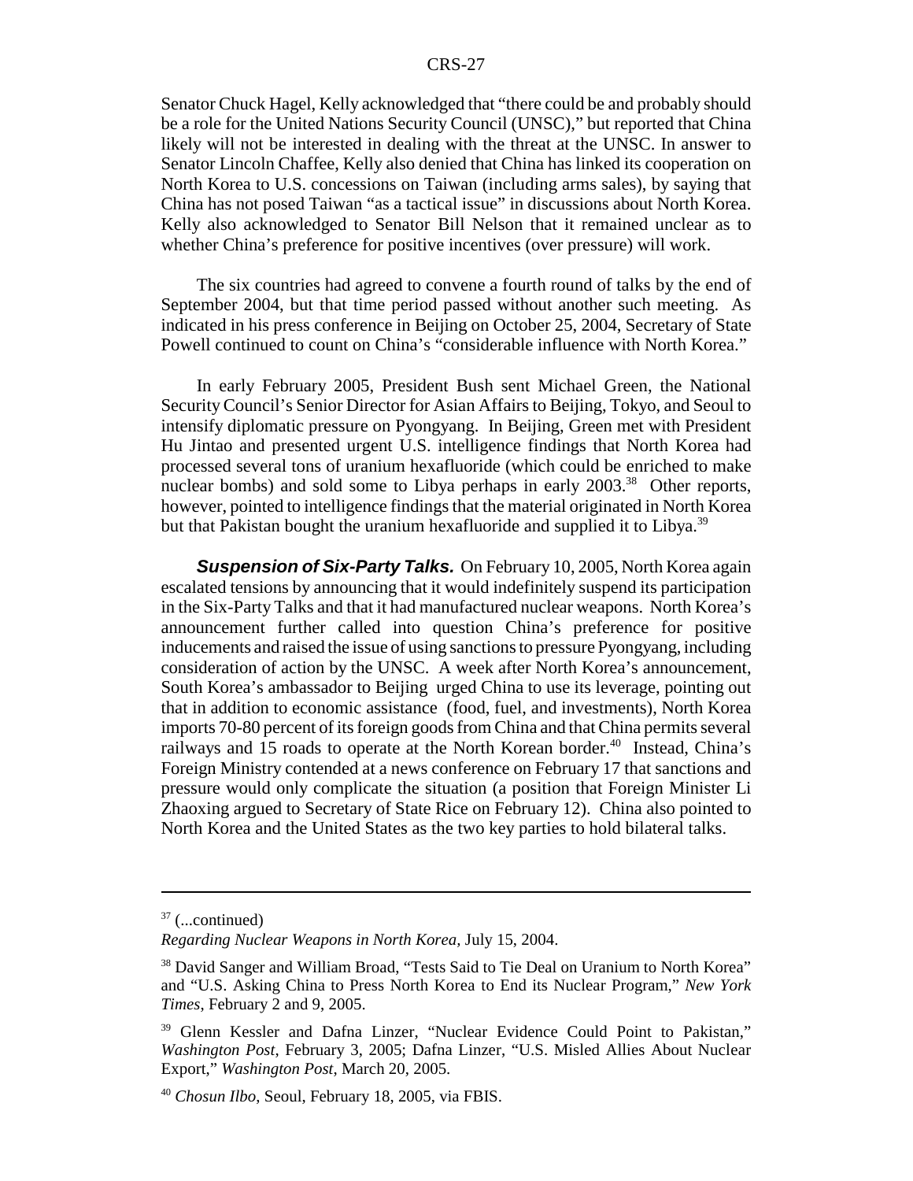Senator Chuck Hagel, Kelly acknowledged that "there could be and probably should be a role for the United Nations Security Council (UNSC)," but reported that China likely will not be interested in dealing with the threat at the UNSC. In answer to Senator Lincoln Chaffee, Kelly also denied that China has linked its cooperation on North Korea to U.S. concessions on Taiwan (including arms sales), by saying that China has not posed Taiwan "as a tactical issue" in discussions about North Korea. Kelly also acknowledged to Senator Bill Nelson that it remained unclear as to whether China's preference for positive incentives (over pressure) will work.

The six countries had agreed to convene a fourth round of talks by the end of September 2004, but that time period passed without another such meeting. As indicated in his press conference in Beijing on October 25, 2004, Secretary of State Powell continued to count on China's "considerable influence with North Korea."

In early February 2005, President Bush sent Michael Green, the National Security Council's Senior Director for Asian Affairs to Beijing, Tokyo, and Seoul to intensify diplomatic pressure on Pyongyang. In Beijing, Green met with President Hu Jintao and presented urgent U.S. intelligence findings that North Korea had processed several tons of uranium hexafluoride (which could be enriched to make nuclear bombs) and sold some to Libya perhaps in early 2003.[38] Other reports, however, pointed to intelligence findings that the material originated in North Korea but that Pakistan bought the uranium hexafluoride and supplied it to Libya.[39]

***Suspension of Six-Party Talks.*** On February 10, 2005, North Korea again escalated tensions by announcing that it would indefinitely suspend its participation in the Six-Party Talks and that it had manufactured nuclear weapons. North Korea's announcement further called into question China's preference for positive inducements and raised the issue of using sanctions to pressure Pyongyang, including consideration of action by the UNSC. A week after North Korea's announcement, South Korea's ambassador to Beijing urged China to use its leverage, pointing out that in addition to economic assistance (food, fuel, and investments), North Korea imports 70-80 percent of its foreign goods from China and that China permits several railways and 15 roads to operate at the North Korean border.[40] Instead, China's Foreign Ministry contended at a news conference on February 17 that sanctions and pressure would only complicate the situation (a position that Foreign Minister Li Zhaoxing argued to Secretary of State Rice on February 12). China also pointed to North Korea and the United States as the two key parties to hold bilateral talks.

---

[37] (...continued)
*Regarding Nuclear Weapons in North Korea*, July 15, 2004.

[38] David Sanger and William Broad, "Tests Said to Tie Deal on Uranium to North Korea" and "U.S. Asking China to Press North Korea to End its Nuclear Program," *New York Times*, February 2 and 9, 2005.

[39] Glenn Kessler and Dafna Linzer, "Nuclear Evidence Could Point to Pakistan," *Washington Post*, February 3, 2005; Dafna Linzer, "U.S. Misled Allies About Nuclear Export," *Washington Post*, March 20, 2005.

[40] *Chosun Ilbo*, Seoul, February 18, 2005, via FBIS.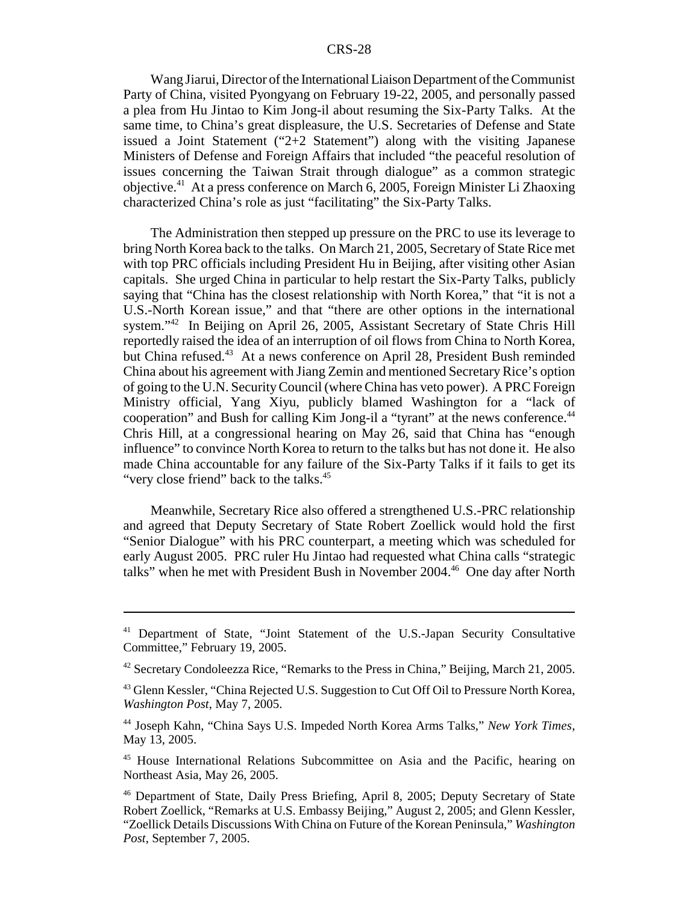Wang Jiarui, Director of the International Liaison Department of the Communist Party of China, visited Pyongyang on February 19-22, 2005, and personally passed a plea from Hu Jintao to Kim Jong-il about resuming the Six-Party Talks. At the same time, to China's great displeasure, the U.S. Secretaries of Defense and State issued a Joint Statement ("2+2 Statement") along with the visiting Japanese Ministers of Defense and Foreign Affairs that included "the peaceful resolution of issues concerning the Taiwan Strait through dialogue" as a common strategic objective.[41] At a press conference on March 6, 2005, Foreign Minister Li Zhaoxing characterized China's role as just "facilitating" the Six-Party Talks.

The Administration then stepped up pressure on the PRC to use its leverage to bring North Korea back to the talks. On March 21, 2005, Secretary of State Rice met with top PRC officials including President Hu in Beijing, after visiting other Asian capitals. She urged China in particular to help restart the Six-Party Talks, publicly saying that "China has the closest relationship with North Korea," that "it is not a U.S.-North Korean issue," and that "there are other options in the international system."[42] In Beijing on April 26, 2005, Assistant Secretary of State Chris Hill reportedly raised the idea of an interruption of oil flows from China to North Korea, but China refused.[43] At a news conference on April 28, President Bush reminded China about his agreement with Jiang Zemin and mentioned Secretary Rice's option of going to the U.N. Security Council (where China has veto power). A PRC Foreign Ministry official, Yang Xiyu, publicly blamed Washington for a "lack of cooperation" and Bush for calling Kim Jong-il a "tyrant" at the news conference.[44] Chris Hill, at a congressional hearing on May 26, said that China has "enough influence" to convince North Korea to return to the talks but has not done it. He also made China accountable for any failure of the Six-Party Talks if it fails to get its "very close friend" back to the talks.[45]

Meanwhile, Secretary Rice also offered a strengthened U.S.-PRC relationship and agreed that Deputy Secretary of State Robert Zoellick would hold the first "Senior Dialogue" with his PRC counterpart, a meeting which was scheduled for early August 2005. PRC ruler Hu Jintao had requested what China calls "strategic talks" when he met with President Bush in November 2004.[46] One day after North

---

[41] Department of State, "Joint Statement of the U.S.-Japan Security Consultative Committee," February 19, 2005.

[42] Secretary Condoleezza Rice, "Remarks to the Press in China," Beijing, March 21, 2005.

[43] Glenn Kessler, "China Rejected U.S. Suggestion to Cut Off Oil to Pressure North Korea, *Washington Post*, May 7, 2005.

[44] Joseph Kahn, "China Says U.S. Impeded North Korea Arms Talks," *New York Times*, May 13, 2005.

[45] House International Relations Subcommittee on Asia and the Pacific, hearing on Northeast Asia, May 26, 2005.

[46] Department of State, Daily Press Briefing, April 8, 2005; Deputy Secretary of State Robert Zoellick, "Remarks at U.S. Embassy Beijing," August 2, 2005; and Glenn Kessler, "Zoellick Details Discussions With China on Future of the Korean Peninsula," *Washington Post*, September 7, 2005.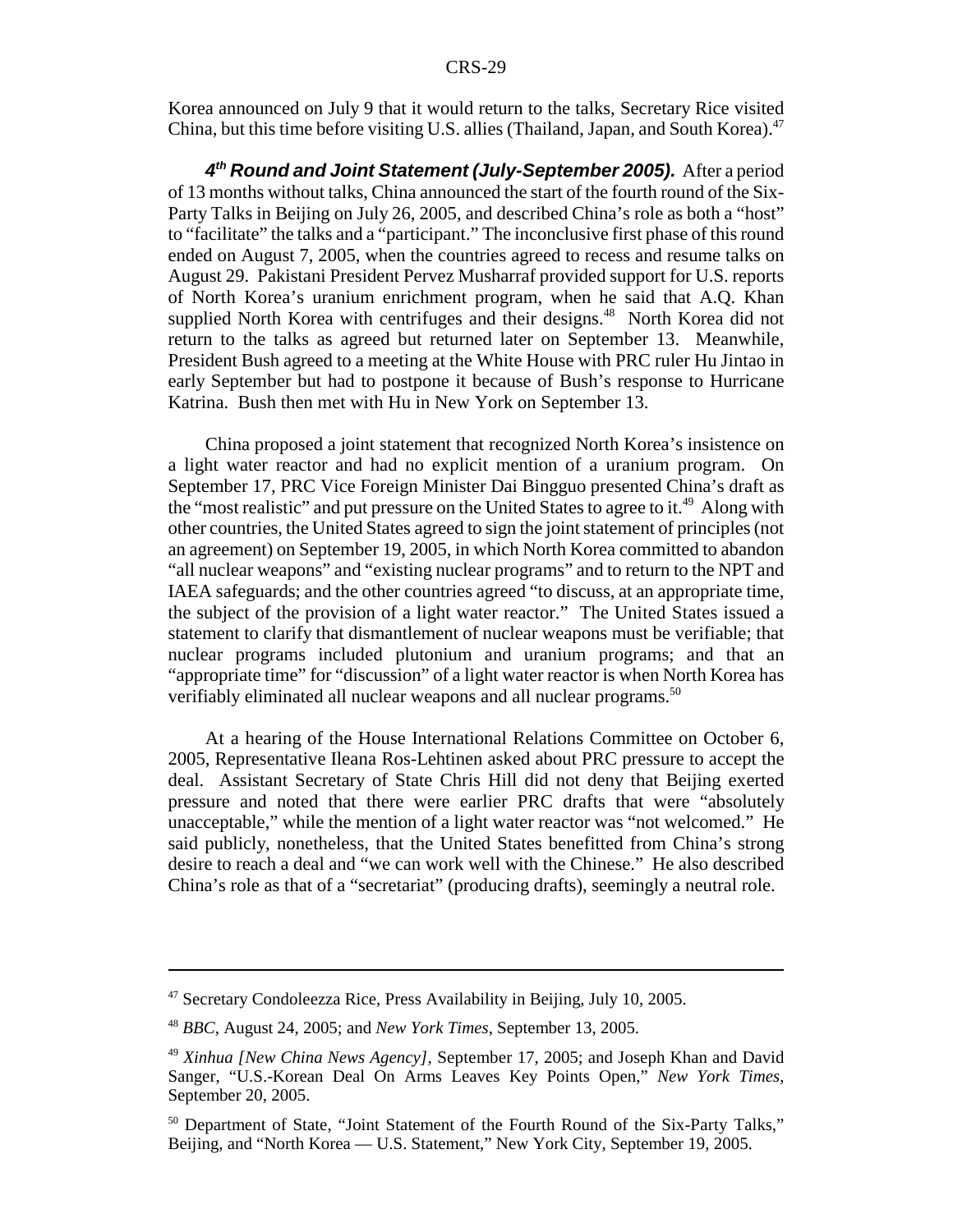Korea announced on July 9 that it would return to the talks, Secretary Rice visited China, but this time before visiting U.S. allies (Thailand, Japan, and South Korea).[47]

***4th Round and Joint Statement (July-September 2005).*** After a period of 13 months without talks, China announced the start of the fourth round of the Six-Party Talks in Beijing on July 26, 2005, and described China's role as both a "host" to "facilitate" the talks and a "participant." The inconclusive first phase of this round ended on August 7, 2005, when the countries agreed to recess and resume talks on August 29. Pakistani President Pervez Musharraf provided support for U.S. reports of North Korea's uranium enrichment program, when he said that A.Q. Khan supplied North Korea with centrifuges and their designs.[48] North Korea did not return to the talks as agreed but returned later on September 13. Meanwhile, President Bush agreed to a meeting at the White House with PRC ruler Hu Jintao in early September but had to postpone it because of Bush's response to Hurricane Katrina. Bush then met with Hu in New York on September 13.

China proposed a joint statement that recognized North Korea's insistence on a light water reactor and had no explicit mention of a uranium program. On September 17, PRC Vice Foreign Minister Dai Bingguo presented China's draft as the "most realistic" and put pressure on the United States to agree to it.[49] Along with other countries, the United States agreed to sign the joint statement of principles (not an agreement) on September 19, 2005, in which North Korea committed to abandon "all nuclear weapons" and "existing nuclear programs" and to return to the NPT and IAEA safeguards; and the other countries agreed "to discuss, at an appropriate time, the subject of the provision of a light water reactor." The United States issued a statement to clarify that dismantlement of nuclear weapons must be verifiable; that nuclear programs included plutonium and uranium programs; and that an "appropriate time" for "discussion" of a light water reactor is when North Korea has verifiably eliminated all nuclear weapons and all nuclear programs.[50]

At a hearing of the House International Relations Committee on October 6, 2005, Representative Ileana Ros-Lehtinen asked about PRC pressure to accept the deal. Assistant Secretary of State Chris Hill did not deny that Beijing exerted pressure and noted that there were earlier PRC drafts that were "absolutely unacceptable," while the mention of a light water reactor was "not welcomed." He said publicly, nonetheless, that the United States benefitted from China's strong desire to reach a deal and "we can work well with the Chinese." He also described China's role as that of a "secretariat" (producing drafts), seemingly a neutral role.

---

[47] Secretary Condoleezza Rice, Press Availability in Beijing, July 10, 2005.

[48] *BBC*, August 24, 2005; and *New York Times*, September 13, 2005.

[49] *Xinhua [New China News Agency]*, September 17, 2005; and Joseph Khan and David Sanger, "U.S.-Korean Deal On Arms Leaves Key Points Open," *New York Times*, September 20, 2005.

[50] Department of State, "Joint Statement of the Fourth Round of the Six-Party Talks," Beijing, and "North Korea — U.S. Statement," New York City, September 19, 2005.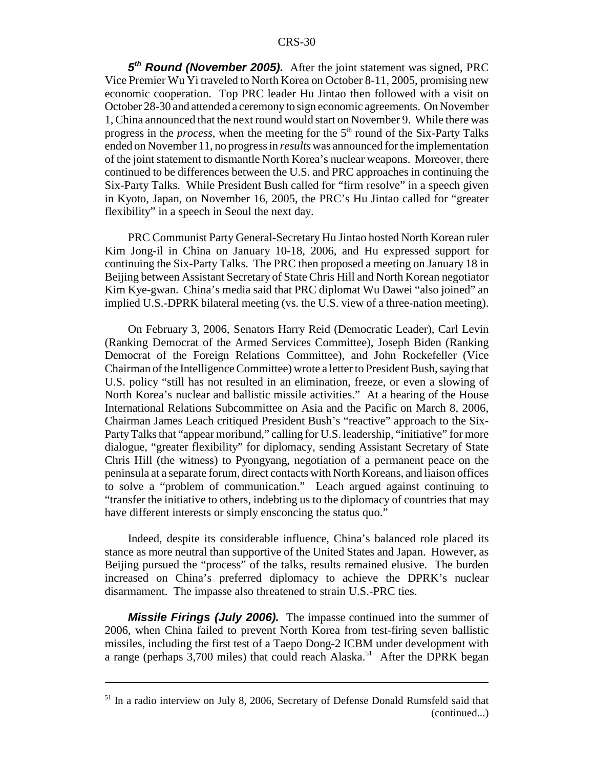***5th Round (November 2005).*** After the joint statement was signed, PRC Vice Premier Wu Yi traveled to North Korea on October 8-11, 2005, promising new economic cooperation. Top PRC leader Hu Jintao then followed with a visit on October 28-30 and attended a ceremony to sign economic agreements. On November 1, China announced that the next round would start on November 9. While there was progress in the *process*, when the meeting for the 5th round of the Six-Party Talks ended on November 11, no progress in *results* was announced for the implementation of the joint statement to dismantle North Korea's nuclear weapons. Moreover, there continued to be differences between the U.S. and PRC approaches in continuing the Six-Party Talks. While President Bush called for "firm resolve" in a speech given in Kyoto, Japan, on November 16, 2005, the PRC's Hu Jintao called for "greater flexibility" in a speech in Seoul the next day.

PRC Communist Party General-Secretary Hu Jintao hosted North Korean ruler Kim Jong-il in China on January 10-18, 2006, and Hu expressed support for continuing the Six-Party Talks. The PRC then proposed a meeting on January 18 in Beijing between Assistant Secretary of State Chris Hill and North Korean negotiator Kim Kye-gwan. China's media said that PRC diplomat Wu Dawei "also joined" an implied U.S.-DPRK bilateral meeting (vs. the U.S. view of a three-nation meeting).

On February 3, 2006, Senators Harry Reid (Democratic Leader), Carl Levin (Ranking Democrat of the Armed Services Committee), Joseph Biden (Ranking Democrat of the Foreign Relations Committee), and John Rockefeller (Vice Chairman of the Intelligence Committee) wrote a letter to President Bush, saying that U.S. policy "still has not resulted in an elimination, freeze, or even a slowing of North Korea's nuclear and ballistic missile activities." At a hearing of the House International Relations Subcommittee on Asia and the Pacific on March 8, 2006, Chairman James Leach critiqued President Bush's "reactive" approach to the Six-Party Talks that "appear moribund," calling for U.S. leadership, "initiative" for more dialogue, "greater flexibility" for diplomacy, sending Assistant Secretary of State Chris Hill (the witness) to Pyongyang, negotiation of a permanent peace on the peninsula at a separate forum, direct contacts with North Koreans, and liaison offices to solve a "problem of communication." Leach argued against continuing to "transfer the initiative to others, indebting us to the diplomacy of countries that may have different interests or simply ensconcing the status quo."

Indeed, despite its considerable influence, China's balanced role placed its stance as more neutral than supportive of the United States and Japan. However, as Beijing pursued the "process" of the talks, results remained elusive. The burden increased on China's preferred diplomacy to achieve the DPRK's nuclear disarmament. The impasse also threatened to strain U.S.-PRC ties.

***Missile Firings (July 2006).*** The impasse continued into the summer of 2006, when China failed to prevent North Korea from test-firing seven ballistic missiles, including the first test of a Taepo Dong-2 ICBM under development with a range (perhaps 3,700 miles) that could reach Alaska.[51] After the DPRK began

[51] In a radio interview on July 8, 2006, Secretary of Defense Donald Rumsfeld said that (continued...)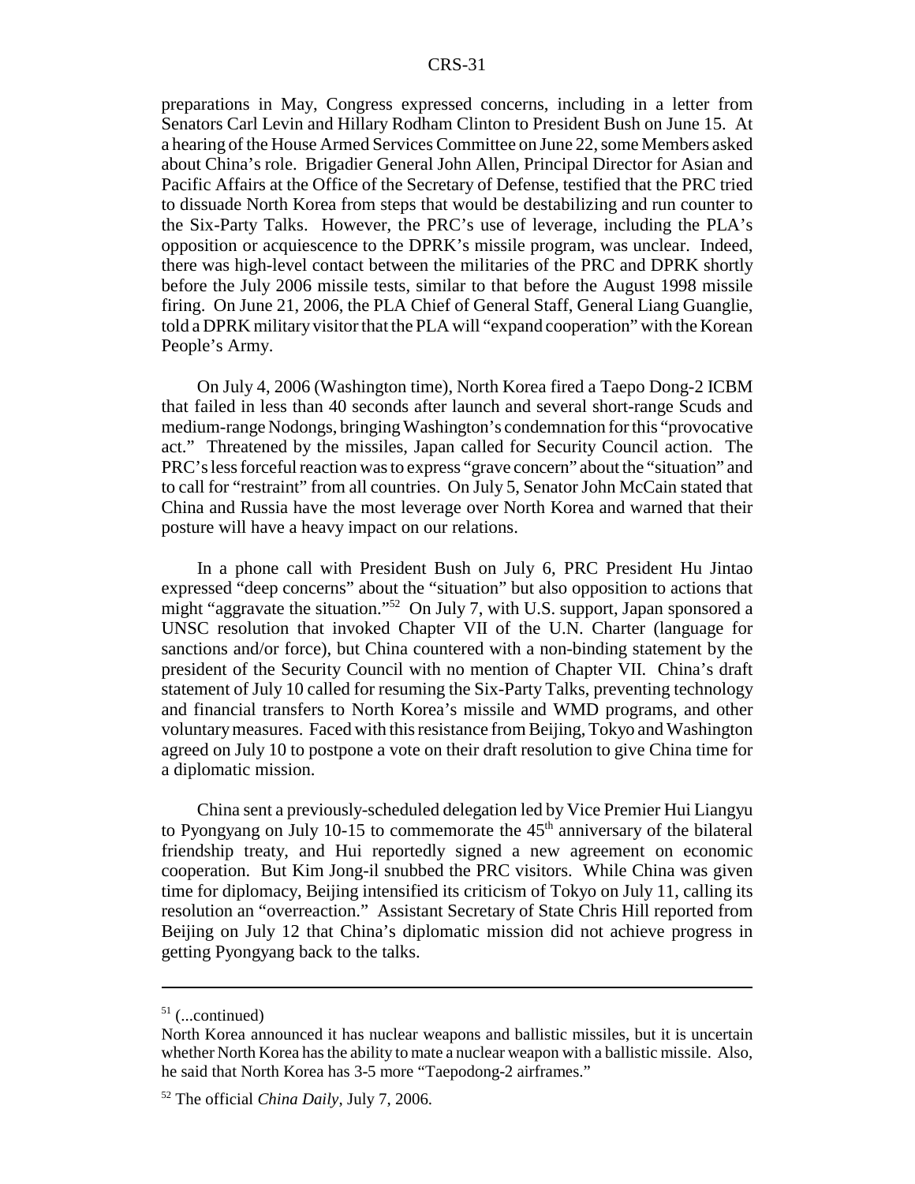preparations in May, Congress expressed concerns, including in a letter from Senators Carl Levin and Hillary Rodham Clinton to President Bush on June 15. At a hearing of the House Armed Services Committee on June 22, some Members asked about China's role. Brigadier General John Allen, Principal Director for Asian and Pacific Affairs at the Office of the Secretary of Defense, testified that the PRC tried to dissuade North Korea from steps that would be destabilizing and run counter to the Six-Party Talks. However, the PRC's use of leverage, including the PLA's opposition or acquiescence to the DPRK's missile program, was unclear. Indeed, there was high-level contact between the militaries of the PRC and DPRK shortly before the July 2006 missile tests, similar to that before the August 1998 missile firing. On June 21, 2006, the PLA Chief of General Staff, General Liang Guanglie, told a DPRK military visitor that the PLA will "expand cooperation" with the Korean People's Army.

On July 4, 2006 (Washington time), North Korea fired a Taepo Dong-2 ICBM that failed in less than 40 seconds after launch and several short-range Scuds and medium-range Nodongs, bringing Washington's condemnation for this "provocative act." Threatened by the missiles, Japan called for Security Council action. The PRC's less forceful reaction was to express "grave concern" about the "situation" and to call for "restraint" from all countries. On July 5, Senator John McCain stated that China and Russia have the most leverage over North Korea and warned that their posture will have a heavy impact on our relations.

In a phone call with President Bush on July 6, PRC President Hu Jintao expressed "deep concerns" about the "situation" but also opposition to actions that might "aggravate the situation."[52] On July 7, with U.S. support, Japan sponsored a UNSC resolution that invoked Chapter VII of the U.N. Charter (language for sanctions and/or force), but China countered with a non-binding statement by the president of the Security Council with no mention of Chapter VII. China's draft statement of July 10 called for resuming the Six-Party Talks, preventing technology and financial transfers to North Korea's missile and WMD programs, and other voluntary measures. Faced with this resistance from Beijing, Tokyo and Washington agreed on July 10 to postpone a vote on their draft resolution to give China time for a diplomatic mission.

China sent a previously-scheduled delegation led by Vice Premier Hui Liangyu to Pyongyang on July 10-15 to commemorate the 45th anniversary of the bilateral friendship treaty, and Hui reportedly signed a new agreement on economic cooperation. But Kim Jong-il snubbed the PRC visitors. While China was given time for diplomacy, Beijing intensified its criticism of Tokyo on July 11, calling its resolution an "overreaction." Assistant Secretary of State Chris Hill reported from Beijing on July 12 that China's diplomatic mission did not achieve progress in getting Pyongyang back to the talks.

---

[51] (...continued)
North Korea announced it has nuclear weapons and ballistic missiles, but it is uncertain whether North Korea has the ability to mate a nuclear weapon with a ballistic missile. Also, he said that North Korea has 3-5 more "Taepodong-2 airframes."

[52] The official *China Daily*, July 7, 2006.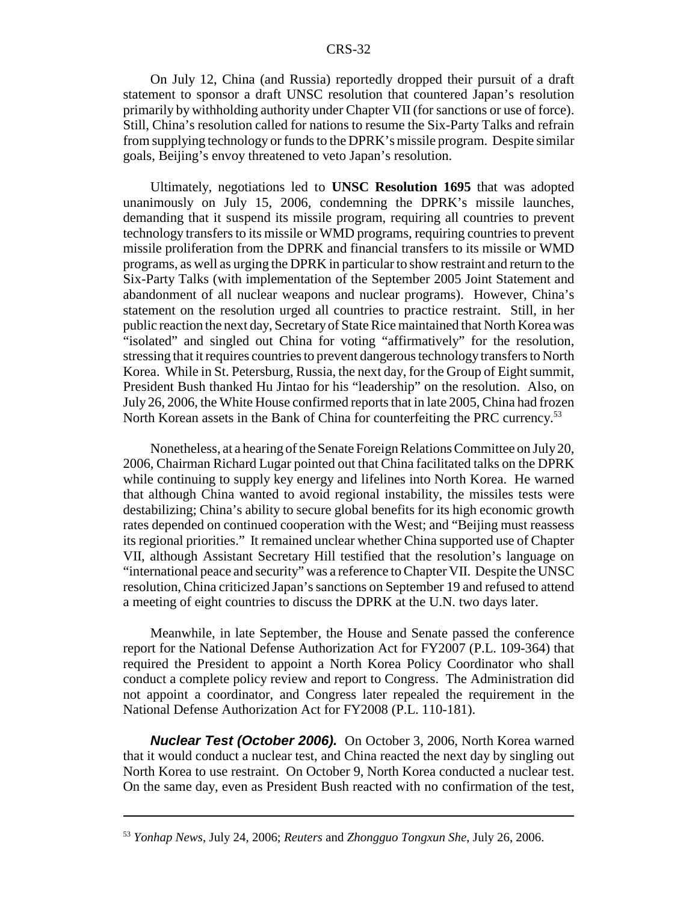On July 12, China (and Russia) reportedly dropped their pursuit of a draft statement to sponsor a draft UNSC resolution that countered Japan's resolution primarily by withholding authority under Chapter VII (for sanctions or use of force). Still, China's resolution called for nations to resume the Six-Party Talks and refrain from supplying technology or funds to the DPRK's missile program. Despite similar goals, Beijing's envoy threatened to veto Japan's resolution.

Ultimately, negotiations led to **UNSC Resolution 1695** that was adopted unanimously on July 15, 2006, condemning the DPRK's missile launches, demanding that it suspend its missile program, requiring all countries to prevent technology transfers to its missile or WMD programs, requiring countries to prevent missile proliferation from the DPRK and financial transfers to its missile or WMD programs, as well as urging the DPRK in particular to show restraint and return to the Six-Party Talks (with implementation of the September 2005 Joint Statement and abandonment of all nuclear weapons and nuclear programs). However, China's statement on the resolution urged all countries to practice restraint. Still, in her public reaction the next day, Secretary of State Rice maintained that North Korea was "isolated" and singled out China for voting "affirmatively" for the resolution, stressing that it requires countries to prevent dangerous technology transfers to North Korea. While in St. Petersburg, Russia, the next day, for the Group of Eight summit, President Bush thanked Hu Jintao for his "leadership" on the resolution. Also, on July 26, 2006, the White House confirmed reports that in late 2005, China had frozen North Korean assets in the Bank of China for counterfeiting the PRC currency.[53]

Nonetheless, at a hearing of the Senate Foreign Relations Committee on July 20, 2006, Chairman Richard Lugar pointed out that China facilitated talks on the DPRK while continuing to supply key energy and lifelines into North Korea. He warned that although China wanted to avoid regional instability, the missiles tests were destabilizing; China's ability to secure global benefits for its high economic growth rates depended on continued cooperation with the West; and "Beijing must reassess its regional priorities." It remained unclear whether China supported use of Chapter VII, although Assistant Secretary Hill testified that the resolution's language on "international peace and security" was a reference to Chapter VII. Despite the UNSC resolution, China criticized Japan's sanctions on September 19 and refused to attend a meeting of eight countries to discuss the DPRK at the U.N. two days later.

Meanwhile, in late September, the House and Senate passed the conference report for the National Defense Authorization Act for FY2007 (P.L. 109-364) that required the President to appoint a North Korea Policy Coordinator who shall conduct a complete policy review and report to Congress. The Administration did not appoint a coordinator, and Congress later repealed the requirement in the National Defense Authorization Act for FY2008 (P.L. 110-181).

***Nuclear Test (October 2006).*** On October 3, 2006, North Korea warned that it would conduct a nuclear test, and China reacted the next day by singling out North Korea to use restraint. On October 9, North Korea conducted a nuclear test. On the same day, even as President Bush reacted with no confirmation of the test,

[53] *Yonhap News*, July 24, 2006; *Reuters* and *Zhongguo Tongxun She*, July 26, 2006.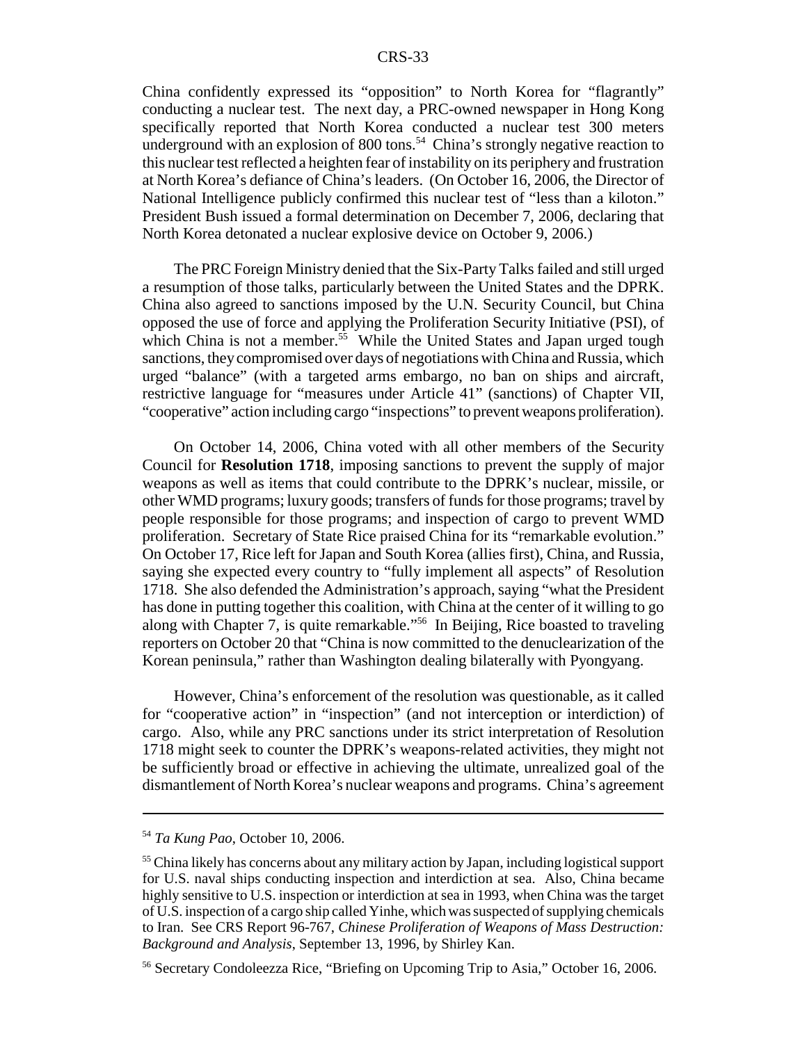China confidently expressed its "opposition" to North Korea for "flagrantly" conducting a nuclear test. The next day, a PRC-owned newspaper in Hong Kong specifically reported that North Korea conducted a nuclear test 300 meters underground with an explosion of 800 tons.[54] China's strongly negative reaction to this nuclear test reflected a heighten fear of instability on its periphery and frustration at North Korea's defiance of China's leaders. (On October 16, 2006, the Director of National Intelligence publicly confirmed this nuclear test of "less than a kiloton." President Bush issued a formal determination on December 7, 2006, declaring that North Korea detonated a nuclear explosive device on October 9, 2006.)

The PRC Foreign Ministry denied that the Six-Party Talks failed and still urged a resumption of those talks, particularly between the United States and the DPRK. China also agreed to sanctions imposed by the U.N. Security Council, but China opposed the use of force and applying the Proliferation Security Initiative (PSI), of which China is not a member.[55] While the United States and Japan urged tough sanctions, they compromised over days of negotiations with China and Russia, which urged "balance" (with a targeted arms embargo, no ban on ships and aircraft, restrictive language for "measures under Article 41" (sanctions) of Chapter VII, "cooperative" action including cargo "inspections" to prevent weapons proliferation).

On October 14, 2006, China voted with all other members of the Security Council for **Resolution 1718**, imposing sanctions to prevent the supply of major weapons as well as items that could contribute to the DPRK's nuclear, missile, or other WMD programs; luxury goods; transfers of funds for those programs; travel by people responsible for those programs; and inspection of cargo to prevent WMD proliferation. Secretary of State Rice praised China for its "remarkable evolution." On October 17, Rice left for Japan and South Korea (allies first), China, and Russia, saying she expected every country to "fully implement all aspects" of Resolution 1718. She also defended the Administration's approach, saying "what the President has done in putting together this coalition, with China at the center of it willing to go along with Chapter 7, is quite remarkable."[56] In Beijing, Rice boasted to traveling reporters on October 20 that "China is now committed to the denuclearization of the Korean peninsula," rather than Washington dealing bilaterally with Pyongyang.

However, China's enforcement of the resolution was questionable, as it called for "cooperative action" in "inspection" (and not interception or interdiction) of cargo. Also, while any PRC sanctions under its strict interpretation of Resolution 1718 might seek to counter the DPRK's weapons-related activities, they might not be sufficiently broad or effective in achieving the ultimate, unrealized goal of the dismantlement of North Korea's nuclear weapons and programs. China's agreement

---

[54] *Ta Kung Pao*, October 10, 2006.

[55] China likely has concerns about any military action by Japan, including logistical support for U.S. naval ships conducting inspection and interdiction at sea. Also, China became highly sensitive to U.S. inspection or interdiction at sea in 1993, when China was the target of U.S. inspection of a cargo ship called Yinhe, which was suspected of supplying chemicals to Iran. See CRS Report 96-767, *Chinese Proliferation of Weapons of Mass Destruction: Background and Analysis*, September 13, 1996, by Shirley Kan.

[56] Secretary Condoleezza Rice, "Briefing on Upcoming Trip to Asia," October 16, 2006.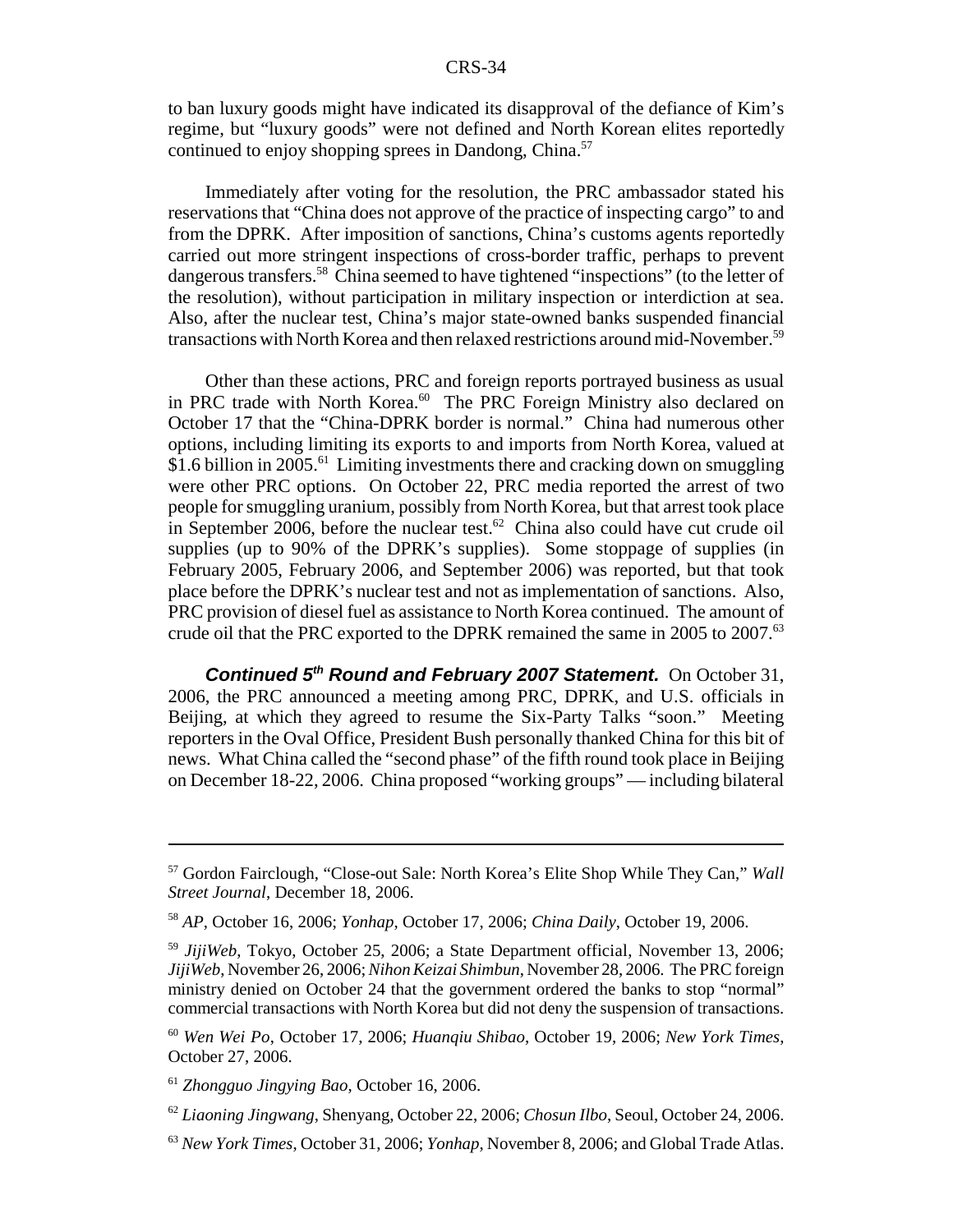to ban luxury goods might have indicated its disapproval of the defiance of Kim's regime, but "luxury goods" were not defined and North Korean elites reportedly continued to enjoy shopping sprees in Dandong, China.[57]

Immediately after voting for the resolution, the PRC ambassador stated his reservations that "China does not approve of the practice of inspecting cargo" to and from the DPRK. After imposition of sanctions, China's customs agents reportedly carried out more stringent inspections of cross-border traffic, perhaps to prevent dangerous transfers.[58] China seemed to have tightened "inspections" (to the letter of the resolution), without participation in military inspection or interdiction at sea. Also, after the nuclear test, China's major state-owned banks suspended financial transactions with North Korea and then relaxed restrictions around mid-November.[59]

Other than these actions, PRC and foreign reports portrayed business as usual in PRC trade with North Korea.[60] The PRC Foreign Ministry also declared on October 17 that the "China-DPRK border is normal." China had numerous other options, including limiting its exports to and imports from North Korea, valued at $1.6 billion in 2005.[61] Limiting investments there and cracking down on smuggling were other PRC options. On October 22, PRC media reported the arrest of two people for smuggling uranium, possibly from North Korea, but that arrest took place in September 2006, before the nuclear test.[62] China also could have cut crude oil supplies (up to 90% of the DPRK's supplies). Some stoppage of supplies (in February 2005, February 2006, and September 2006) was reported, but that took place before the DPRK's nuclear test and not as implementation of sanctions. Also, PRC provision of diesel fuel as assistance to North Korea continued. The amount of crude oil that the PRC exported to the DPRK remained the same in 2005 to 2007.[63]

***Continued 5th Round and February 2007 Statement.*** On October 31, 2006, the PRC announced a meeting among PRC, DPRK, and U.S. officials in Beijing, at which they agreed to resume the Six-Party Talks "soon." Meeting reporters in the Oval Office, President Bush personally thanked China for this bit of news. What China called the "second phase" of the fifth round took place in Beijing on December 18-22, 2006. China proposed "working groups" — including bilateral

---

[57] Gordon Fairclough, "Close-out Sale: North Korea's Elite Shop While They Can," *Wall Street Journal*, December 18, 2006.

[58] *AP*, October 16, 2006; *Yonhap*, October 17, 2006; *China Daily*, October 19, 2006.

[59] *JijiWeb*, Tokyo, October 25, 2006; a State Department official, November 13, 2006; *JijiWeb*, November 26, 2006; *Nihon Keizai Shimbun*, November 28, 2006. The PRC foreign ministry denied on October 24 that the government ordered the banks to stop "normal" commercial transactions with North Korea but did not deny the suspension of transactions.

[60] *Wen Wei Po*, October 17, 2006; *Huanqiu Shibao*, October 19, 2006; *New York Times*, October 27, 2006.

[61] *Zhongguo Jingying Bao*, October 16, 2006.

[62] *Liaoning Jingwang*, Shenyang, October 22, 2006; *Chosun Ilbo*, Seoul, October 24, 2006.

[63] *New York Times*, October 31, 2006; *Yonhap*, November 8, 2006; and Global Trade Atlas.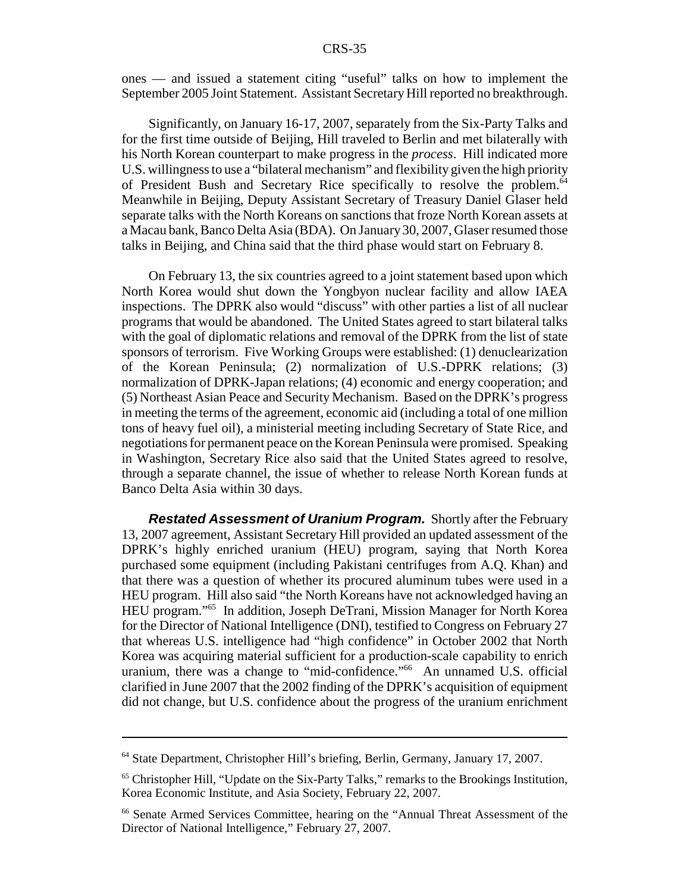ones — and issued a statement citing "useful" talks on how to implement the September 2005 Joint Statement. Assistant Secretary Hill reported no breakthrough.

Significantly, on January 16-17, 2007, separately from the Six-Party Talks and for the first time outside of Beijing, Hill traveled to Berlin and met bilaterally with his North Korean counterpart to make progress in the *process*. Hill indicated more U.S. willingness to use a "bilateral mechanism" and flexibility given the high priority of President Bush and Secretary Rice specifically to resolve the problem.[64] Meanwhile in Beijing, Deputy Assistant Secretary of Treasury Daniel Glaser held separate talks with the North Koreans on sanctions that froze North Korean assets at a Macau bank, Banco Delta Asia (BDA). On January 30, 2007, Glaser resumed those talks in Beijing, and China said that the third phase would start on February 8.

On February 13, the six countries agreed to a joint statement based upon which North Korea would shut down the Yongbyon nuclear facility and allow IAEA inspections. The DPRK also would "discuss" with other parties a list of all nuclear programs that would be abandoned. The United States agreed to start bilateral talks with the goal of diplomatic relations and removal of the DPRK from the list of state sponsors of terrorism. Five Working Groups were established: (1) denuclearization of the Korean Peninsula; (2) normalization of U.S.-DPRK relations; (3) normalization of DPRK-Japan relations; (4) economic and energy cooperation; and (5) Northeast Asian Peace and Security Mechanism. Based on the DPRK's progress in meeting the terms of the agreement, economic aid (including a total of one million tons of heavy fuel oil), a ministerial meeting including Secretary of State Rice, and negotiations for permanent peace on the Korean Peninsula were promised. Speaking in Washington, Secretary Rice also said that the United States agreed to resolve, through a separate channel, the issue of whether to release North Korean funds at Banco Delta Asia within 30 days.

***Restated Assessment of Uranium Program.*** Shortly after the February 13, 2007 agreement, Assistant Secretary Hill provided an updated assessment of the DPRK's highly enriched uranium (HEU) program, saying that North Korea purchased some equipment (including Pakistani centrifuges from A.Q. Khan) and that there was a question of whether its procured aluminum tubes were used in a HEU program. Hill also said "the North Koreans have not acknowledged having an HEU program."[65] In addition, Joseph DeTrani, Mission Manager for North Korea for the Director of National Intelligence (DNI), testified to Congress on February 27 that whereas U.S. intelligence had "high confidence" in October 2002 that North Korea was acquiring material sufficient for a production-scale capability to enrich uranium, there was a change to "mid-confidence."[66] An unnamed U.S. official clarified in June 2007 that the 2002 finding of the DPRK's acquisition of equipment did not change, but U.S. confidence about the progress of the uranium enrichment

---

[64] State Department, Christopher Hill's briefing, Berlin, Germany, January 17, 2007.

[65] Christopher Hill, "Update on the Six-Party Talks," remarks to the Brookings Institution, Korea Economic Institute, and Asia Society, February 22, 2007.

[66] Senate Armed Services Committee, hearing on the "Annual Threat Assessment of the Director of National Intelligence," February 27, 2007.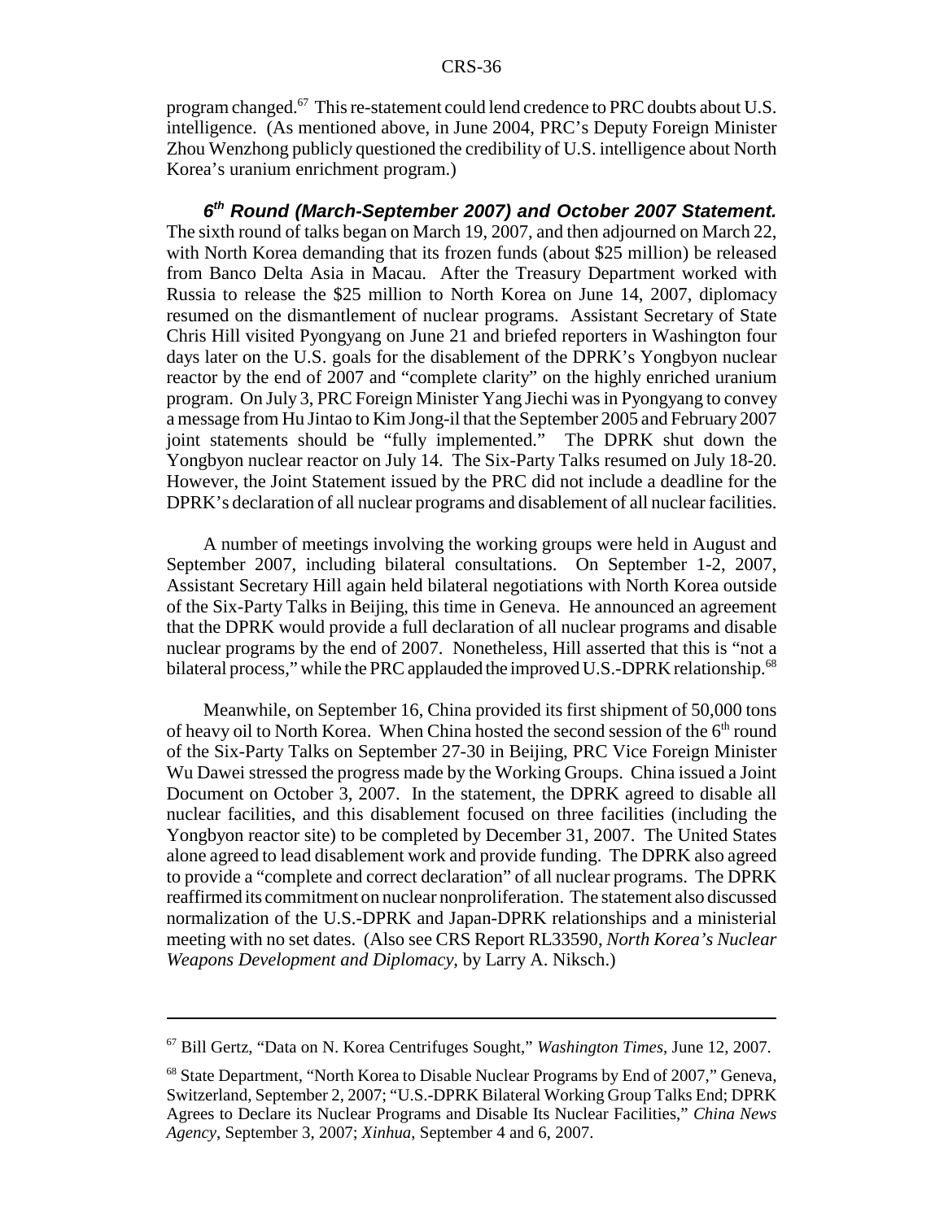program changed.[67] This re-statement could lend credence to PRC doubts about U.S. intelligence. (As mentioned above, in June 2004, PRC's Deputy Foreign Minister Zhou Wenzhong publicly questioned the credibility of U.S. intelligence about North Korea's uranium enrichment program.)

***6th Round (March-September 2007) and October 2007 Statement.*** The sixth round of talks began on March 19, 2007, and then adjourned on March 22, with North Korea demanding that its frozen funds (about $25 million) be released from Banco Delta Asia in Macau. After the Treasury Department worked with Russia to release the $25 million to North Korea on June 14, 2007, diplomacy resumed on the dismantlement of nuclear programs. Assistant Secretary of State Chris Hill visited Pyongyang on June 21 and briefed reporters in Washington four days later on the U.S. goals for the disablement of the DPRK's Yongbyon nuclear reactor by the end of 2007 and "complete clarity" on the highly enriched uranium program. On July 3, PRC Foreign Minister Yang Jiechi was in Pyongyang to convey a message from Hu Jintao to Kim Jong-il that the September 2005 and February 2007 joint statements should be "fully implemented." The DPRK shut down the Yongbyon nuclear reactor on July 14. The Six-Party Talks resumed on July 18-20. However, the Joint Statement issued by the PRC did not include a deadline for the DPRK's declaration of all nuclear programs and disablement of all nuclear facilities.

A number of meetings involving the working groups were held in August and September 2007, including bilateral consultations. On September 1-2, 2007, Assistant Secretary Hill again held bilateral negotiations with North Korea outside of the Six-Party Talks in Beijing, this time in Geneva. He announced an agreement that the DPRK would provide a full declaration of all nuclear programs and disable nuclear programs by the end of 2007. Nonetheless, Hill asserted that this is "not a bilateral process," while the PRC applauded the improved U.S.-DPRK relationship.[68]

Meanwhile, on September 16, China provided its first shipment of 50,000 tons of heavy oil to North Korea. When China hosted the second session of the 6th round of the Six-Party Talks on September 27-30 in Beijing, PRC Vice Foreign Minister Wu Dawei stressed the progress made by the Working Groups. China issued a Joint Document on October 3, 2007. In the statement, the DPRK agreed to disable all nuclear facilities, and this disablement focused on three facilities (including the Yongbyon reactor site) to be completed by December 31, 2007. The United States alone agreed to lead disablement work and provide funding. The DPRK also agreed to provide a "complete and correct declaration" of all nuclear programs. The DPRK reaffirmed its commitment on nuclear nonproliferation. The statement also discussed normalization of the U.S.-DPRK and Japan-DPRK relationships and a ministerial meeting with no set dates. (Also see CRS Report RL33590, *North Korea's Nuclear Weapons Development and Diplomacy*, by Larry A. Niksch.)

---

[67] Bill Gertz, "Data on N. Korea Centrifuges Sought," *Washington Times*, June 12, 2007.

[68] State Department, "North Korea to Disable Nuclear Programs by End of 2007," Geneva, Switzerland, September 2, 2007; "U.S.-DPRK Bilateral Working Group Talks End; DPRK Agrees to Declare its Nuclear Programs and Disable Its Nuclear Facilities," *China News Agency*, September 3, 2007; *Xinhua*, September 4 and 6, 2007.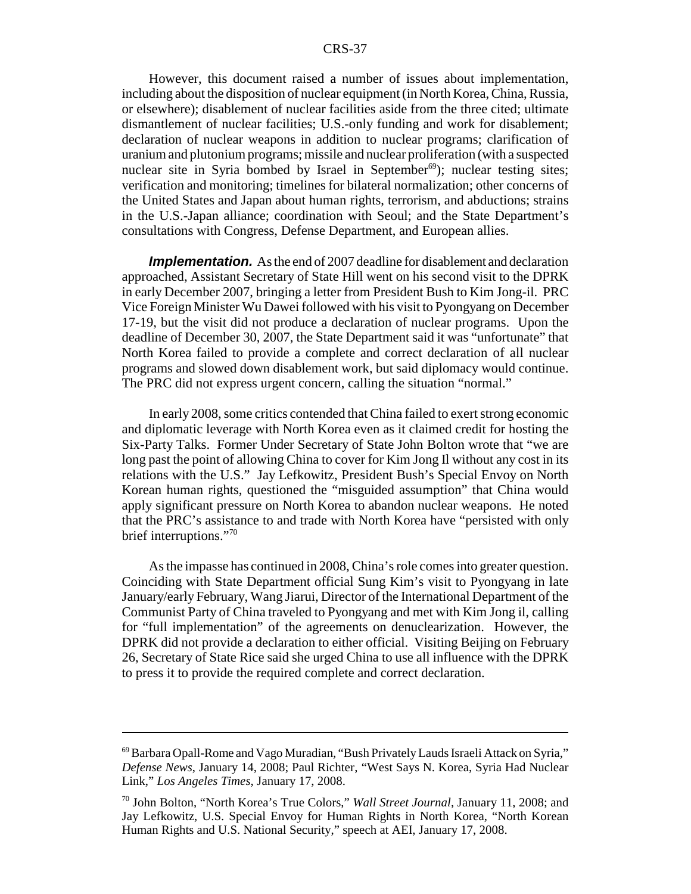However, this document raised a number of issues about implementation, including about the disposition of nuclear equipment (in North Korea, China, Russia, or elsewhere); disablement of nuclear facilities aside from the three cited; ultimate dismantlement of nuclear facilities; U.S.-only funding and work for disablement; declaration of nuclear weapons in addition to nuclear programs; clarification of uranium and plutonium programs; missile and nuclear proliferation (with a suspected nuclear site in Syria bombed by Israel in September[69]); nuclear testing sites; verification and monitoring; timelines for bilateral normalization; other concerns of the United States and Japan about human rights, terrorism, and abductions; strains in the U.S.-Japan alliance; coordination with Seoul; and the State Department's consultations with Congress, Defense Department, and European allies.

***Implementation.*** As the end of 2007 deadline for disablement and declaration approached, Assistant Secretary of State Hill went on his second visit to the DPRK in early December 2007, bringing a letter from President Bush to Kim Jong-il. PRC Vice Foreign Minister Wu Dawei followed with his visit to Pyongyang on December 17-19, but the visit did not produce a declaration of nuclear programs. Upon the deadline of December 30, 2007, the State Department said it was "unfortunate" that North Korea failed to provide a complete and correct declaration of all nuclear programs and slowed down disablement work, but said diplomacy would continue. The PRC did not express urgent concern, calling the situation "normal."

In early 2008, some critics contended that China failed to exert strong economic and diplomatic leverage with North Korea even as it claimed credit for hosting the Six-Party Talks. Former Under Secretary of State John Bolton wrote that "we are long past the point of allowing China to cover for Kim Jong Il without any cost in its relations with the U.S." Jay Lefkowitz, President Bush's Special Envoy on North Korean human rights, questioned the "misguided assumption" that China would apply significant pressure on North Korea to abandon nuclear weapons. He noted that the PRC's assistance to and trade with North Korea have "persisted with only brief interruptions."[70]

As the impasse has continued in 2008, China's role comes into greater question. Coinciding with State Department official Sung Kim's visit to Pyongyang in late January/early February, Wang Jiarui, Director of the International Department of the Communist Party of China traveled to Pyongyang and met with Kim Jong il, calling for "full implementation" of the agreements on denuclearization. However, the DPRK did not provide a declaration to either official. Visiting Beijing on February 26, Secretary of State Rice said she urged China to use all influence with the DPRK to press it to provide the required complete and correct declaration.

---

[69] Barbara Opall-Rome and Vago Muradian, "Bush Privately Lauds Israeli Attack on Syria," *Defense News*, January 14, 2008; Paul Richter, "West Says N. Korea, Syria Had Nuclear Link," *Los Angeles Times*, January 17, 2008.

[70] John Bolton, "North Korea's True Colors," *Wall Street Journal*, January 11, 2008; and Jay Lefkowitz, U.S. Special Envoy for Human Rights in North Korea, "North Korean Human Rights and U.S. National Security," speech at AEI, January 17, 2008.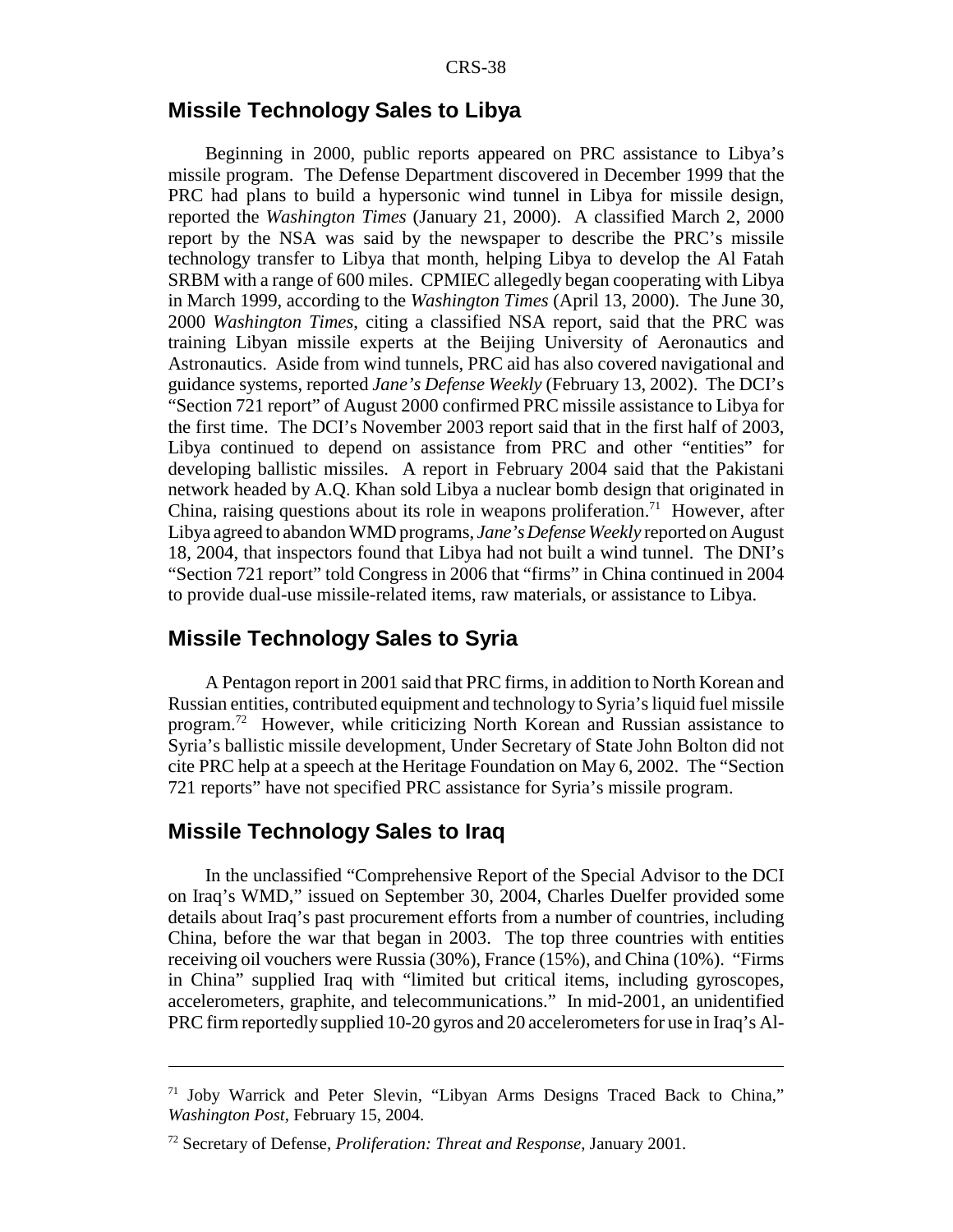## Missile Technology Sales to Libya

Beginning in 2000, public reports appeared on PRC assistance to Libya's missile program. The Defense Department discovered in December 1999 that the PRC had plans to build a hypersonic wind tunnel in Libya for missile design, reported the *Washington Times* (January 21, 2000). A classified March 2, 2000 report by the NSA was said by the newspaper to describe the PRC's missile technology transfer to Libya that month, helping Libya to develop the Al Fatah SRBM with a range of 600 miles. CPMIEC allegedly began cooperating with Libya in March 1999, according to the *Washington Times* (April 13, 2000). The June 30, 2000 *Washington Times*, citing a classified NSA report, said that the PRC was training Libyan missile experts at the Beijing University of Aeronautics and Astronautics. Aside from wind tunnels, PRC aid has also covered navigational and guidance systems, reported *Jane's Defense Weekly* (February 13, 2002). The DCI's "Section 721 report" of August 2000 confirmed PRC missile assistance to Libya for the first time. The DCI's November 2003 report said that in the first half of 2003, Libya continued to depend on assistance from PRC and other "entities" for developing ballistic missiles. A report in February 2004 said that the Pakistani network headed by A.Q. Khan sold Libya a nuclear bomb design that originated in China, raising questions about its role in weapons proliferation.[71] However, after Libya agreed to abandon WMD programs, *Jane's Defense Weekly* reported on August 18, 2004, that inspectors found that Libya had not built a wind tunnel. The DNI's "Section 721 report" told Congress in 2006 that "firms" in China continued in 2004 to provide dual-use missile-related items, raw materials, or assistance to Libya.

## Missile Technology Sales to Syria

A Pentagon report in 2001 said that PRC firms, in addition to North Korean and Russian entities, contributed equipment and technology to Syria's liquid fuel missile program.[72] However, while criticizing North Korean and Russian assistance to Syria's ballistic missile development, Under Secretary of State John Bolton did not cite PRC help at a speech at the Heritage Foundation on May 6, 2002. The "Section 721 reports" have not specified PRC assistance for Syria's missile program.

## Missile Technology Sales to Iraq

In the unclassified "Comprehensive Report of the Special Advisor to the DCI on Iraq's WMD," issued on September 30, 2004, Charles Duelfer provided some details about Iraq's past procurement efforts from a number of countries, including China, before the war that began in 2003. The top three countries with entities receiving oil vouchers were Russia (30%), France (15%), and China (10%). "Firms in China" supplied Iraq with "limited but critical items, including gyroscopes, accelerometers, graphite, and telecommunications." In mid-2001, an unidentified PRC firm reportedly supplied 10-20 gyros and 20 accelerometers for use in Iraq's Al-

---

[71] Joby Warrick and Peter Slevin, "Libyan Arms Designs Traced Back to China," *Washington Post*, February 15, 2004.

[72] Secretary of Defense, *Proliferation: Threat and Response*, January 2001.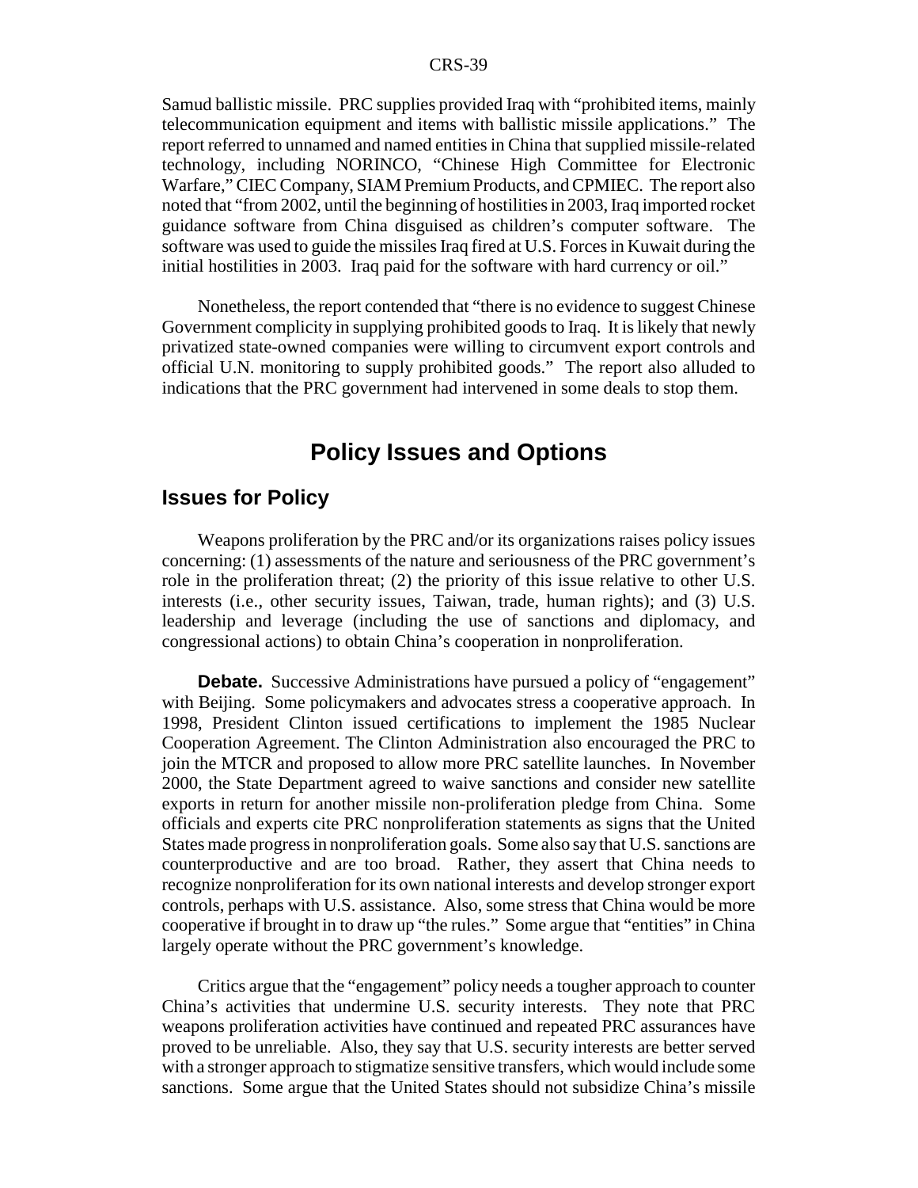Samud ballistic missile. PRC supplies provided Iraq with "prohibited items, mainly telecommunication equipment and items with ballistic missile applications." The report referred to unnamed and named entities in China that supplied missile-related technology, including NORINCO, "Chinese High Committee for Electronic Warfare," CIEC Company, SIAM Premium Products, and CPMIEC. The report also noted that "from 2002, until the beginning of hostilities in 2003, Iraq imported rocket guidance software from China disguised as children's computer software. The software was used to guide the missiles Iraq fired at U.S. Forces in Kuwait during the initial hostilities in 2003. Iraq paid for the software with hard currency or oil."

Nonetheless, the report contended that "there is no evidence to suggest Chinese Government complicity in supplying prohibited goods to Iraq. It is likely that newly privatized state-owned companies were willing to circumvent export controls and official U.N. monitoring to supply prohibited goods." The report also alluded to indications that the PRC government had intervened in some deals to stop them.

# Policy Issues and Options

## Issues for Policy

Weapons proliferation by the PRC and/or its organizations raises policy issues concerning: (1) assessments of the nature and seriousness of the PRC government's role in the proliferation threat; (2) the priority of this issue relative to other U.S. interests (i.e., other security issues, Taiwan, trade, human rights); and (3) U.S. leadership and leverage (including the use of sanctions and diplomacy, and congressional actions) to obtain China's cooperation in nonproliferation.

**Debate.** Successive Administrations have pursued a policy of "engagement" with Beijing. Some policymakers and advocates stress a cooperative approach. In 1998, President Clinton issued certifications to implement the 1985 Nuclear Cooperation Agreement. The Clinton Administration also encouraged the PRC to join the MTCR and proposed to allow more PRC satellite launches. In November 2000, the State Department agreed to waive sanctions and consider new satellite exports in return for another missile non-proliferation pledge from China. Some officials and experts cite PRC nonproliferation statements as signs that the United States made progress in nonproliferation goals. Some also say that U.S. sanctions are counterproductive and are too broad. Rather, they assert that China needs to recognize nonproliferation for its own national interests and develop stronger export controls, perhaps with U.S. assistance. Also, some stress that China would be more cooperative if brought in to draw up "the rules." Some argue that "entities" in China largely operate without the PRC government's knowledge.

Critics argue that the "engagement" policy needs a tougher approach to counter China's activities that undermine U.S. security interests. They note that PRC weapons proliferation activities have continued and repeated PRC assurances have proved to be unreliable. Also, they say that U.S. security interests are better served with a stronger approach to stigmatize sensitive transfers, which would include some sanctions. Some argue that the United States should not subsidize China's missile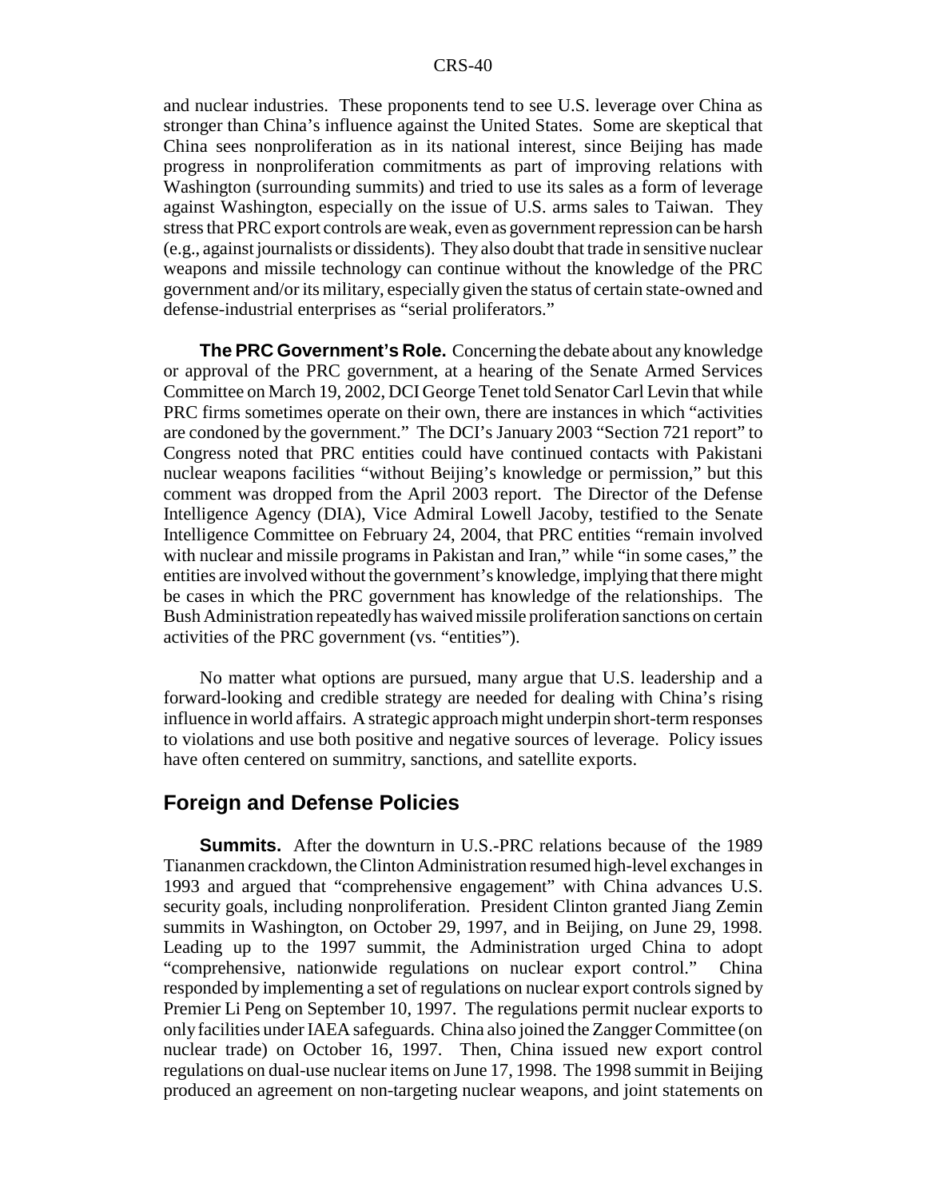and nuclear industries. These proponents tend to see U.S. leverage over China as stronger than China's influence against the United States. Some are skeptical that China sees nonproliferation as in its national interest, since Beijing has made progress in nonproliferation commitments as part of improving relations with Washington (surrounding summits) and tried to use its sales as a form of leverage against Washington, especially on the issue of U.S. arms sales to Taiwan. They stress that PRC export controls are weak, even as government repression can be harsh (e.g., against journalists or dissidents). They also doubt that trade in sensitive nuclear weapons and missile technology can continue without the knowledge of the PRC government and/or its military, especially given the status of certain state-owned and defense-industrial enterprises as "serial proliferators."

**The PRC Government's Role.** Concerning the debate about any knowledge or approval of the PRC government, at a hearing of the Senate Armed Services Committee on March 19, 2002, DCI George Tenet told Senator Carl Levin that while PRC firms sometimes operate on their own, there are instances in which "activities are condoned by the government." The DCI's January 2003 "Section 721 report" to Congress noted that PRC entities could have continued contacts with Pakistani nuclear weapons facilities "without Beijing's knowledge or permission," but this comment was dropped from the April 2003 report. The Director of the Defense Intelligence Agency (DIA), Vice Admiral Lowell Jacoby, testified to the Senate Intelligence Committee on February 24, 2004, that PRC entities "remain involved with nuclear and missile programs in Pakistan and Iran," while "in some cases," the entities are involved without the government's knowledge, implying that there might be cases in which the PRC government has knowledge of the relationships. The Bush Administration repeatedly has waived missile proliferation sanctions on certain activities of the PRC government (vs. "entities").

No matter what options are pursued, many argue that U.S. leadership and a forward-looking and credible strategy are needed for dealing with China's rising influence in world affairs. A strategic approach might underpin short-term responses to violations and use both positive and negative sources of leverage. Policy issues have often centered on summitry, sanctions, and satellite exports.

## Foreign and Defense Policies

**Summits.** After the downturn in U.S.-PRC relations because of the 1989 Tiananmen crackdown, the Clinton Administration resumed high-level exchanges in 1993 and argued that "comprehensive engagement" with China advances U.S. security goals, including nonproliferation. President Clinton granted Jiang Zemin summits in Washington, on October 29, 1997, and in Beijing, on June 29, 1998. Leading up to the 1997 summit, the Administration urged China to adopt "comprehensive, nationwide regulations on nuclear export control." China responded by implementing a set of regulations on nuclear export controls signed by Premier Li Peng on September 10, 1997. The regulations permit nuclear exports to only facilities under IAEA safeguards. China also joined the Zangger Committee (on nuclear trade) on October 16, 1997. Then, China issued new export control regulations on dual-use nuclear items on June 17, 1998. The 1998 summit in Beijing produced an agreement on non-targeting nuclear weapons, and joint statements on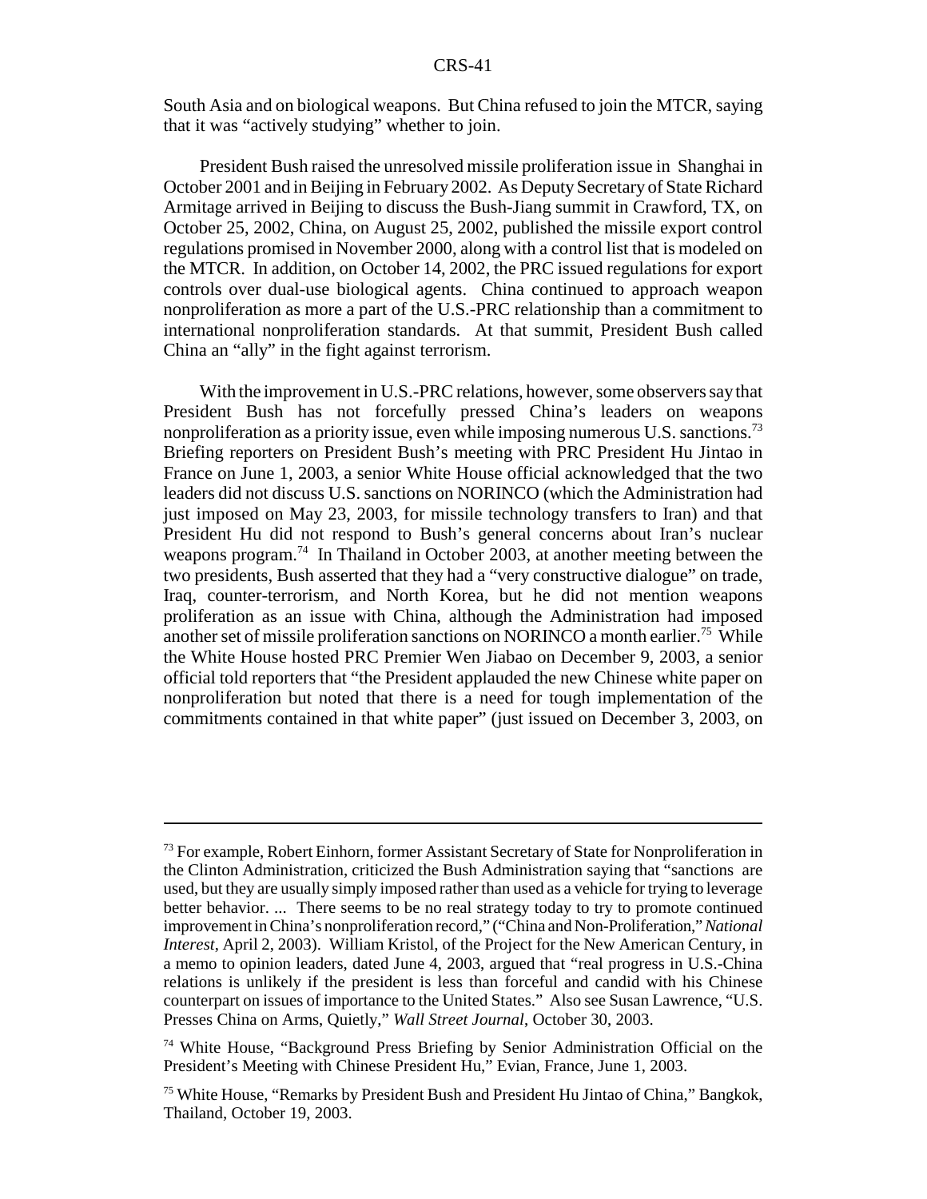South Asia and on biological weapons. But China refused to join the MTCR, saying that it was "actively studying" whether to join.

President Bush raised the unresolved missile proliferation issue in Shanghai in October 2001 and in Beijing in February 2002. As Deputy Secretary of State Richard Armitage arrived in Beijing to discuss the Bush-Jiang summit in Crawford, TX, on October 25, 2002, China, on August 25, 2002, published the missile export control regulations promised in November 2000, along with a control list that is modeled on the MTCR. In addition, on October 14, 2002, the PRC issued regulations for export controls over dual-use biological agents. China continued to approach weapon nonproliferation as more a part of the U.S.-PRC relationship than a commitment to international nonproliferation standards. At that summit, President Bush called China an "ally" in the fight against terrorism.

With the improvement in U.S.-PRC relations, however, some observers say that President Bush has not forcefully pressed China's leaders on weapons nonproliferation as a priority issue, even while imposing numerous U.S. sanctions.[73] Briefing reporters on President Bush's meeting with PRC President Hu Jintao in France on June 1, 2003, a senior White House official acknowledged that the two leaders did not discuss U.S. sanctions on NORINCO (which the Administration had just imposed on May 23, 2003, for missile technology transfers to Iran) and that President Hu did not respond to Bush's general concerns about Iran's nuclear weapons program.[74] In Thailand in October 2003, at another meeting between the two presidents, Bush asserted that they had a "very constructive dialogue" on trade, Iraq, counter-terrorism, and North Korea, but he did not mention weapons proliferation as an issue with China, although the Administration had imposed another set of missile proliferation sanctions on NORINCO a month earlier.[75] While the White House hosted PRC Premier Wen Jiabao on December 9, 2003, a senior official told reporters that "the President applauded the new Chinese white paper on nonproliferation but noted that there is a need for tough implementation of the commitments contained in that white paper" (just issued on December 3, 2003, on

---

[73] For example, Robert Einhorn, former Assistant Secretary of State for Nonproliferation in the Clinton Administration, criticized the Bush Administration saying that "sanctions are used, but they are usually simply imposed rather than used as a vehicle for trying to leverage better behavior. ... There seems to be no real strategy today to try to promote continued improvement in China's nonproliferation record," ("China and Non-Proliferation," *National Interest*, April 2, 2003). William Kristol, of the Project for the New American Century, in a memo to opinion leaders, dated June 4, 2003, argued that "real progress in U.S.-China relations is unlikely if the president is less than forceful and candid with his Chinese counterpart on issues of importance to the United States." Also see Susan Lawrence, "U.S. Presses China on Arms, Quietly," *Wall Street Journal*, October 30, 2003.

[74] White House, "Background Press Briefing by Senior Administration Official on the President's Meeting with Chinese President Hu," Evian, France, June 1, 2003.

[75] White House, "Remarks by President Bush and President Hu Jintao of China," Bangkok, Thailand, October 19, 2003.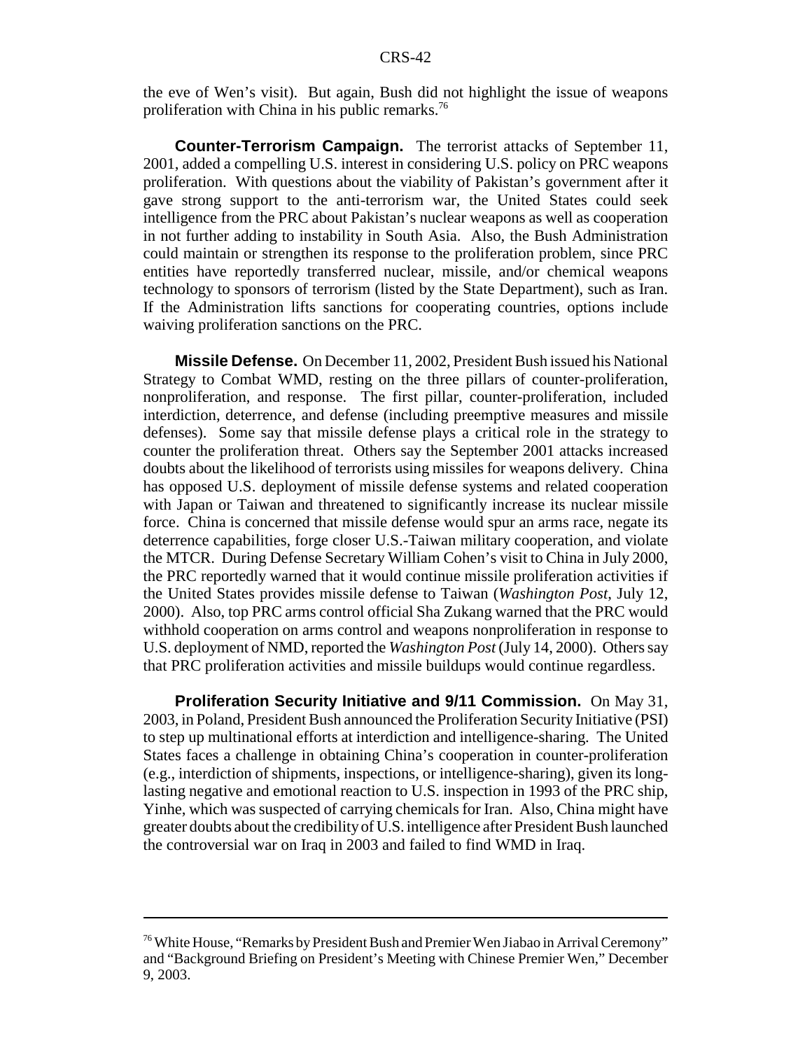the eve of Wen's visit). But again, Bush did not highlight the issue of weapons proliferation with China in his public remarks.[76]

**Counter-Terrorism Campaign.** The terrorist attacks of September 11, 2001, added a compelling U.S. interest in considering U.S. policy on PRC weapons proliferation. With questions about the viability of Pakistan's government after it gave strong support to the anti-terrorism war, the United States could seek intelligence from the PRC about Pakistan's nuclear weapons as well as cooperation in not further adding to instability in South Asia. Also, the Bush Administration could maintain or strengthen its response to the proliferation problem, since PRC entities have reportedly transferred nuclear, missile, and/or chemical weapons technology to sponsors of terrorism (listed by the State Department), such as Iran. If the Administration lifts sanctions for cooperating countries, options include waiving proliferation sanctions on the PRC.

**Missile Defense.** On December 11, 2002, President Bush issued his National Strategy to Combat WMD, resting on the three pillars of counter-proliferation, nonproliferation, and response. The first pillar, counter-proliferation, included interdiction, deterrence, and defense (including preemptive measures and missile defenses). Some say that missile defense plays a critical role in the strategy to counter the proliferation threat. Others say the September 2001 attacks increased doubts about the likelihood of terrorists using missiles for weapons delivery. China has opposed U.S. deployment of missile defense systems and related cooperation with Japan or Taiwan and threatened to significantly increase its nuclear missile force. China is concerned that missile defense would spur an arms race, negate its deterrence capabilities, forge closer U.S.-Taiwan military cooperation, and violate the MTCR. During Defense Secretary William Cohen's visit to China in July 2000, the PRC reportedly warned that it would continue missile proliferation activities if the United States provides missile defense to Taiwan (*Washington Post*, July 12, 2000). Also, top PRC arms control official Sha Zukang warned that the PRC would withhold cooperation on arms control and weapons nonproliferation in response to U.S. deployment of NMD, reported the *Washington Post* (July 14, 2000). Others say that PRC proliferation activities and missile buildups would continue regardless.

**Proliferation Security Initiative and 9/11 Commission.** On May 31, 2003, in Poland, President Bush announced the Proliferation Security Initiative (PSI) to step up multinational efforts at interdiction and intelligence-sharing. The United States faces a challenge in obtaining China's cooperation in counter-proliferation (e.g., interdiction of shipments, inspections, or intelligence-sharing), given its long-lasting negative and emotional reaction to U.S. inspection in 1993 of the PRC ship, Yinhe, which was suspected of carrying chemicals for Iran. Also, China might have greater doubts about the credibility of U.S. intelligence after President Bush launched the controversial war on Iraq in 2003 and failed to find WMD in Iraq.

---

[76] White House, "Remarks by President Bush and Premier Wen Jiabao in Arrival Ceremony" and "Background Briefing on President's Meeting with Chinese Premier Wen," December 9, 2003.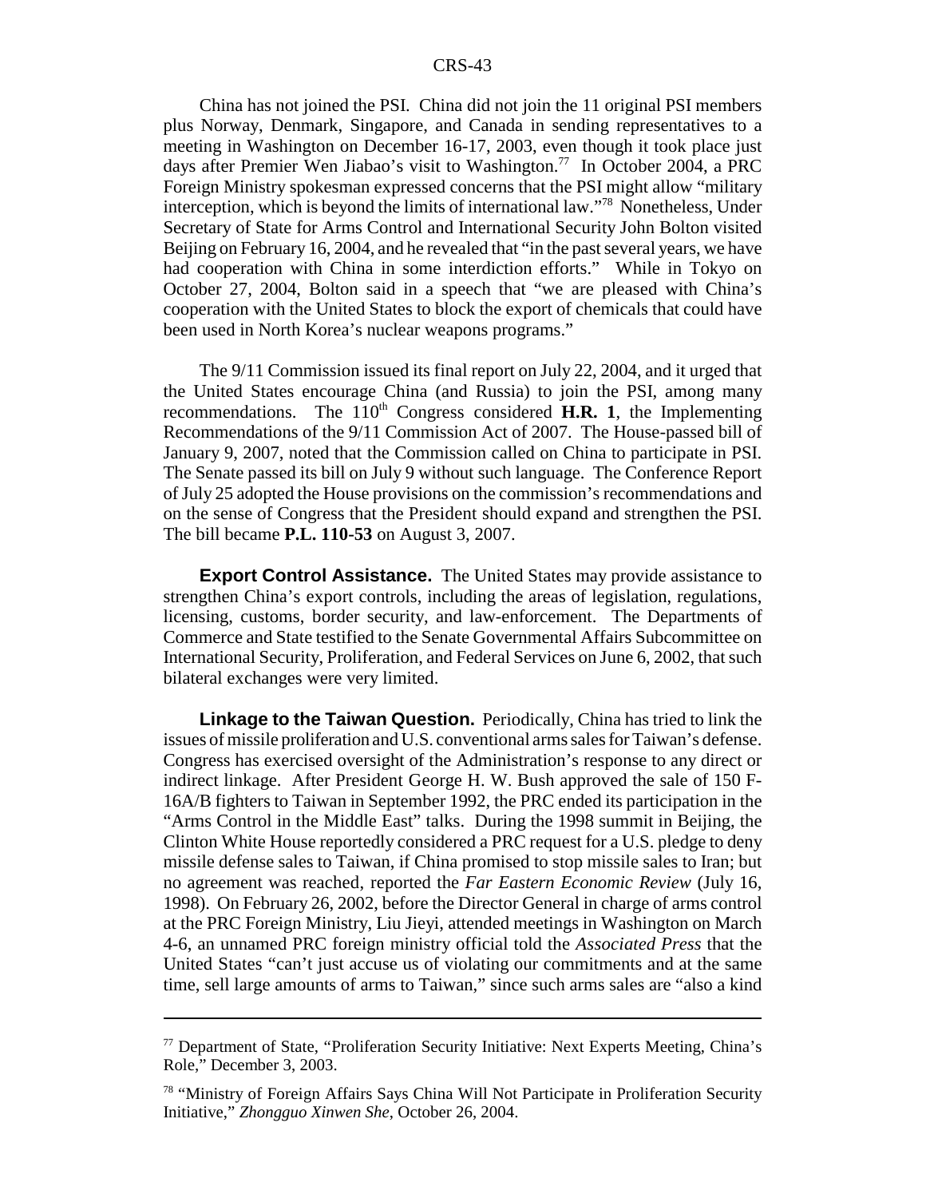China has not joined the PSI. China did not join the 11 original PSI members plus Norway, Denmark, Singapore, and Canada in sending representatives to a meeting in Washington on December 16-17, 2003, even though it took place just days after Premier Wen Jiabao's visit to Washington.[77] In October 2004, a PRC Foreign Ministry spokesman expressed concerns that the PSI might allow "military interception, which is beyond the limits of international law."[78] Nonetheless, Under Secretary of State for Arms Control and International Security John Bolton visited Beijing on February 16, 2004, and he revealed that "in the past several years, we have had cooperation with China in some interdiction efforts." While in Tokyo on October 27, 2004, Bolton said in a speech that "we are pleased with China's cooperation with the United States to block the export of chemicals that could have been used in North Korea's nuclear weapons programs."

The 9/11 Commission issued its final report on July 22, 2004, and it urged that the United States encourage China (and Russia) to join the PSI, among many recommendations. The 110[th] Congress considered **H.R. 1**, the Implementing Recommendations of the 9/11 Commission Act of 2007. The House-passed bill of January 9, 2007, noted that the Commission called on China to participate in PSI. The Senate passed its bill on July 9 without such language. The Conference Report of July 25 adopted the House provisions on the commission's recommendations and on the sense of Congress that the President should expand and strengthen the PSI. The bill became **P.L. 110-53** on August 3, 2007.

**Export Control Assistance.** The United States may provide assistance to strengthen China's export controls, including the areas of legislation, regulations, licensing, customs, border security, and law-enforcement. The Departments of Commerce and State testified to the Senate Governmental Affairs Subcommittee on International Security, Proliferation, and Federal Services on June 6, 2002, that such bilateral exchanges were very limited.

**Linkage to the Taiwan Question.** Periodically, China has tried to link the issues of missile proliferation and U.S. conventional arms sales for Taiwan's defense. Congress has exercised oversight of the Administration's response to any direct or indirect linkage. After President George H. W. Bush approved the sale of 150 F-16A/B fighters to Taiwan in September 1992, the PRC ended its participation in the "Arms Control in the Middle East" talks. During the 1998 summit in Beijing, the Clinton White House reportedly considered a PRC request for a U.S. pledge to deny missile defense sales to Taiwan, if China promised to stop missile sales to Iran; but no agreement was reached, reported the *Far Eastern Economic Review* (July 16, 1998). On February 26, 2002, before the Director General in charge of arms control at the PRC Foreign Ministry, Liu Jieyi, attended meetings in Washington on March 4-6, an unnamed PRC foreign ministry official told the *Associated Press* that the United States "can't just accuse us of violating our commitments and at the same time, sell large amounts of arms to Taiwan," since such arms sales are "also a kind

---

[77] Department of State, "Proliferation Security Initiative: Next Experts Meeting, China's Role," December 3, 2003.

[78] "Ministry of Foreign Affairs Says China Will Not Participate in Proliferation Security Initiative," *Zhongguo Xinwen She*, October 26, 2004.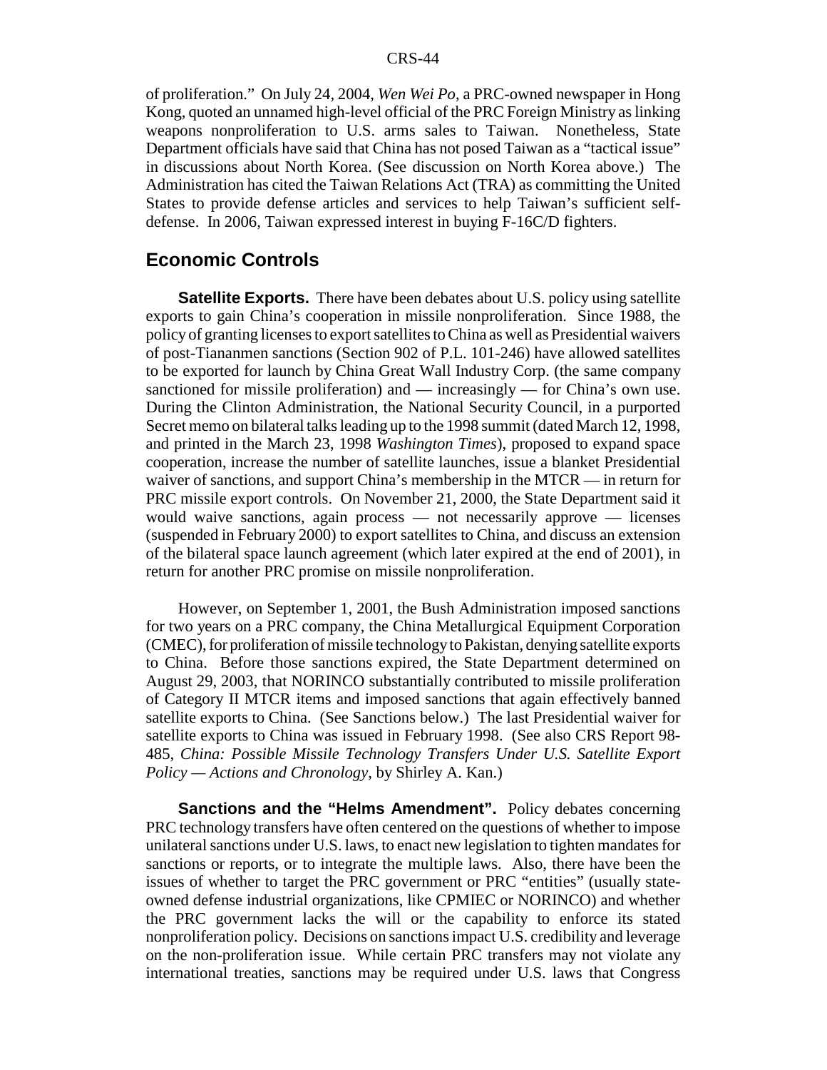of proliferation." On July 24, 2004, *Wen Wei Po*, a PRC-owned newspaper in Hong Kong, quoted an unnamed high-level official of the PRC Foreign Ministry as linking weapons nonproliferation to U.S. arms sales to Taiwan. Nonetheless, State Department officials have said that China has not posed Taiwan as a "tactical issue" in discussions about North Korea. (See discussion on North Korea above.) The Administration has cited the Taiwan Relations Act (TRA) as committing the United States to provide defense articles and services to help Taiwan's sufficient self-defense. In 2006, Taiwan expressed interest in buying F-16C/D fighters.

## Economic Controls

**Satellite Exports.** There have been debates about U.S. policy using satellite exports to gain China's cooperation in missile nonproliferation. Since 1988, the policy of granting licenses to export satellites to China as well as Presidential waivers of post-Tiananmen sanctions (Section 902 of P.L. 101-246) have allowed satellites to be exported for launch by China Great Wall Industry Corp. (the same company sanctioned for missile proliferation) and — increasingly — for China's own use. During the Clinton Administration, the National Security Council, in a purported Secret memo on bilateral talks leading up to the 1998 summit (dated March 12, 1998, and printed in the March 23, 1998 *Washington Times*), proposed to expand space cooperation, increase the number of satellite launches, issue a blanket Presidential waiver of sanctions, and support China's membership in the MTCR — in return for PRC missile export controls. On November 21, 2000, the State Department said it would waive sanctions, again process — not necessarily approve — licenses (suspended in February 2000) to export satellites to China, and discuss an extension of the bilateral space launch agreement (which later expired at the end of 2001), in return for another PRC promise on missile nonproliferation.

However, on September 1, 2001, the Bush Administration imposed sanctions for two years on a PRC company, the China Metallurgical Equipment Corporation (CMEC), for proliferation of missile technology to Pakistan, denying satellite exports to China. Before those sanctions expired, the State Department determined on August 29, 2003, that NORINCO substantially contributed to missile proliferation of Category II MTCR items and imposed sanctions that again effectively banned satellite exports to China. (See Sanctions below.) The last Presidential waiver for satellite exports to China was issued in February 1998. (See also CRS Report 98-485, *China: Possible Missile Technology Transfers Under U.S. Satellite Export Policy — Actions and Chronology*, by Shirley A. Kan.)

**Sanctions and the "Helms Amendment".** Policy debates concerning PRC technology transfers have often centered on the questions of whether to impose unilateral sanctions under U.S. laws, to enact new legislation to tighten mandates for sanctions or reports, or to integrate the multiple laws. Also, there have been the issues of whether to target the PRC government or PRC "entities" (usually state-owned defense industrial organizations, like CPMIEC or NORINCO) and whether the PRC government lacks the will or the capability to enforce its stated nonproliferation policy. Decisions on sanctions impact U.S. credibility and leverage on the non-proliferation issue. While certain PRC transfers may not violate any international treaties, sanctions may be required under U.S. laws that Congress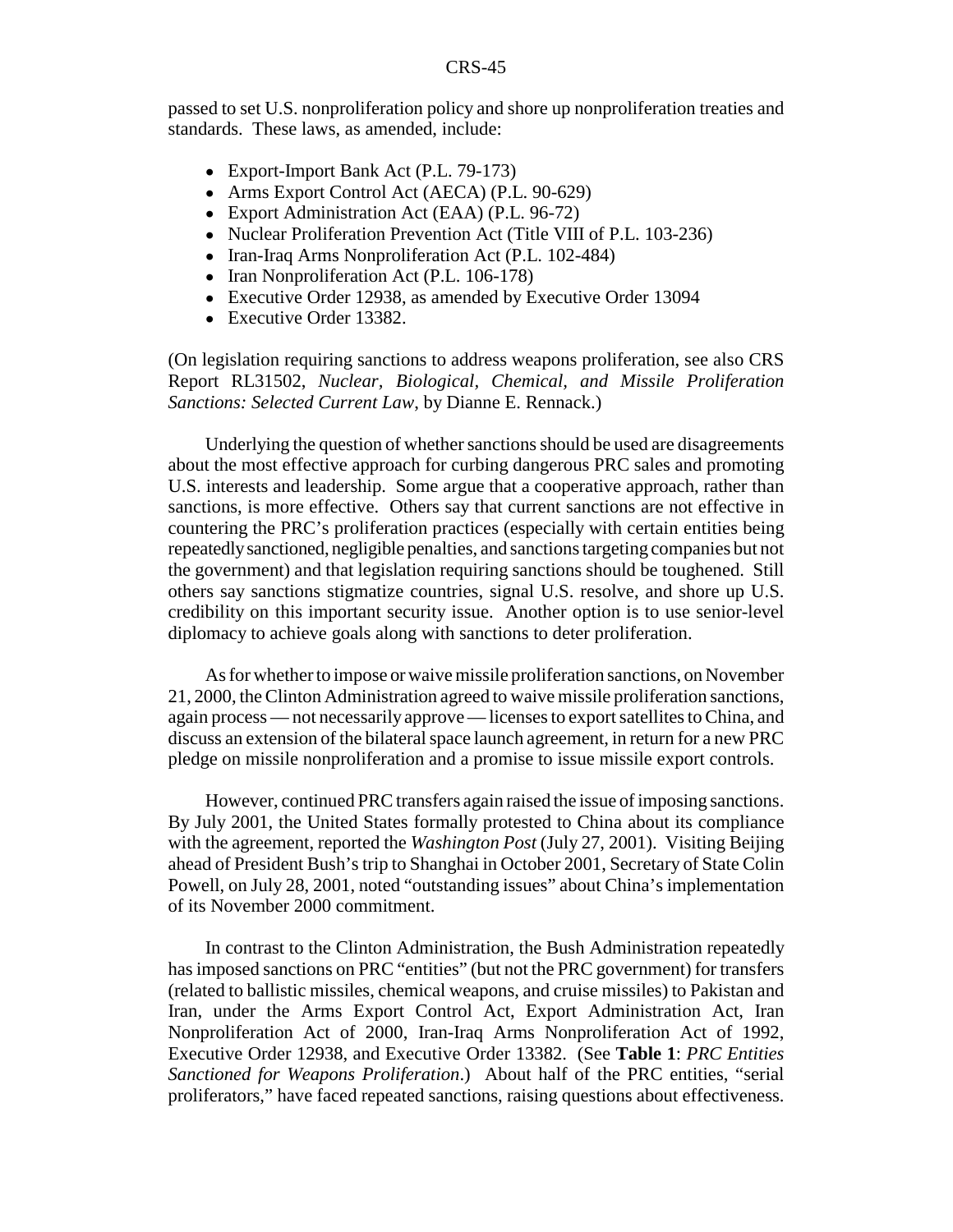passed to set U.S. nonproliferation policy and shore up nonproliferation treaties and standards. These laws, as amended, include:

- Export-Import Bank Act (P.L. 79-173)
- Arms Export Control Act (AECA) (P.L. 90-629)
- Export Administration Act (EAA) (P.L. 96-72)
- Nuclear Proliferation Prevention Act (Title VIII of P.L. 103-236)
- Iran-Iraq Arms Nonproliferation Act (P.L. 102-484)
- Iran Nonproliferation Act (P.L. 106-178)
- Executive Order 12938, as amended by Executive Order 13094
- Executive Order 13382.

(On legislation requiring sanctions to address weapons proliferation, see also CRS Report RL31502, *Nuclear, Biological, Chemical, and Missile Proliferation Sanctions: Selected Current Law*, by Dianne E. Rennack.)

Underlying the question of whether sanctions should be used are disagreements about the most effective approach for curbing dangerous PRC sales and promoting U.S. interests and leadership. Some argue that a cooperative approach, rather than sanctions, is more effective. Others say that current sanctions are not effective in countering the PRC's proliferation practices (especially with certain entities being repeatedly sanctioned, negligible penalties, and sanctions targeting companies but not the government) and that legislation requiring sanctions should be toughened. Still others say sanctions stigmatize countries, signal U.S. resolve, and shore up U.S. credibility on this important security issue. Another option is to use senior-level diplomacy to achieve goals along with sanctions to deter proliferation.

As for whether to impose or waive missile proliferation sanctions, on November 21, 2000, the Clinton Administration agreed to waive missile proliferation sanctions, again process — not necessarily approve — licenses to export satellites to China, and discuss an extension of the bilateral space launch agreement, in return for a new PRC pledge on missile nonproliferation and a promise to issue missile export controls.

However, continued PRC transfers again raised the issue of imposing sanctions. By July 2001, the United States formally protested to China about its compliance with the agreement, reported the *Washington Post* (July 27, 2001). Visiting Beijing ahead of President Bush's trip to Shanghai in October 2001, Secretary of State Colin Powell, on July 28, 2001, noted "outstanding issues" about China's implementation of its November 2000 commitment.

In contrast to the Clinton Administration, the Bush Administration repeatedly has imposed sanctions on PRC "entities" (but not the PRC government) for transfers (related to ballistic missiles, chemical weapons, and cruise missiles) to Pakistan and Iran, under the Arms Export Control Act, Export Administration Act, Iran Nonproliferation Act of 2000, Iran-Iraq Arms Nonproliferation Act of 1992, Executive Order 12938, and Executive Order 13382. (See **Table 1**: *PRC Entities Sanctioned for Weapons Proliferation*.) About half of the PRC entities, "serial proliferators," have faced repeated sanctions, raising questions about effectiveness.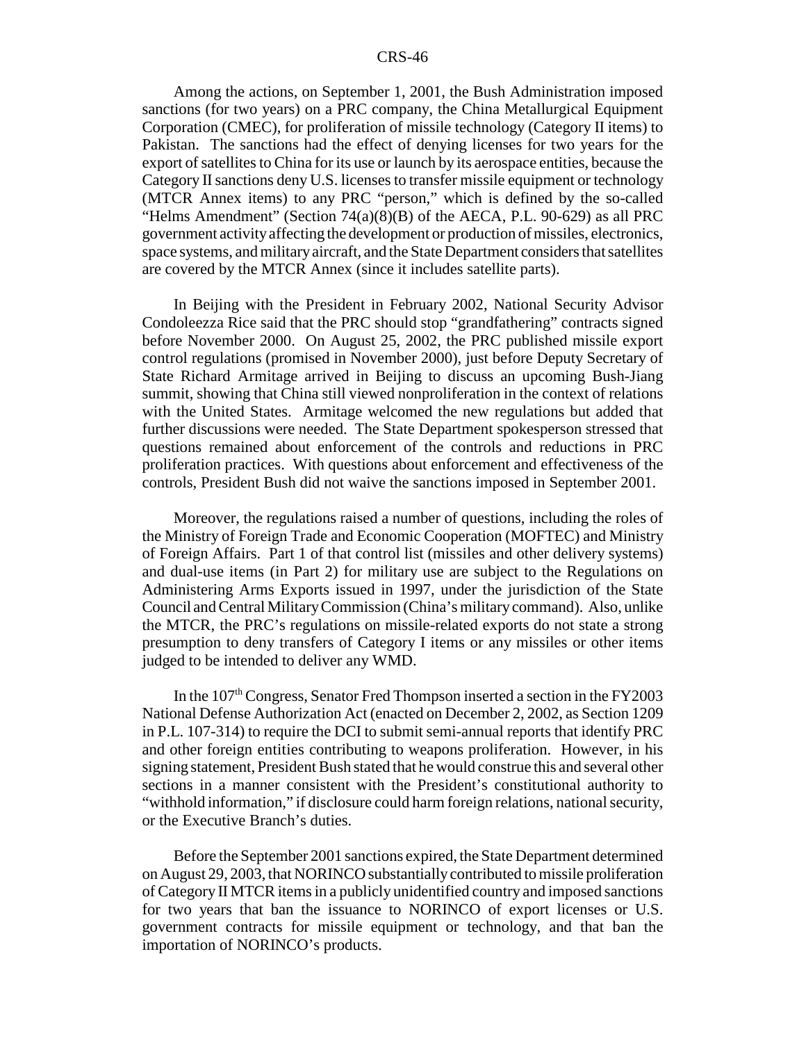Among the actions, on September 1, 2001, the Bush Administration imposed sanctions (for two years) on a PRC company, the China Metallurgical Equipment Corporation (CMEC), for proliferation of missile technology (Category II items) to Pakistan. The sanctions had the effect of denying licenses for two years for the export of satellites to China for its use or launch by its aerospace entities, because the Category II sanctions deny U.S. licenses to transfer missile equipment or technology (MTCR Annex items) to any PRC "person," which is defined by the so-called "Helms Amendment" (Section 74(a)(8)(B) of the AECA, P.L. 90-629) as all PRC government activity affecting the development or production of missiles, electronics, space systems, and military aircraft, and the State Department considers that satellites are covered by the MTCR Annex (since it includes satellite parts).

In Beijing with the President in February 2002, National Security Advisor Condoleezza Rice said that the PRC should stop "grandfathering" contracts signed before November 2000. On August 25, 2002, the PRC published missile export control regulations (promised in November 2000), just before Deputy Secretary of State Richard Armitage arrived in Beijing to discuss an upcoming Bush-Jiang summit, showing that China still viewed nonproliferation in the context of relations with the United States. Armitage welcomed the new regulations but added that further discussions were needed. The State Department spokesperson stressed that questions remained about enforcement of the controls and reductions in PRC proliferation practices. With questions about enforcement and effectiveness of the controls, President Bush did not waive the sanctions imposed in September 2001.

Moreover, the regulations raised a number of questions, including the roles of the Ministry of Foreign Trade and Economic Cooperation (MOFTEC) and Ministry of Foreign Affairs. Part 1 of that control list (missiles and other delivery systems) and dual-use items (in Part 2) for military use are subject to the Regulations on Administering Arms Exports issued in 1997, under the jurisdiction of the State Council and Central Military Commission (China's military command). Also, unlike the MTCR, the PRC's regulations on missile-related exports do not state a strong presumption to deny transfers of Category I items or any missiles or other items judged to be intended to deliver any WMD.

In the 107th Congress, Senator Fred Thompson inserted a section in the FY2003 National Defense Authorization Act (enacted on December 2, 2002, as Section 1209 in P.L. 107-314) to require the DCI to submit semi-annual reports that identify PRC and other foreign entities contributing to weapons proliferation. However, in his signing statement, President Bush stated that he would construe this and several other sections in a manner consistent with the President's constitutional authority to "withhold information," if disclosure could harm foreign relations, national security, or the Executive Branch's duties.

Before the September 2001 sanctions expired, the State Department determined on August 29, 2003, that NORINCO substantially contributed to missile proliferation of Category II MTCR items in a publicly unidentified country and imposed sanctions for two years that ban the issuance to NORINCO of export licenses or U.S. government contracts for missile equipment or technology, and that ban the importation of NORINCO's products.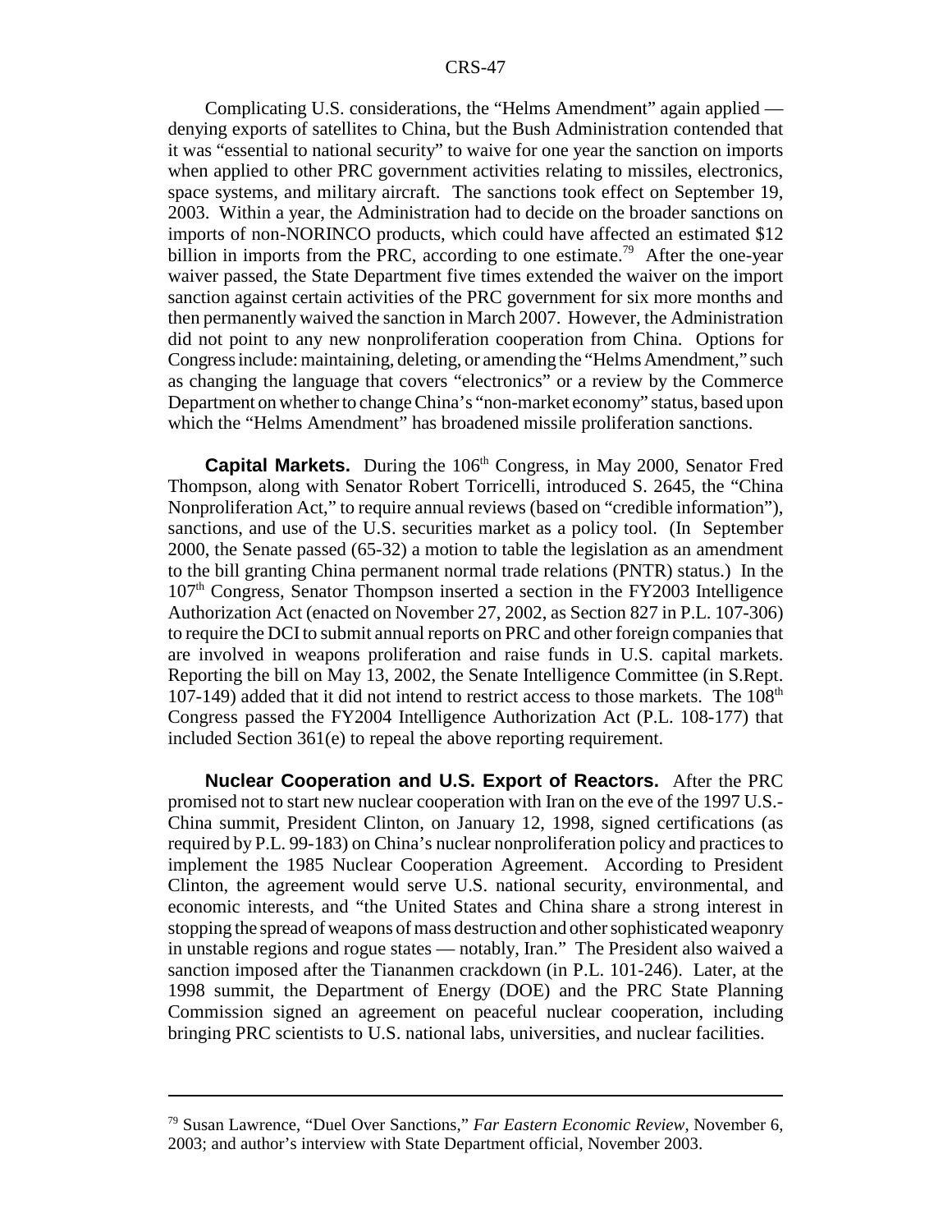Complicating U.S. considerations, the "Helms Amendment" again applied — denying exports of satellites to China, but the Bush Administration contended that it was "essential to national security" to waive for one year the sanction on imports when applied to other PRC government activities relating to missiles, electronics, space systems, and military aircraft. The sanctions took effect on September 19, 2003. Within a year, the Administration had to decide on the broader sanctions on imports of non-NORINCO products, which could have affected an estimated $12 billion in imports from the PRC, according to one estimate.[79] After the one-year waiver passed, the State Department five times extended the waiver on the import sanction against certain activities of the PRC government for six more months and then permanently waived the sanction in March 2007. However, the Administration did not point to any new nonproliferation cooperation from China. Options for Congress include: maintaining, deleting, or amending the "Helms Amendment," such as changing the language that covers "electronics" or a review by the Commerce Department on whether to change China's "non-market economy" status, based upon which the "Helms Amendment" has broadened missile proliferation sanctions.

**Capital Markets.** During the 106th Congress, in May 2000, Senator Fred Thompson, along with Senator Robert Torricelli, introduced S. 2645, the "China Nonproliferation Act," to require annual reviews (based on "credible information"), sanctions, and use of the U.S. securities market as a policy tool. (In September 2000, the Senate passed (65-32) a motion to table the legislation as an amendment to the bill granting China permanent normal trade relations (PNTR) status.) In the 107th Congress, Senator Thompson inserted a section in the FY2003 Intelligence Authorization Act (enacted on November 27, 2002, as Section 827 in P.L. 107-306) to require the DCI to submit annual reports on PRC and other foreign companies that are involved in weapons proliferation and raise funds in U.S. capital markets. Reporting the bill on May 13, 2002, the Senate Intelligence Committee (in S.Rept. 107-149) added that it did not intend to restrict access to those markets. The 108th Congress passed the FY2004 Intelligence Authorization Act (P.L. 108-177) that included Section 361(e) to repeal the above reporting requirement.

**Nuclear Cooperation and U.S. Export of Reactors.** After the PRC promised not to start new nuclear cooperation with Iran on the eve of the 1997 U.S.-China summit, President Clinton, on January 12, 1998, signed certifications (as required by P.L. 99-183) on China's nuclear nonproliferation policy and practices to implement the 1985 Nuclear Cooperation Agreement. According to President Clinton, the agreement would serve U.S. national security, environmental, and economic interests, and "the United States and China share a strong interest in stopping the spread of weapons of mass destruction and other sophisticated weaponry in unstable regions and rogue states — notably, Iran." The President also waived a sanction imposed after the Tiananmen crackdown (in P.L. 101-246). Later, at the 1998 summit, the Department of Energy (DOE) and the PRC State Planning Commission signed an agreement on peaceful nuclear cooperation, including bringing PRC scientists to U.S. national labs, universities, and nuclear facilities.

---

[79] Susan Lawrence, "Duel Over Sanctions," *Far Eastern Economic Review*, November 6, 2003; and author's interview with State Department official, November 2003.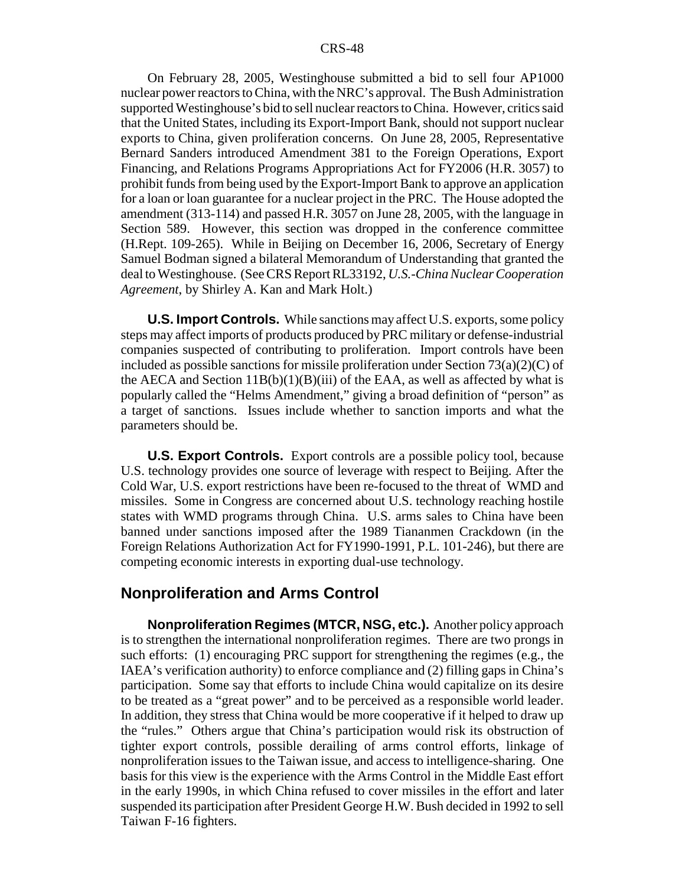On February 28, 2005, Westinghouse submitted a bid to sell four AP1000 nuclear power reactors to China, with the NRC's approval. The Bush Administration supported Westinghouse's bid to sell nuclear reactors to China. However, critics said that the United States, including its Export-Import Bank, should not support nuclear exports to China, given proliferation concerns. On June 28, 2005, Representative Bernard Sanders introduced Amendment 381 to the Foreign Operations, Export Financing, and Relations Programs Appropriations Act for FY2006 (H.R. 3057) to prohibit funds from being used by the Export-Import Bank to approve an application for a loan or loan guarantee for a nuclear project in the PRC. The House adopted the amendment (313-114) and passed H.R. 3057 on June 28, 2005, with the language in Section 589. However, this section was dropped in the conference committee (H.Rept. 109-265). While in Beijing on December 16, 2006, Secretary of Energy Samuel Bodman signed a bilateral Memorandum of Understanding that granted the deal to Westinghouse. (See CRS Report RL33192, *U.S.-China Nuclear Cooperation Agreement*, by Shirley A. Kan and Mark Holt.)

**U.S. Import Controls.** While sanctions may affect U.S. exports, some policy steps may affect imports of products produced by PRC military or defense-industrial companies suspected of contributing to proliferation. Import controls have been included as possible sanctions for missile proliferation under Section 73(a)(2)(C) of the AECA and Section 11B(b)(1)(B)(iii) of the EAA, as well as affected by what is popularly called the "Helms Amendment," giving a broad definition of "person" as a target of sanctions. Issues include whether to sanction imports and what the parameters should be.

**U.S. Export Controls.** Export controls are a possible policy tool, because U.S. technology provides one source of leverage with respect to Beijing. After the Cold War, U.S. export restrictions have been re-focused to the threat of WMD and missiles. Some in Congress are concerned about U.S. technology reaching hostile states with WMD programs through China. U.S. arms sales to China have been banned under sanctions imposed after the 1989 Tiananmen Crackdown (in the Foreign Relations Authorization Act for FY1990-1991, P.L. 101-246), but there are competing economic interests in exporting dual-use technology.

## Nonproliferation and Arms Control

**Nonproliferation Regimes (MTCR, NSG, etc.).** Another policy approach is to strengthen the international nonproliferation regimes. There are two prongs in such efforts: (1) encouraging PRC support for strengthening the regimes (e.g., the IAEA's verification authority) to enforce compliance and (2) filling gaps in China's participation. Some say that efforts to include China would capitalize on its desire to be treated as a "great power" and to be perceived as a responsible world leader. In addition, they stress that China would be more cooperative if it helped to draw up the "rules." Others argue that China's participation would risk its obstruction of tighter export controls, possible derailing of arms control efforts, linkage of nonproliferation issues to the Taiwan issue, and access to intelligence-sharing. One basis for this view is the experience with the Arms Control in the Middle East effort in the early 1990s, in which China refused to cover missiles in the effort and later suspended its participation after President George H.W. Bush decided in 1992 to sell Taiwan F-16 fighters.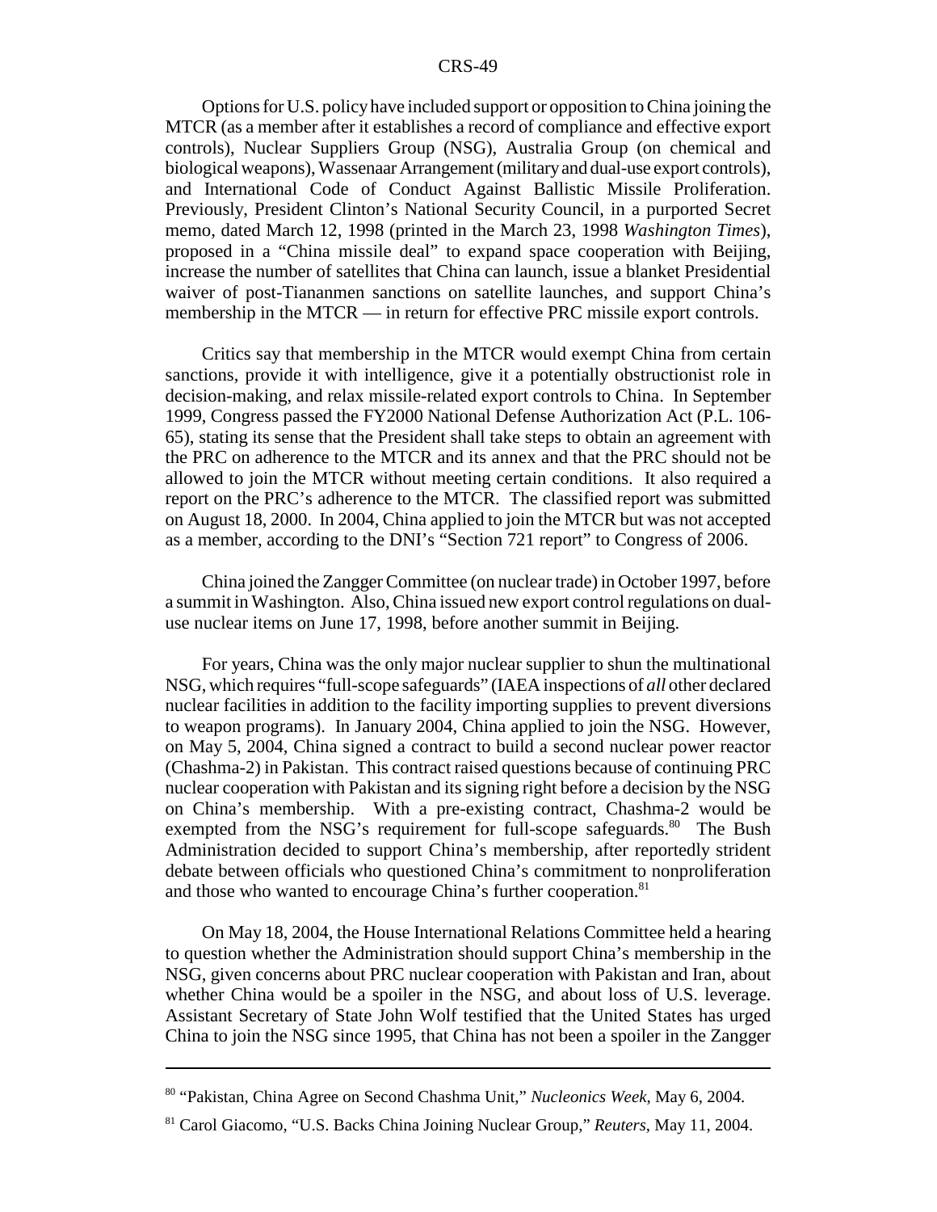Options for U.S. policy have included support or opposition to China joining the MTCR (as a member after it establishes a record of compliance and effective export controls), Nuclear Suppliers Group (NSG), Australia Group (on chemical and biological weapons), Wassenaar Arrangement (military and dual-use export controls), and International Code of Conduct Against Ballistic Missile Proliferation. Previously, President Clinton's National Security Council, in a purported Secret memo, dated March 12, 1998 (printed in the March 23, 1998 *Washington Times*), proposed in a "China missile deal" to expand space cooperation with Beijing, increase the number of satellites that China can launch, issue a blanket Presidential waiver of post-Tiananmen sanctions on satellite launches, and support China's membership in the MTCR — in return for effective PRC missile export controls.

Critics say that membership in the MTCR would exempt China from certain sanctions, provide it with intelligence, give it a potentially obstructionist role in decision-making, and relax missile-related export controls to China. In September 1999, Congress passed the FY2000 National Defense Authorization Act (P.L. 106-65), stating its sense that the President shall take steps to obtain an agreement with the PRC on adherence to the MTCR and its annex and that the PRC should not be allowed to join the MTCR without meeting certain conditions. It also required a report on the PRC's adherence to the MTCR. The classified report was submitted on August 18, 2000. In 2004, China applied to join the MTCR but was not accepted as a member, according to the DNI's "Section 721 report" to Congress of 2006.

China joined the Zangger Committee (on nuclear trade) in October 1997, before a summit in Washington. Also, China issued new export control regulations on dual-use nuclear items on June 17, 1998, before another summit in Beijing.

For years, China was the only major nuclear supplier to shun the multinational NSG, which requires "full-scope safeguards" (IAEA inspections of *all* other declared nuclear facilities in addition to the facility importing supplies to prevent diversions to weapon programs). In January 2004, China applied to join the NSG. However, on May 5, 2004, China signed a contract to build a second nuclear power reactor (Chashma-2) in Pakistan. This contract raised questions because of continuing PRC nuclear cooperation with Pakistan and its signing right before a decision by the NSG on China's membership. With a pre-existing contract, Chashma-2 would be exempted from the NSG's requirement for full-scope safeguards.[80] The Bush Administration decided to support China's membership, after reportedly strident debate between officials who questioned China's commitment to nonproliferation and those who wanted to encourage China's further cooperation.[81]

On May 18, 2004, the House International Relations Committee held a hearing to question whether the Administration should support China's membership in the NSG, given concerns about PRC nuclear cooperation with Pakistan and Iran, about whether China would be a spoiler in the NSG, and about loss of U.S. leverage. Assistant Secretary of State John Wolf testified that the United States has urged China to join the NSG since 1995, that China has not been a spoiler in the Zangger

---

[80] "Pakistan, China Agree on Second Chashma Unit," *Nucleonics Week*, May 6, 2004.

[81] Carol Giacomo, "U.S. Backs China Joining Nuclear Group," *Reuters*, May 11, 2004.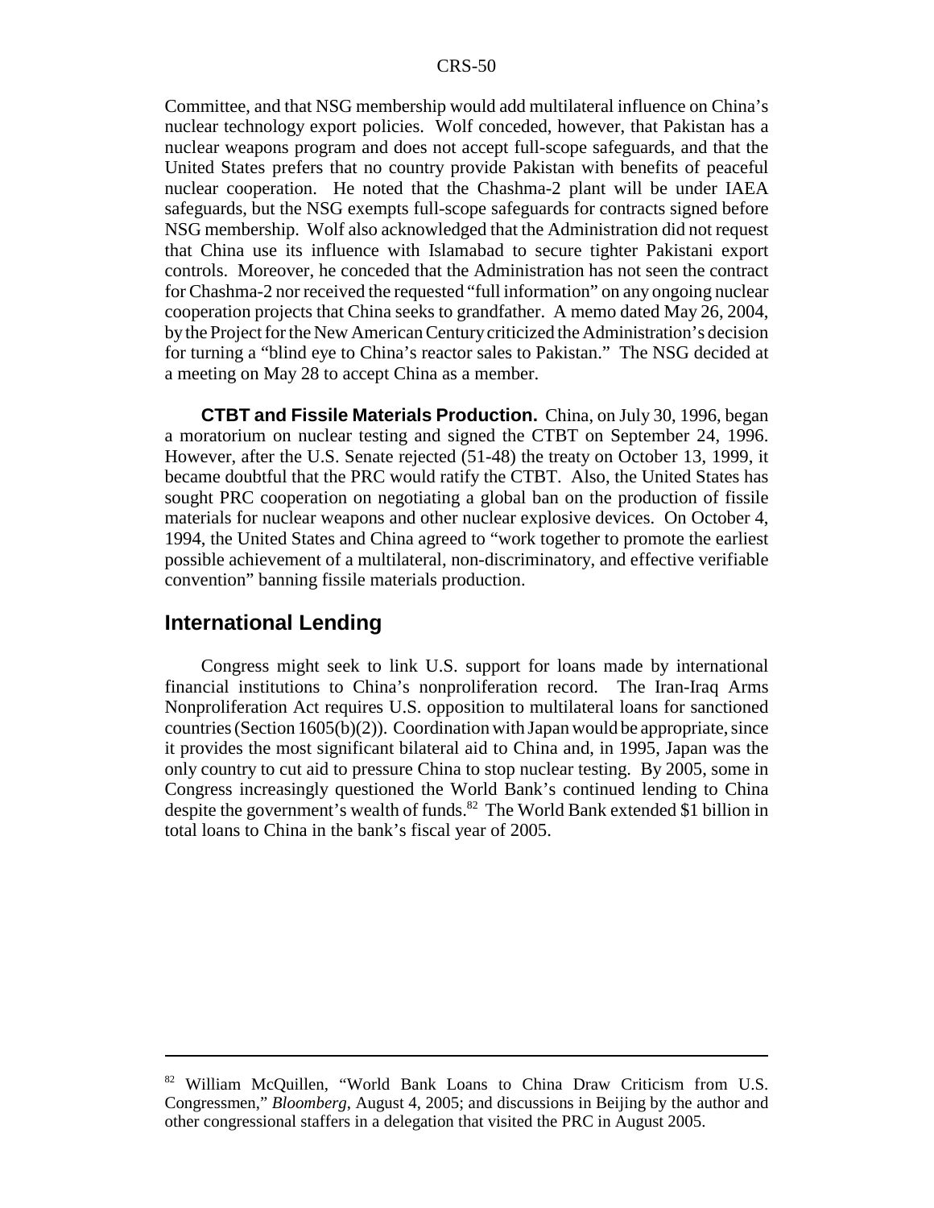Committee, and that NSG membership would add multilateral influence on China's nuclear technology export policies. Wolf conceded, however, that Pakistan has a nuclear weapons program and does not accept full-scope safeguards, and that the United States prefers that no country provide Pakistan with benefits of peaceful nuclear cooperation. He noted that the Chashma-2 plant will be under IAEA safeguards, but the NSG exempts full-scope safeguards for contracts signed before NSG membership. Wolf also acknowledged that the Administration did not request that China use its influence with Islamabad to secure tighter Pakistani export controls. Moreover, he conceded that the Administration has not seen the contract for Chashma-2 nor received the requested "full information" on any ongoing nuclear cooperation projects that China seeks to grandfather. A memo dated May 26, 2004, by the Project for the New American Century criticized the Administration's decision for turning a "blind eye to China's reactor sales to Pakistan." The NSG decided at a meeting on May 28 to accept China as a member.

**CTBT and Fissile Materials Production.** China, on July 30, 1996, began a moratorium on nuclear testing and signed the CTBT on September 24, 1996. However, after the U.S. Senate rejected (51-48) the treaty on October 13, 1999, it became doubtful that the PRC would ratify the CTBT. Also, the United States has sought PRC cooperation on negotiating a global ban on the production of fissile materials for nuclear weapons and other nuclear explosive devices. On October 4, 1994, the United States and China agreed to "work together to promote the earliest possible achievement of a multilateral, non-discriminatory, and effective verifiable convention" banning fissile materials production.

## International Lending

Congress might seek to link U.S. support for loans made by international financial institutions to China's nonproliferation record. The Iran-Iraq Arms Nonproliferation Act requires U.S. opposition to multilateral loans for sanctioned countries (Section 1605(b)(2)). Coordination with Japan would be appropriate, since it provides the most significant bilateral aid to China and, in 1995, Japan was the only country to cut aid to pressure China to stop nuclear testing. By 2005, some in Congress increasingly questioned the World Bank's continued lending to China despite the government's wealth of funds.[82] The World Bank extended $1 billion in total loans to China in the bank's fiscal year of 2005.

---

[82] William McQuillen, "World Bank Loans to China Draw Criticism from U.S. Congressmen," *Bloomberg*, August 4, 2005; and discussions in Beijing by the author and other congressional staffers in a delegation that visited the PRC in August 2005.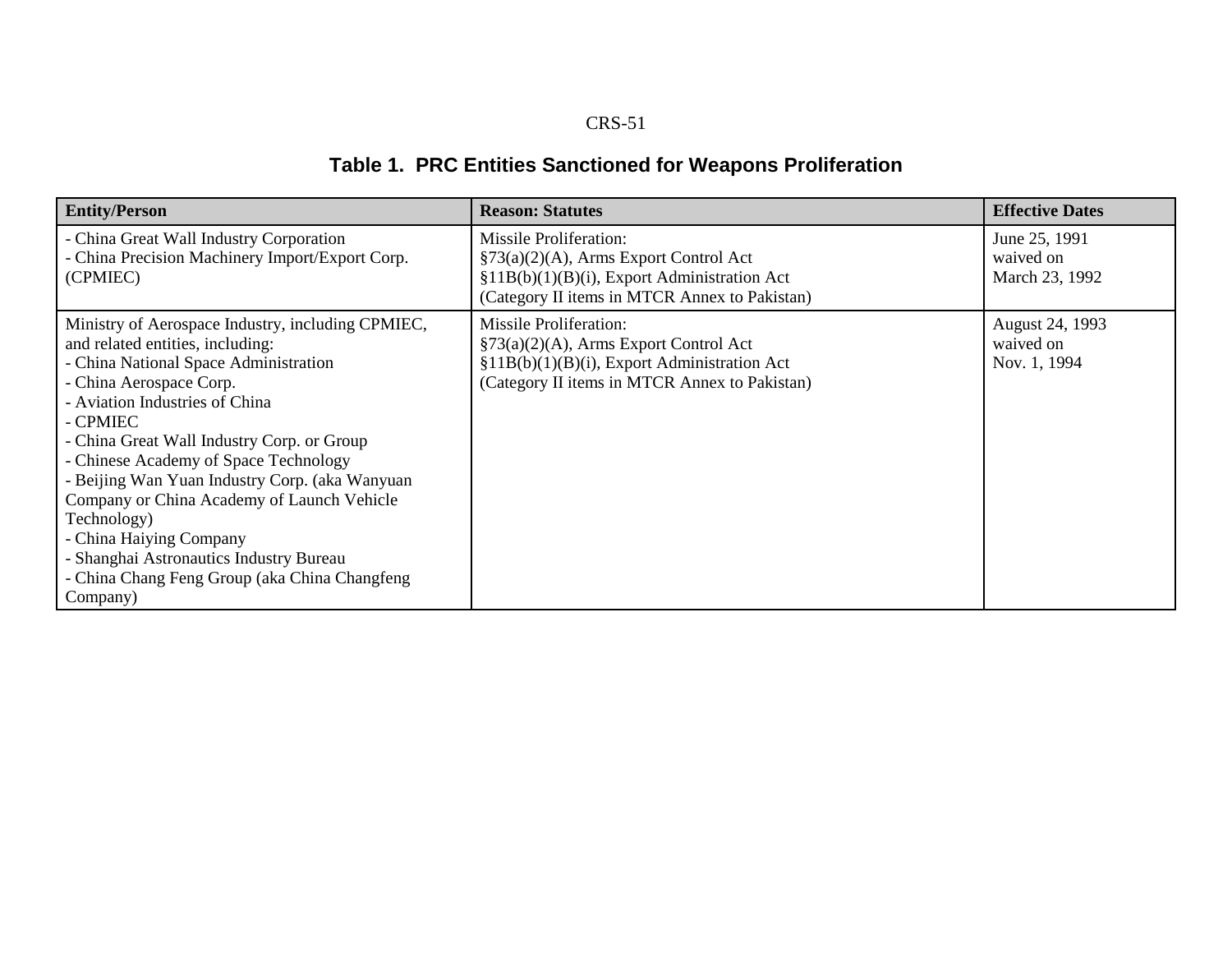## Table 1. PRC Entities Sanctioned for Weapons Proliferation

| Entity/Person | Reason: Statutes | Effective Dates |
|---|---|---|
| - China Great Wall Industry Corporation<br>- China Precision Machinery Import/Export Corp. (CPMIEC) | Missile Proliferation:<br>§73(a)(2)(A), Arms Export Control Act<br>§11B(b)(1)(B)(i), Export Administration Act<br>(Category II items in MTCR Annex to Pakistan) | June 25, 1991<br>waived on<br>March 23, 1992 |
| Ministry of Aerospace Industry, including CPMIEC, and related entities, including:<br>- China National Space Administration<br>- China Aerospace Corp.<br>- Aviation Industries of China<br>- CPMIEC<br>- China Great Wall Industry Corp. or Group<br>- Chinese Academy of Space Technology<br>- Beijing Wan Yuan Industry Corp. (aka Wanyuan Company or China Academy of Launch Vehicle Technology)<br>- China Haiying Company<br>- Shanghai Astronautics Industry Bureau<br>- China Chang Feng Group (aka China Changfeng Company) | Missile Proliferation:<br>§73(a)(2)(A), Arms Export Control Act<br>§11B(b)(1)(B)(i), Export Administration Act<br>(Category II items in MTCR Annex to Pakistan) | August 24, 1993<br>waived on<br>Nov. 1, 1994 |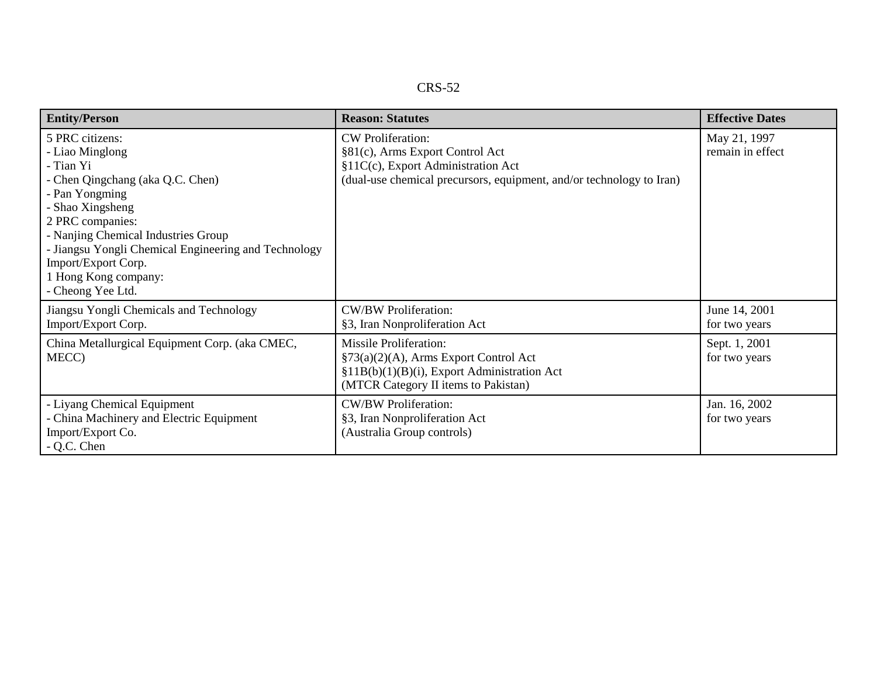| Entity/Person | Reason: Statutes | Effective Dates |
|---|---|---|
| 5 PRC citizens:<br>- Liao Minglong<br>- Tian Yi<br>- Chen Qingchang (aka Q.C. Chen)<br>- Pan Yongming<br>- Shao Xingsheng<br>2 PRC companies:<br>- Nanjing Chemical Industries Group<br>- Jiangsu Yongli Chemical Engineering and Technology Import/Export Corp.<br>1 Hong Kong company:<br>- Cheong Yee Ltd. | CW Proliferation:<br>§81(c), Arms Export Control Act<br>§11C(c), Export Administration Act<br>(dual-use chemical precursors, equipment, and/or technology to Iran) | May 21, 1997<br>remain in effect |
| Jiangsu Yongli Chemicals and Technology Import/Export Corp. | CW/BW Proliferation:<br>§3, Iran Nonproliferation Act | June 14, 2001<br>for two years |
| China Metallurgical Equipment Corp. (aka CMEC, MECC) | Missile Proliferation:<br>§73(a)(2)(A), Arms Export Control Act<br>§11B(b)(1)(B)(i), Export Administration Act<br>(MTCR Category II items to Pakistan) | Sept. 1, 2001<br>for two years |
| - Liyang Chemical Equipment<br>- China Machinery and Electric Equipment Import/Export Co.<br>- Q.C. Chen | CW/BW Proliferation:<br>§3, Iran Nonproliferation Act<br>(Australia Group controls) | Jan. 16, 2002<br>for two years |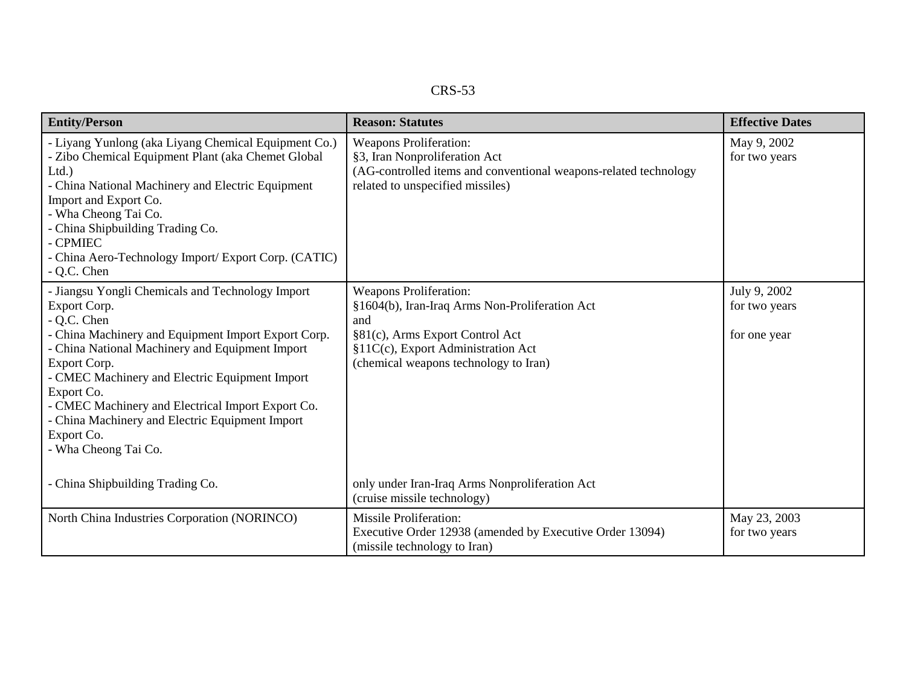| Entity/Person | Reason: Statutes | Effective Dates |
|---|---|---|
| - Liyang Yunlong (aka Liyang Chemical Equipment Co.)<br>- Zibo Chemical Equipment Plant (aka Chemet Global Ltd.)<br>- China National Machinery and Electric Equipment Import and Export Co.<br>- Wha Cheong Tai Co.<br>- China Shipbuilding Trading Co.<br>- CPMIEC<br>- China Aero-Technology Import/ Export Corp. (CATIC)<br>- Q.C. Chen | Weapons Proliferation:<br>§3, Iran Nonproliferation Act<br>(AG-controlled items and conventional weapons-related technology related to unspecified missiles) | May 9, 2002<br>for two years |
| - Jiangsu Yongli Chemicals and Technology Import Export Corp.<br>- Q.C. Chen<br>- China Machinery and Equipment Import Export Corp.<br>- China National Machinery and Equipment Import Export Corp.<br>- CMEC Machinery and Electric Equipment Import Export Co.<br>- CMEC Machinery and Electrical Import Export Co.<br>- China Machinery and Electric Equipment Import Export Co.<br>- Wha Cheong Tai Co.<br><br>- China Shipbuilding Trading Co. | Weapons Proliferation:<br>§1604(b), Iran-Iraq Arms Non-Proliferation Act<br>and<br>§81(c), Arms Export Control Act<br>§11C(c), Export Administration Act<br>(chemical weapons technology to Iran)<br><br>only under Iran-Iraq Arms Nonproliferation Act<br>(cruise missile technology) | July 9, 2002<br>for two years<br><br>for one year |
| North China Industries Corporation (NORINCO) | Missile Proliferation:<br>Executive Order 12938 (amended by Executive Order 13094)<br>(missile technology to Iran) | May 23, 2003<br>for two years |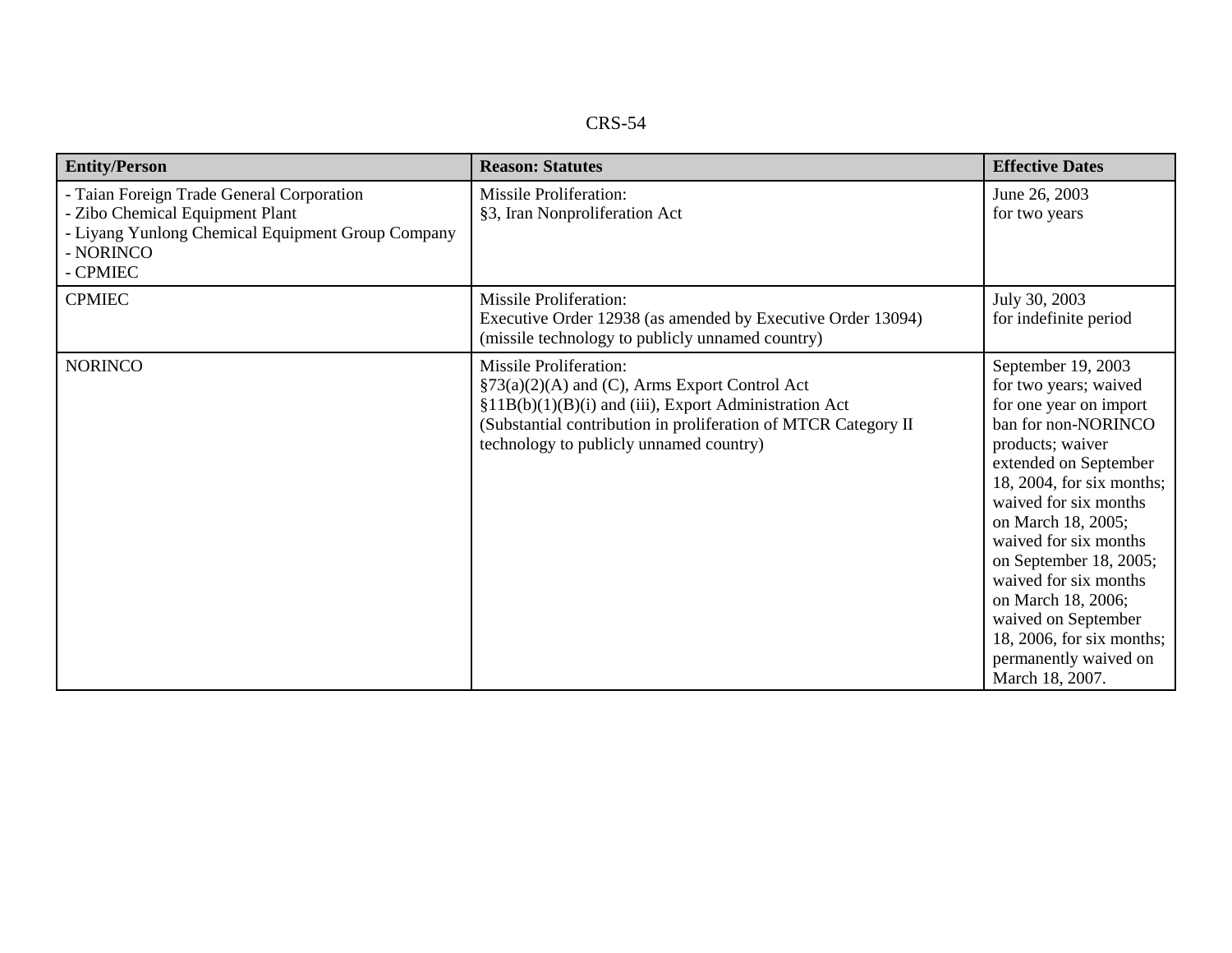| Entity/Person | Reason: Statutes | Effective Dates |
|---|---|---|
| - Taian Foreign Trade General Corporation<br>- Zibo Chemical Equipment Plant<br>- Liyang Yunlong Chemical Equipment Group Company<br>- NORINCO<br>- CPMIEC | Missile Proliferation:<br>§3, Iran Nonproliferation Act | June 26, 2003<br>for two years |
| CPMIEC | Missile Proliferation:<br>Executive Order 12938 (as amended by Executive Order 13094)<br>(missile technology to publicly unnamed country) | July 30, 2003<br>for indefinite period |
| NORINCO | Missile Proliferation:<br>§73(a)(2)(A) and (C), Arms Export Control Act<br>§11B(b)(1)(B)(i) and (iii), Export Administration Act<br>(Substantial contribution in proliferation of MTCR Category II technology to publicly unnamed country) | September 19, 2003<br>for two years; waived for one year on import ban for non-NORINCO products; waiver extended on September 18, 2004, for six months; waived for six months on March 18, 2005; waived for six months on September 18, 2005; waived for six months on March 18, 2006; waived on September 18, 2006, for six months; permanently waived on March 18, 2007. |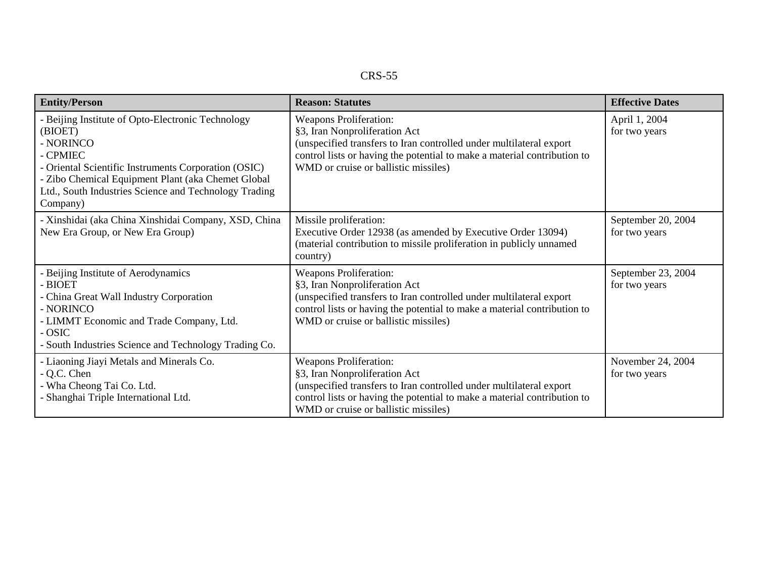| Entity/Person | Reason: Statutes | Effective Dates |
|---|---|---|
| - Beijing Institute of Opto-Electronic Technology (BIOET)<br>- NORINCO<br>- CPMIEC<br>- Oriental Scientific Instruments Corporation (OSIC)<br>- Zibo Chemical Equipment Plant (aka Chemet Global Ltd., South Industries Science and Technology Trading Company) | Weapons Proliferation:<br>§3, Iran Nonproliferation Act<br>(unspecified transfers to Iran controlled under multilateral export control lists or having the potential to make a material contribution to WMD or cruise or ballistic missiles) | April 1, 2004<br>for two years |
| - Xinshidai (aka China Xinshidai Company, XSD, China New Era Group, or New Era Group) | Missile proliferation:<br>Executive Order 12938 (as amended by Executive Order 13094)<br>(material contribution to missile proliferation in publicly unnamed country) | September 20, 2004<br>for two years |
| - Beijing Institute of Aerodynamics<br>- BIOET<br>- China Great Wall Industry Corporation<br>- NORINCO<br>- LIMMT Economic and Trade Company, Ltd.<br>- OSIC<br>- South Industries Science and Technology Trading Co. | Weapons Proliferation:<br>§3, Iran Nonproliferation Act<br>(unspecified transfers to Iran controlled under multilateral export control lists or having the potential to make a material contribution to WMD or cruise or ballistic missiles) | September 23, 2004<br>for two years |
| - Liaoning Jiayi Metals and Minerals Co.<br>- Q.C. Chen<br>- Wha Cheong Tai Co. Ltd.<br>- Shanghai Triple International Ltd. | Weapons Proliferation:<br>§3, Iran Nonproliferation Act<br>(unspecified transfers to Iran controlled under multilateral export control lists or having the potential to make a material contribution to WMD or cruise or ballistic missiles) | November 24, 2004<br>for two years |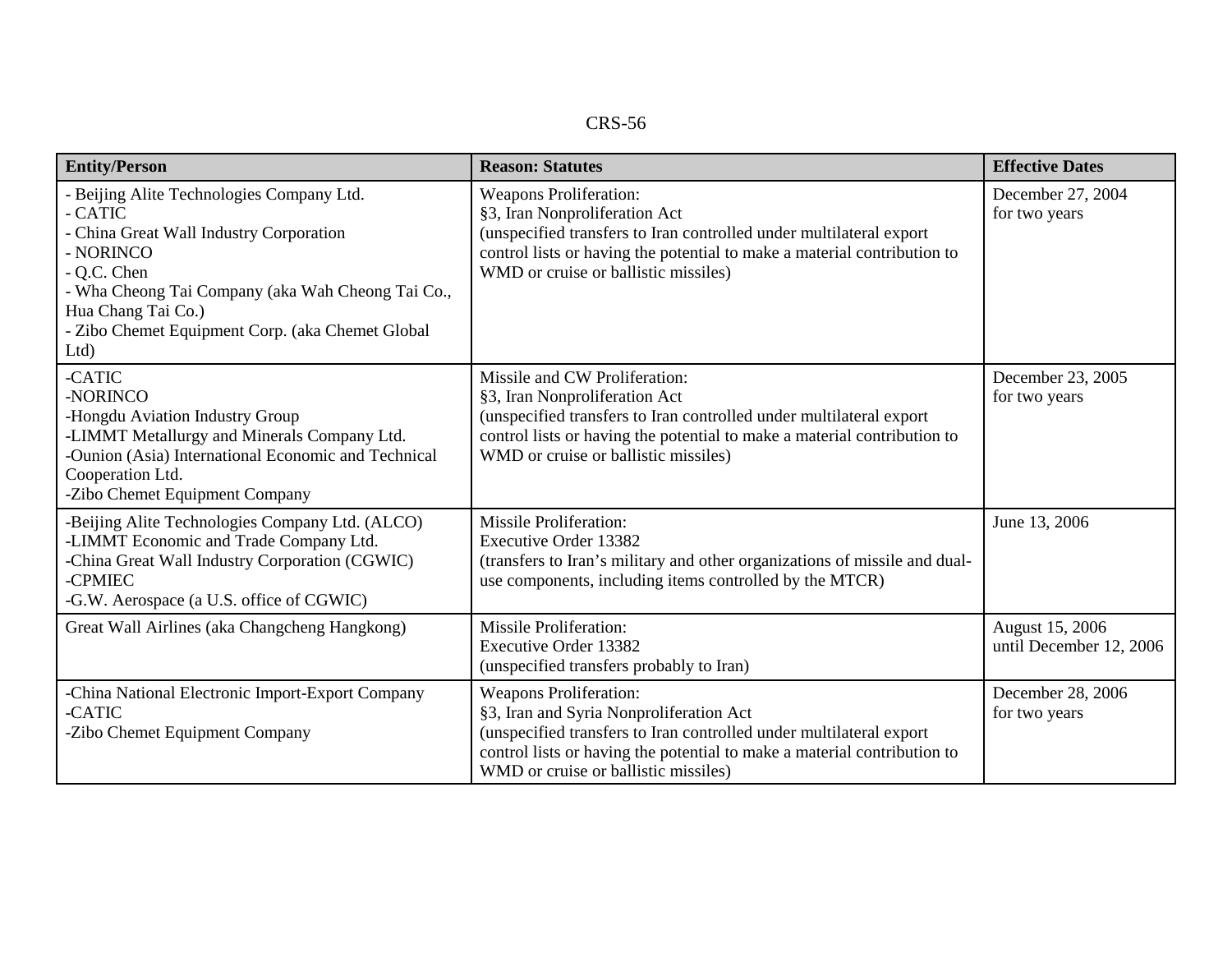| Entity/Person | Reason: Statutes | Effective Dates |
|---|---|---|
| - Beijing Alite Technologies Company Ltd.<br>- CATIC<br>- China Great Wall Industry Corporation<br>- NORINCO<br>- Q.C. Chen<br>- Wha Cheong Tai Company (aka Wah Cheong Tai Co., Hua Chang Tai Co.)<br>- Zibo Chemet Equipment Corp. (aka Chemet Global Ltd) | Weapons Proliferation:<br>§3, Iran Nonproliferation Act<br>(unspecified transfers to Iran controlled under multilateral export control lists or having the potential to make a material contribution to WMD or cruise or ballistic missiles) | December 27, 2004 for two years |
| -CATIC<br>-NORINCO<br>-Hongdu Aviation Industry Group<br>-LIMMT Metallurgy and Minerals Company Ltd.<br>-Ounion (Asia) International Economic and Technical Cooperation Ltd.<br>-Zibo Chemet Equipment Company | Missile and CW Proliferation:<br>§3, Iran Nonproliferation Act<br>(unspecified transfers to Iran controlled under multilateral export control lists or having the potential to make a material contribution to WMD or cruise or ballistic missiles) | December 23, 2005 for two years |
| -Beijing Alite Technologies Company Ltd. (ALCO)<br>-LIMMT Economic and Trade Company Ltd.<br>-China Great Wall Industry Corporation (CGWIC)<br>-CPMIEC<br>-G.W. Aerospace (a U.S. office of CGWIC) | Missile Proliferation:<br>Executive Order 13382<br>(transfers to Iran's military and other organizations of missile and dual-use components, including items controlled by the MTCR) | June 13, 2006 |
| Great Wall Airlines (aka Changcheng Hangkong) | Missile Proliferation:<br>Executive Order 13382<br>(unspecified transfers probably to Iran) | August 15, 2006 until December 12, 2006 |
| -China National Electronic Import-Export Company<br>-CATIC<br>-Zibo Chemet Equipment Company | Weapons Proliferation:<br>§3, Iran and Syria Nonproliferation Act<br>(unspecified transfers to Iran controlled under multilateral export control lists or having the potential to make a material contribution to WMD or cruise or ballistic missiles) | December 28, 2006 for two years |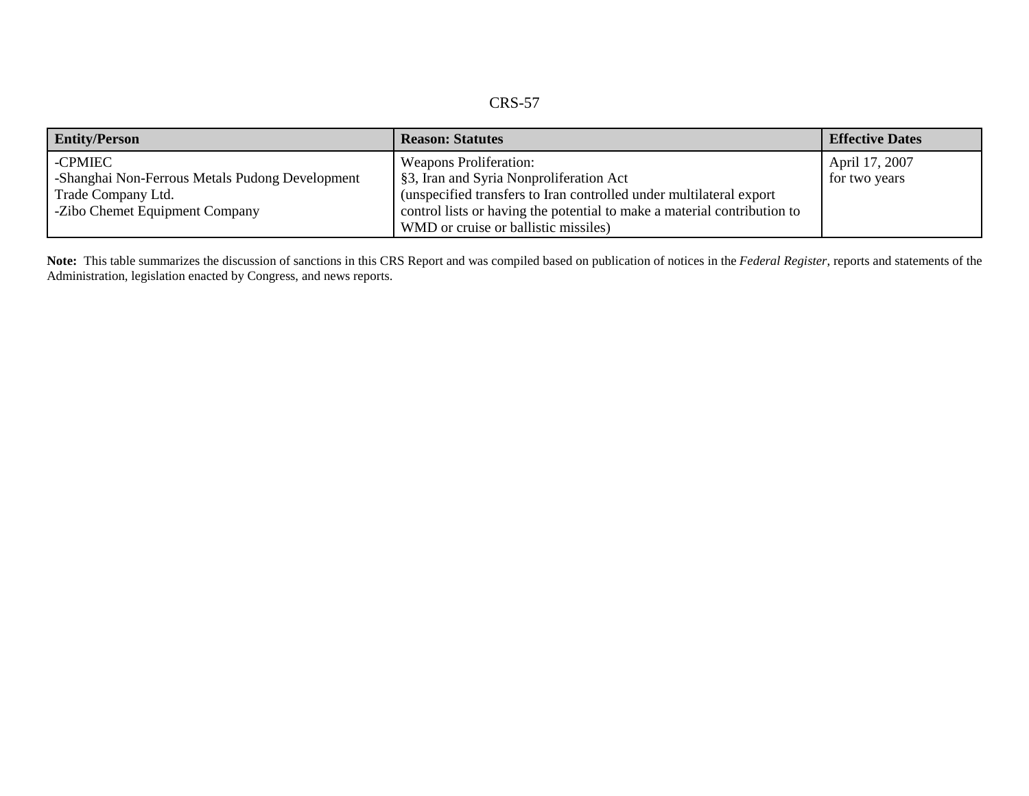| Entity/Person | Reason: Statutes | Effective Dates |
|---|---|---|
| -CPMIEC<br>-Shanghai Non-Ferrous Metals Pudong Development Trade Company Ltd.<br>-Zibo Chemet Equipment Company | Weapons Proliferation:<br>§3, Iran and Syria Nonproliferation Act<br>(unspecified transfers to Iran controlled under multilateral export control lists or having the potential to make a material contribution to WMD or cruise or ballistic missiles) | April 17, 2007<br>for two years |

**Note:** This table summarizes the discussion of sanctions in this CRS Report and was compiled based on publication of notices in the *Federal Register*, reports and statements of the Administration, legislation enacted by Congress, and news reports.